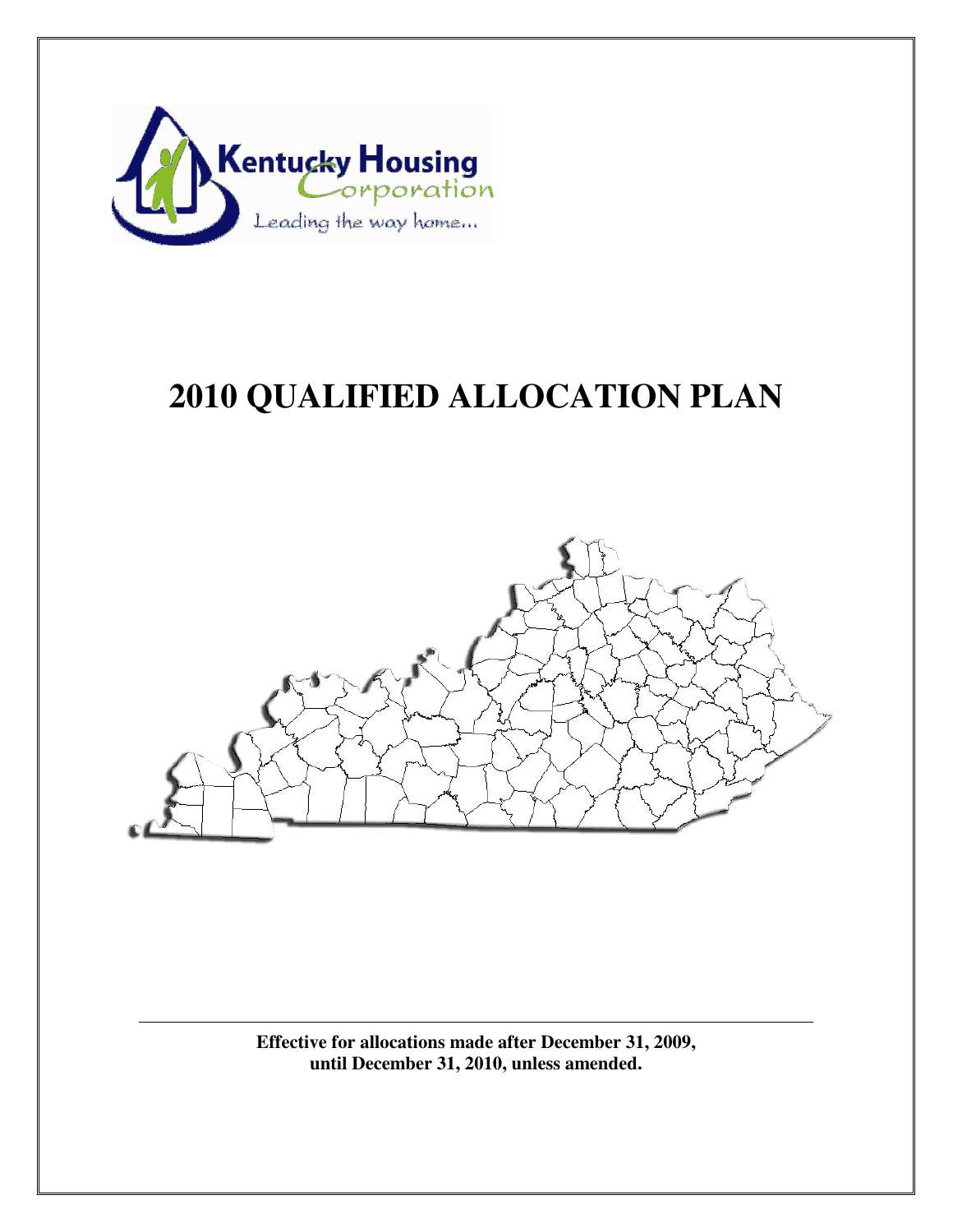Kentucky Housing Corporation

Leading the way home...

# 2010 QUALIFIED ALLOCATION PLAN

**Effective for allocations made after December 31, 2009, until December 31, 2010, unless amended.**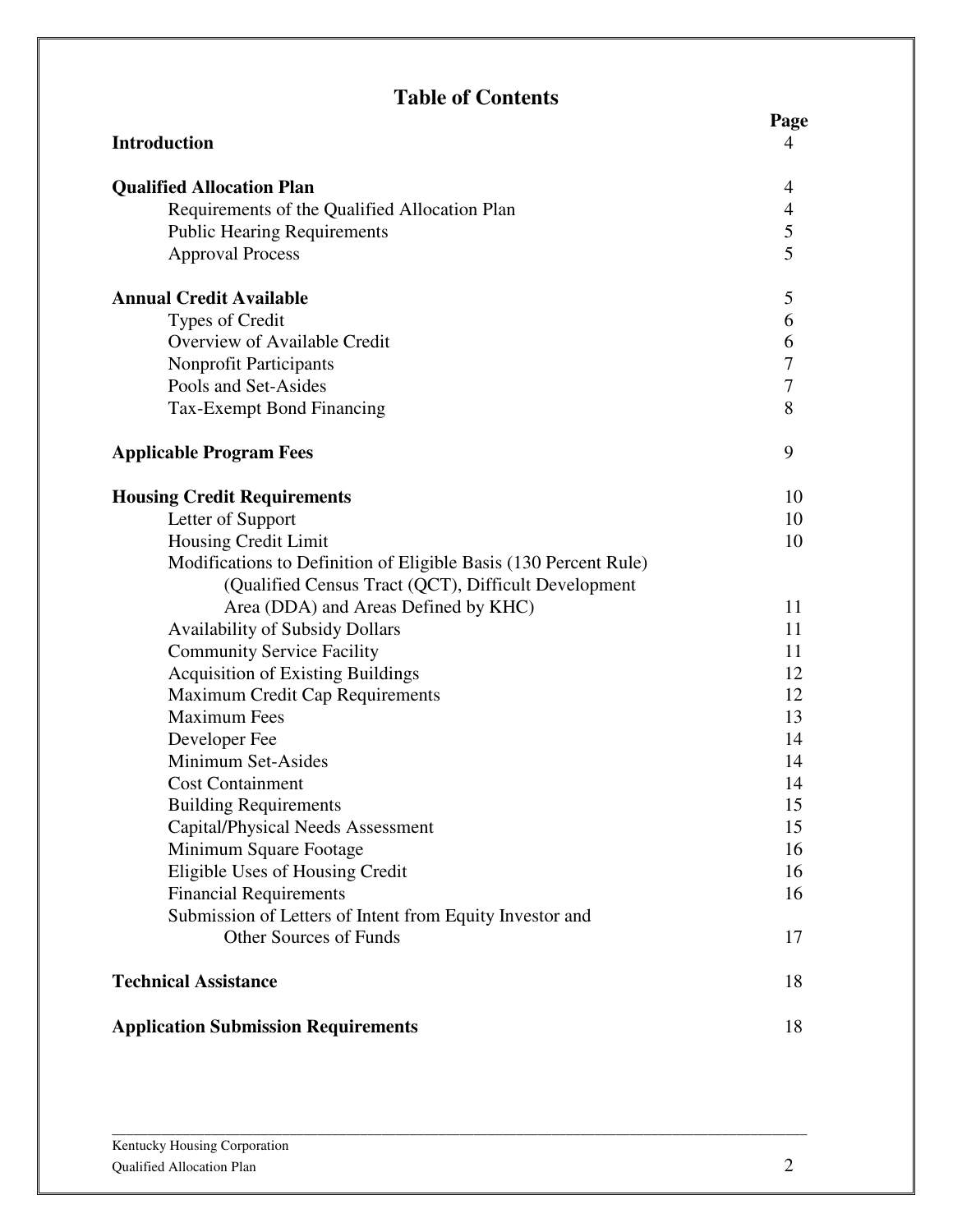# Table of Contents

| | Page |
|---|---|
| **Introduction** | 4 |
| | |
| **Qualified Allocation Plan** | 4 |
| Requirements of the Qualified Allocation Plan | 4 |
| Public Hearing Requirements | 5 |
| Approval Process | 5 |
| | |
| **Annual Credit Available** | 5 |
| Types of Credit | 6 |
| Overview of Available Credit | 6 |
| Nonprofit Participants | 7 |
| Pools and Set-Asides | 7 |
| Tax-Exempt Bond Financing | 8 |
| | |
| **Applicable Program Fees** | 9 |
| | |
| **Housing Credit Requirements** | 10 |
| Letter of Support | 10 |
| Housing Credit Limit | 10 |
| Modifications to Definition of Eligible Basis (130 Percent Rule) (Qualified Census Tract (QCT), Difficult Development Area (DDA) and Areas Defined by KHC) | 11 |
| Availability of Subsidy Dollars | 11 |
| Community Service Facility | 11 |
| Acquisition of Existing Buildings | 12 |
| Maximum Credit Cap Requirements | 12 |
| Maximum Fees | 13 |
| Developer Fee | 14 |
| Minimum Set-Asides | 14 |
| Cost Containment | 14 |
| Building Requirements | 15 |
| Capital/Physical Needs Assessment | 15 |
| Minimum Square Footage | 16 |
| Eligible Uses of Housing Credit | 16 |
| Financial Requirements | 16 |
| Submission of Letters of Intent from Equity Investor and Other Sources of Funds | 17 |
| | |
| **Technical Assistance** | 18 |
| | |
| **Application Submission Requirements** | 18 |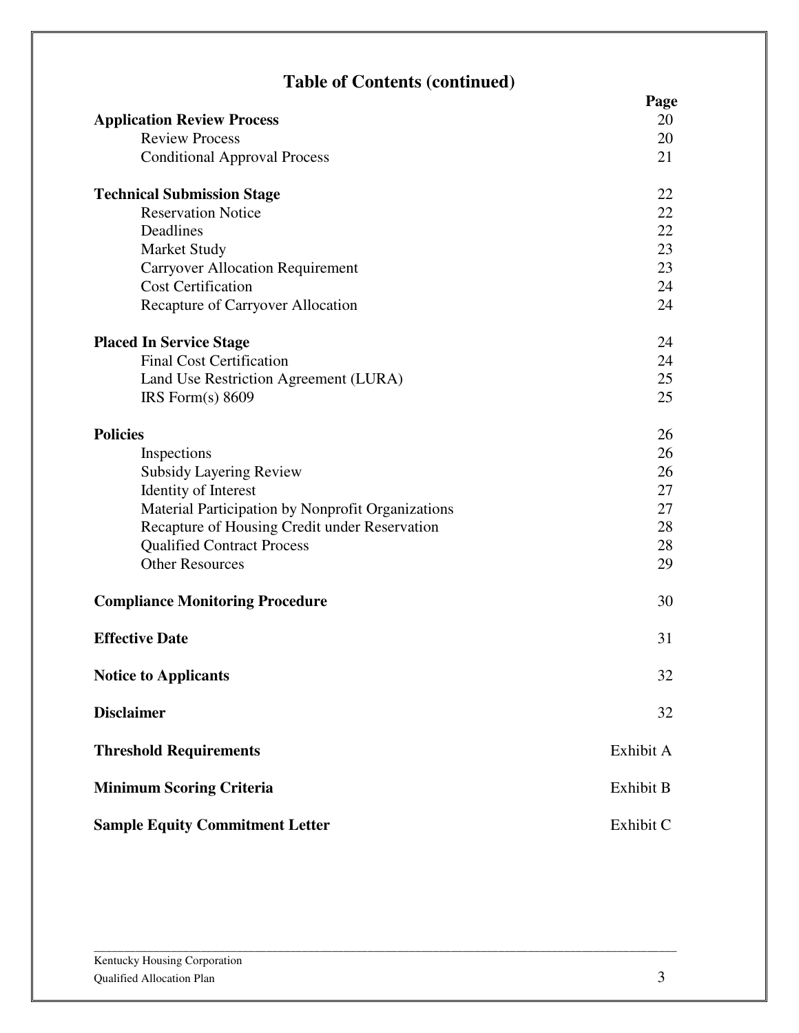## Table of Contents (continued)

| | Page |
|---|---|
| **Application Review Process** | 20 |
| Review Process | 20 |
| Conditional Approval Process | 21 |
| | |
| **Technical Submission Stage** | 22 |
| Reservation Notice | 22 |
| Deadlines | 22 |
| Market Study | 23 |
| Carryover Allocation Requirement | 23 |
| Cost Certification | 24 |
| Recapture of Carryover Allocation | 24 |
| | |
| **Placed In Service Stage** | 24 |
| Final Cost Certification | 24 |
| Land Use Restriction Agreement (LURA) | 25 |
| IRS Form(s) 8609 | 25 |
| | |
| **Policies** | 26 |
| Inspections | 26 |
| Subsidy Layering Review | 26 |
| Identity of Interest | 27 |
| Material Participation by Nonprofit Organizations | 27 |
| Recapture of Housing Credit under Reservation | 28 |
| Qualified Contract Process | 28 |
| Other Resources | 29 |
| | |
| **Compliance Monitoring Procedure** | 30 |
| | |
| **Effective Date** | 31 |
| | |
| **Notice to Applicants** | 32 |
| | |
| **Disclaimer** | 32 |
| | |
| **Threshold Requirements** | Exhibit A |
| | |
| **Minimum Scoring Criteria** | Exhibit B |
| | |
| **Sample Equity Commitment Letter** | Exhibit C |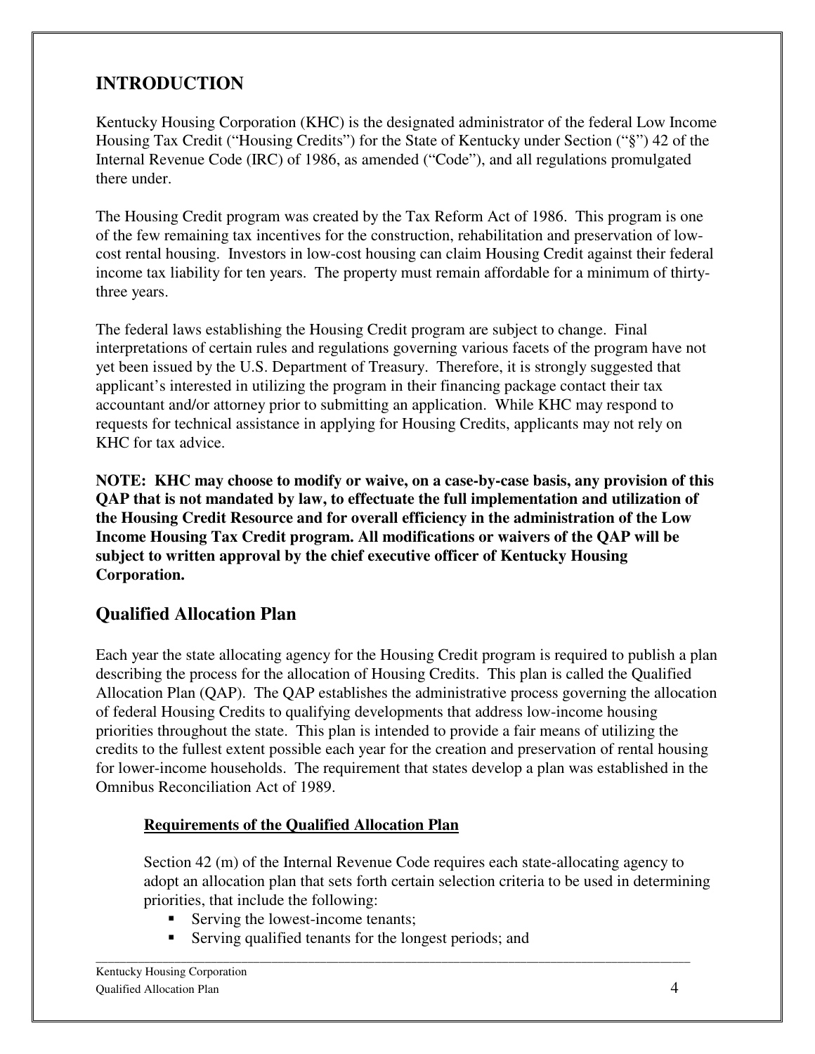## INTRODUCTION

Kentucky Housing Corporation (KHC) is the designated administrator of the federal Low Income Housing Tax Credit ("Housing Credits") for the State of Kentucky under Section ("§") 42 of the Internal Revenue Code (IRC) of 1986, as amended ("Code"), and all regulations promulgated there under.

The Housing Credit program was created by the Tax Reform Act of 1986. This program is one of the few remaining tax incentives for the construction, rehabilitation and preservation of low-cost rental housing. Investors in low-cost housing can claim Housing Credit against their federal income tax liability for ten years. The property must remain affordable for a minimum of thirty-three years.

The federal laws establishing the Housing Credit program are subject to change. Final interpretations of certain rules and regulations governing various facets of the program have not yet been issued by the U.S. Department of Treasury. Therefore, it is strongly suggested that applicant's interested in utilizing the program in their financing package contact their tax accountant and/or attorney prior to submitting an application. While KHC may respond to requests for technical assistance in applying for Housing Credits, applicants may not rely on KHC for tax advice.

**NOTE: KHC may choose to modify or waive, on a case-by-case basis, any provision of this QAP that is not mandated by law, to effectuate the full implementation and utilization of the Housing Credit Resource and for overall efficiency in the administration of the Low Income Housing Tax Credit program. All modifications or waivers of the QAP will be subject to written approval by the chief executive officer of Kentucky Housing Corporation.**

## Qualified Allocation Plan

Each year the state allocating agency for the Housing Credit program is required to publish a plan describing the process for the allocation of Housing Credits. This plan is called the Qualified Allocation Plan (QAP). The QAP establishes the administrative process governing the allocation of federal Housing Credits to qualifying developments that address low-income housing priorities throughout the state. This plan is intended to provide a fair means of utilizing the credits to the fullest extent possible each year for the creation and preservation of rental housing for lower-income households. The requirement that states develop a plan was established in the Omnibus Reconciliation Act of 1989.

### Requirements of the Qualified Allocation Plan

Section 42 (m) of the Internal Revenue Code requires each state-allocating agency to adopt an allocation plan that sets forth certain selection criteria to be used in determining priorities, that include the following:

- Serving the lowest-income tenants;
- Serving qualified tenants for the longest periods; and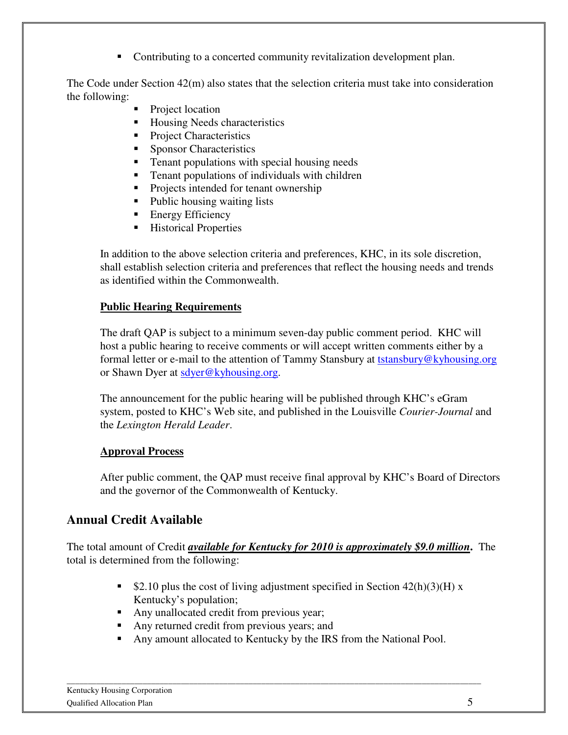- Contributing to a concerted community revitalization development plan.

The Code under Section 42(m) also states that the selection criteria must take into consideration the following:

- Project location
- Housing Needs characteristics
- Project Characteristics
- Sponsor Characteristics
- Tenant populations with special housing needs
- Tenant populations of individuals with children
- Projects intended for tenant ownership
- Public housing waiting lists
- Energy Efficiency
- Historical Properties

In addition to the above selection criteria and preferences, KHC, in its sole discretion, shall establish selection criteria and preferences that reflect the housing needs and trends as identified within the Commonwealth.

**Public Hearing Requirements**

The draft QAP is subject to a minimum seven-day public comment period. KHC will host a public hearing to receive comments or will accept written comments either by a formal letter or e-mail to the attention of Tammy Stansbury at tstansbury@kyhousing.org or Shawn Dyer at sdyer@kyhousing.org.

The announcement for the public hearing will be published through KHC's eGram system, posted to KHC's Web site, and published in the Louisville *Courier-Journal* and the *Lexington Herald Leader*.

**Approval Process**

After public comment, the QAP must receive final approval by KHC's Board of Directors and the governor of the Commonwealth of Kentucky.

## Annual Credit Available

The total amount of Credit ***available for Kentucky for 2010 is approximately $9.0 million*.** The total is determined from the following:

- $2.10 plus the cost of living adjustment specified in Section 42(h)(3)(H) x Kentucky's population;
- Any unallocated credit from previous year;
- Any returned credit from previous years; and
- Any amount allocated to Kentucky by the IRS from the National Pool.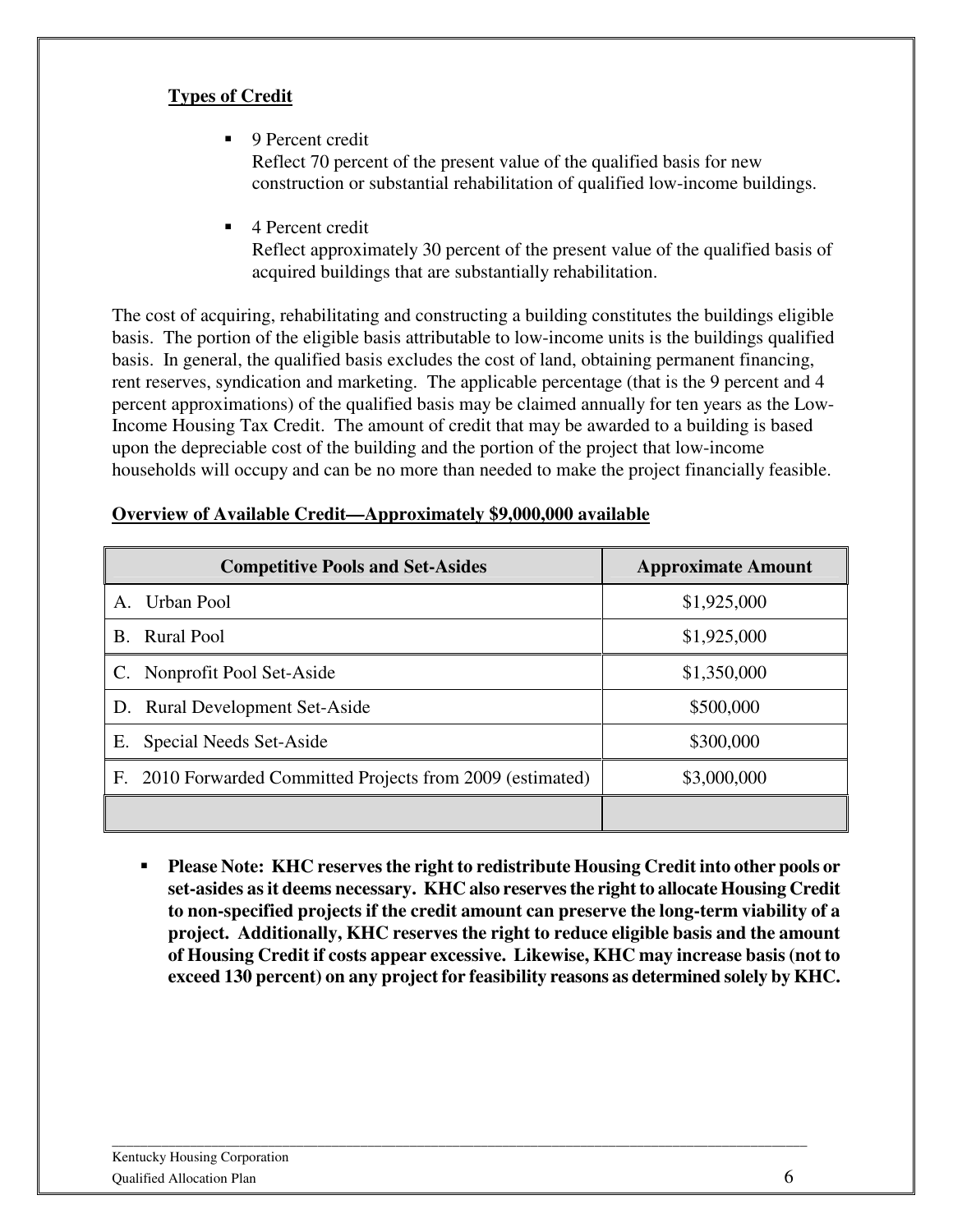**Types of Credit**

- 9 Percent credit
  Reflect 70 percent of the present value of the qualified basis for new construction or substantial rehabilitation of qualified low-income buildings.

- 4 Percent credit
  Reflect approximately 30 percent of the present value of the qualified basis of acquired buildings that are substantially rehabilitation.

The cost of acquiring, rehabilitating and constructing a building constitutes the buildings eligible basis. The portion of the eligible basis attributable to low-income units is the buildings qualified basis. In general, the qualified basis excludes the cost of land, obtaining permanent financing, rent reserves, syndication and marketing. The applicable percentage (that is the 9 percent and 4 percent approximations) of the qualified basis may be claimed annually for ten years as the Low-Income Housing Tax Credit. The amount of credit that may be awarded to a building is based upon the depreciable cost of the building and the portion of the project that low-income households will occupy and can be no more than needed to make the project financially feasible.

**Overview of Available Credit—Approximately $9,000,000 available**

| Competitive Pools and Set-Asides | Approximate Amount |
|---|---|
| A. Urban Pool | $1,925,000 |
| B. Rural Pool | $1,925,000 |
| C. Nonprofit Pool Set-Aside | $1,350,000 |
| D. Rural Development Set-Aside | $500,000 |
| E. Special Needs Set-Aside | $300,000 |
| F. 2010 Forwarded Committed Projects from 2009 (estimated) | $3,000,000 |
| | |

- **Please Note: KHC reserves the right to redistribute Housing Credit into other pools or set-asides as it deems necessary. KHC also reserves the right to allocate Housing Credit to non-specified projects if the credit amount can preserve the long-term viability of a project. Additionally, KHC reserves the right to reduce eligible basis and the amount of Housing Credit if costs appear excessive. Likewise, KHC may increase basis (not to exceed 130 percent) on any project for feasibility reasons as determined solely by KHC.**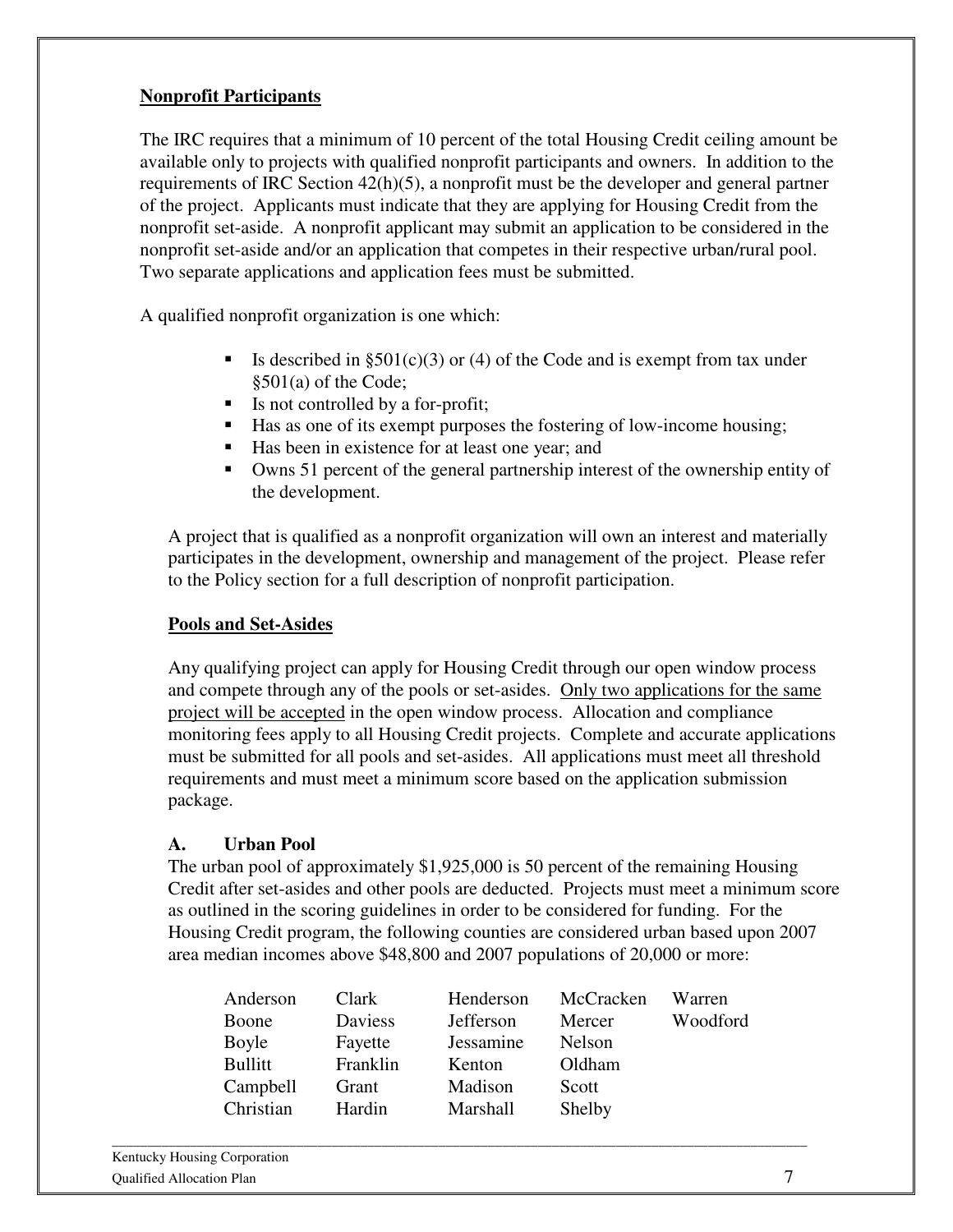## **Nonprofit Participants**

The IRC requires that a minimum of 10 percent of the total Housing Credit ceiling amount be available only to projects with qualified nonprofit participants and owners. In addition to the requirements of IRC Section 42(h)(5), a nonprofit must be the developer and general partner of the project. Applicants must indicate that they are applying for Housing Credit from the nonprofit set-aside. A nonprofit applicant may submit an application to be considered in the nonprofit set-aside and/or an application that competes in their respective urban/rural pool. Two separate applications and application fees must be submitted.

A qualified nonprofit organization is one which:

- Is described in §501(c)(3) or (4) of the Code and is exempt from tax under §501(a) of the Code;
- Is not controlled by a for-profit;
- Has as one of its exempt purposes the fostering of low-income housing;
- Has been in existence for at least one year; and
- Owns 51 percent of the general partnership interest of the ownership entity of the development.

A project that is qualified as a nonprofit organization will own an interest and materially participates in the development, ownership and management of the project. Please refer to the Policy section for a full description of nonprofit participation.

## **Pools and Set-Asides**

Any qualifying project can apply for Housing Credit through our open window process and compete through any of the pools or set-asides. Only two applications for the same project will be accepted in the open window process. Allocation and compliance monitoring fees apply to all Housing Credit projects. Complete and accurate applications must be submitted for all pools and set-asides. All applications must meet all threshold requirements and must meet a minimum score based on the application submission package.

### **A. Urban Pool**

The urban pool of approximately $1,925,000 is 50 percent of the remaining Housing Credit after set-asides and other pools are deducted. Projects must meet a minimum score as outlined in the scoring guidelines in order to be considered for funding. For the Housing Credit program, the following counties are considered urban based upon 2007 area median incomes above $48,800 and 2007 populations of 20,000 or more:

| | | | | |
|---|---|---|---|---|
| Anderson | Clark | Henderson | McCracken | Warren |
| Boone | Daviess | Jefferson | Mercer | Woodford |
| Boyle | Fayette | Jessamine | Nelson | |
| Bullitt | Franklin | Kenton | Oldham | |
| Campbell | Grant | Madison | Scott | |
| Christian | Hardin | Marshall | Shelby | |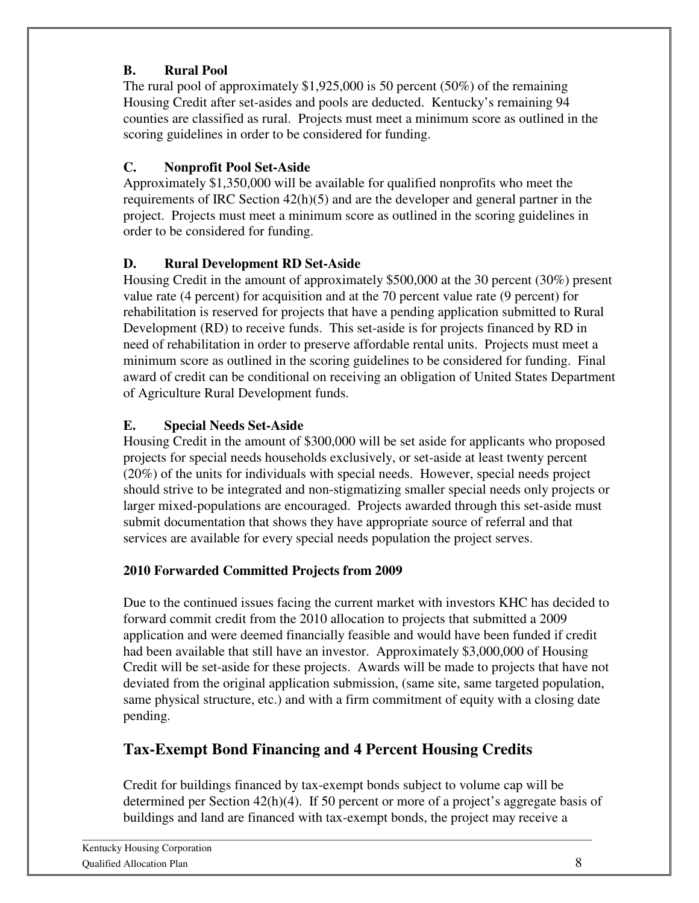### B. Rural Pool

The rural pool of approximately $1,925,000 is 50 percent (50%) of the remaining Housing Credit after set-asides and pools are deducted. Kentucky's remaining 94 counties are classified as rural. Projects must meet a minimum score as outlined in the scoring guidelines in order to be considered for funding.

### C. Nonprofit Pool Set-Aside

Approximately $1,350,000 will be available for qualified nonprofits who meet the requirements of IRC Section 42(h)(5) and are the developer and general partner in the project. Projects must meet a minimum score as outlined in the scoring guidelines in order to be considered for funding.

### D. Rural Development RD Set-Aside

Housing Credit in the amount of approximately $500,000 at the 30 percent (30%) present value rate (4 percent) for acquisition and at the 70 percent value rate (9 percent) for rehabilitation is reserved for projects that have a pending application submitted to Rural Development (RD) to receive funds. This set-aside is for projects financed by RD in need of rehabilitation in order to preserve affordable rental units. Projects must meet a minimum score as outlined in the scoring guidelines to be considered for funding. Final award of credit can be conditional on receiving an obligation of United States Department of Agriculture Rural Development funds.

### E. Special Needs Set-Aside

Housing Credit in the amount of $300,000 will be set aside for applicants who proposed projects for special needs households exclusively, or set-aside at least twenty percent (20%) of the units for individuals with special needs. However, special needs project should strive to be integrated and non-stigmatizing smaller special needs only projects or larger mixed-populations are encouraged. Projects awarded through this set-aside must submit documentation that shows they have appropriate source of referral and that services are available for every special needs population the project serves.

**2010 Forwarded Committed Projects from 2009**

Due to the continued issues facing the current market with investors KHC has decided to forward commit credit from the 2010 allocation to projects that submitted a 2009 application and were deemed financially feasible and would have been funded if credit had been available that still have an investor. Approximately $3,000,000 of Housing Credit will be set-aside for these projects. Awards will be made to projects that have not deviated from the original application submission, (same site, same targeted population, same physical structure, etc.) and with a firm commitment of equity with a closing date pending.

## Tax-Exempt Bond Financing and 4 Percent Housing Credits

Credit for buildings financed by tax-exempt bonds subject to volume cap will be determined per Section 42(h)(4). If 50 percent or more of a project's aggregate basis of buildings and land are financed with tax-exempt bonds, the project may receive a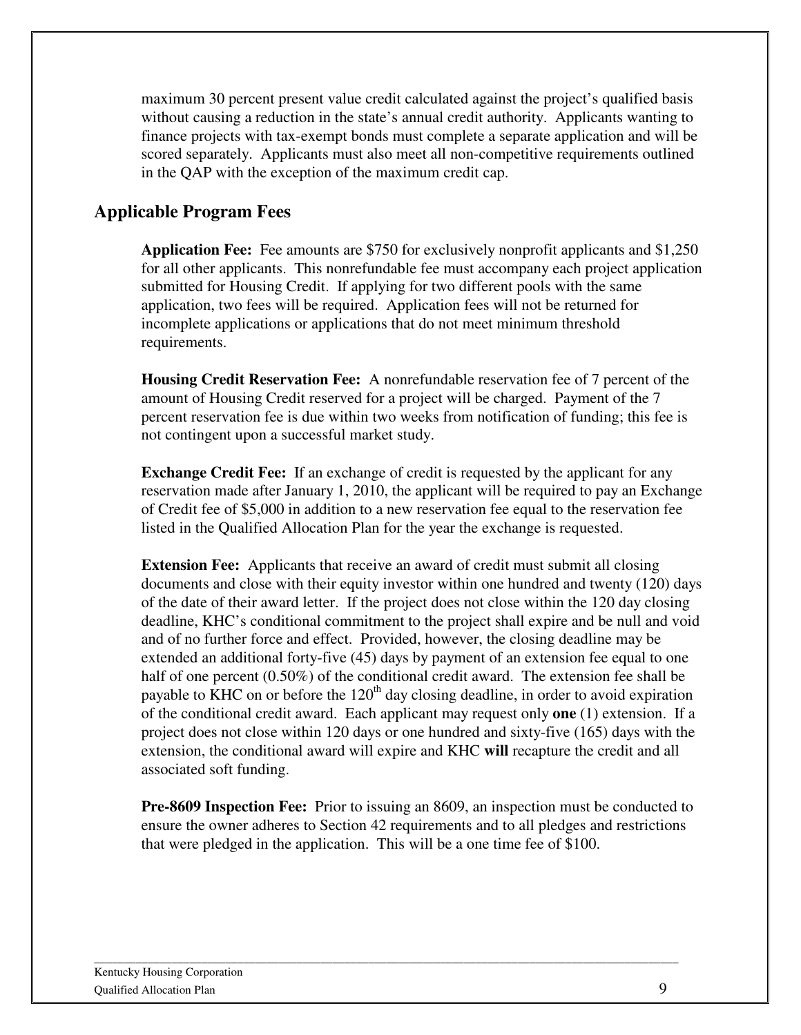maximum 30 percent present value credit calculated against the project's qualified basis without causing a reduction in the state's annual credit authority. Applicants wanting to finance projects with tax-exempt bonds must complete a separate application and will be scored separately. Applicants must also meet all non-competitive requirements outlined in the QAP with the exception of the maximum credit cap.

## Applicable Program Fees

**Application Fee:** Fee amounts are $750 for exclusively nonprofit applicants and $1,250 for all other applicants. This nonrefundable fee must accompany each project application submitted for Housing Credit. If applying for two different pools with the same application, two fees will be required. Application fees will not be returned for incomplete applications or applications that do not meet minimum threshold requirements.

**Housing Credit Reservation Fee:** A nonrefundable reservation fee of 7 percent of the amount of Housing Credit reserved for a project will be charged. Payment of the 7 percent reservation fee is due within two weeks from notification of funding; this fee is not contingent upon a successful market study.

**Exchange Credit Fee:** If an exchange of credit is requested by the applicant for any reservation made after January 1, 2010, the applicant will be required to pay an Exchange of Credit fee of $5,000 in addition to a new reservation fee equal to the reservation fee listed in the Qualified Allocation Plan for the year the exchange is requested.

**Extension Fee:** Applicants that receive an award of credit must submit all closing documents and close with their equity investor within one hundred and twenty (120) days of the date of their award letter. If the project does not close within the 120 day closing deadline, KHC's conditional commitment to the project shall expire and be null and void and of no further force and effect. Provided, however, the closing deadline may be extended an additional forty-five (45) days by payment of an extension fee equal to one half of one percent (0.50%) of the conditional credit award. The extension fee shall be payable to KHC on or before the 120th day closing deadline, in order to avoid expiration of the conditional credit award. Each applicant may request only **one** (1) extension. If a project does not close within 120 days or one hundred and sixty-five (165) days with the extension, the conditional award will expire and KHC **will** recapture the credit and all associated soft funding.

**Pre-8609 Inspection Fee:** Prior to issuing an 8609, an inspection must be conducted to ensure the owner adheres to Section 42 requirements and to all pledges and restrictions that were pledged in the application. This will be a one time fee of $100.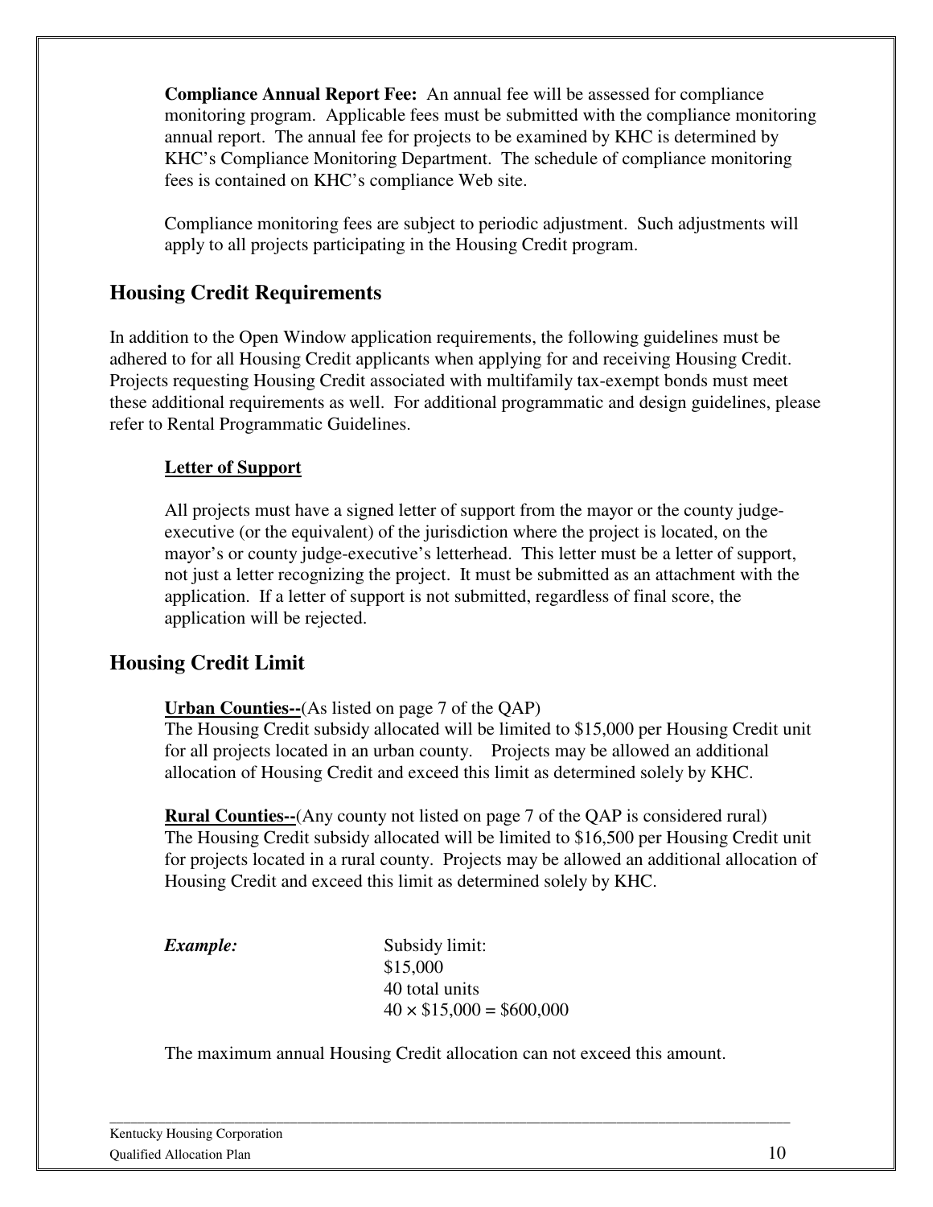**Compliance Annual Report Fee:** An annual fee will be assessed for compliance monitoring program. Applicable fees must be submitted with the compliance monitoring annual report. The annual fee for projects to be examined by KHC is determined by KHC's Compliance Monitoring Department. The schedule of compliance monitoring fees is contained on KHC's compliance Web site.

Compliance monitoring fees are subject to periodic adjustment. Such adjustments will apply to all projects participating in the Housing Credit program.

## Housing Credit Requirements

In addition to the Open Window application requirements, the following guidelines must be adhered to for all Housing Credit applicants when applying for and receiving Housing Credit. Projects requesting Housing Credit associated with multifamily tax-exempt bonds must meet these additional requirements as well. For additional programmatic and design guidelines, please refer to Rental Programmatic Guidelines.

### Letter of Support

All projects must have a signed letter of support from the mayor or the county judge-executive (or the equivalent) of the jurisdiction where the project is located, on the mayor's or county judge-executive's letterhead. This letter must be a letter of support, not just a letter recognizing the project. It must be submitted as an attachment with the application. If a letter of support is not submitted, regardless of final score, the application will be rejected.

## Housing Credit Limit

**Urban Counties--**(As listed on page 7 of the QAP)
The Housing Credit subsidy allocated will be limited to $15,000 per Housing Credit unit for all projects located in an urban county. Projects may be allowed an additional allocation of Housing Credit and exceed this limit as determined solely by KHC.

**Rural Counties--**(Any county not listed on page 7 of the QAP is considered rural)
The Housing Credit subsidy allocated will be limited to $16,500 per Housing Credit unit for projects located in a rural county. Projects may be allowed an additional allocation of Housing Credit and exceed this limit as determined solely by KHC.

***Example:***

Subsidy limit:
$15,000
40 total units
40 × $15,000 = $600,000

The maximum annual Housing Credit allocation can not exceed this amount.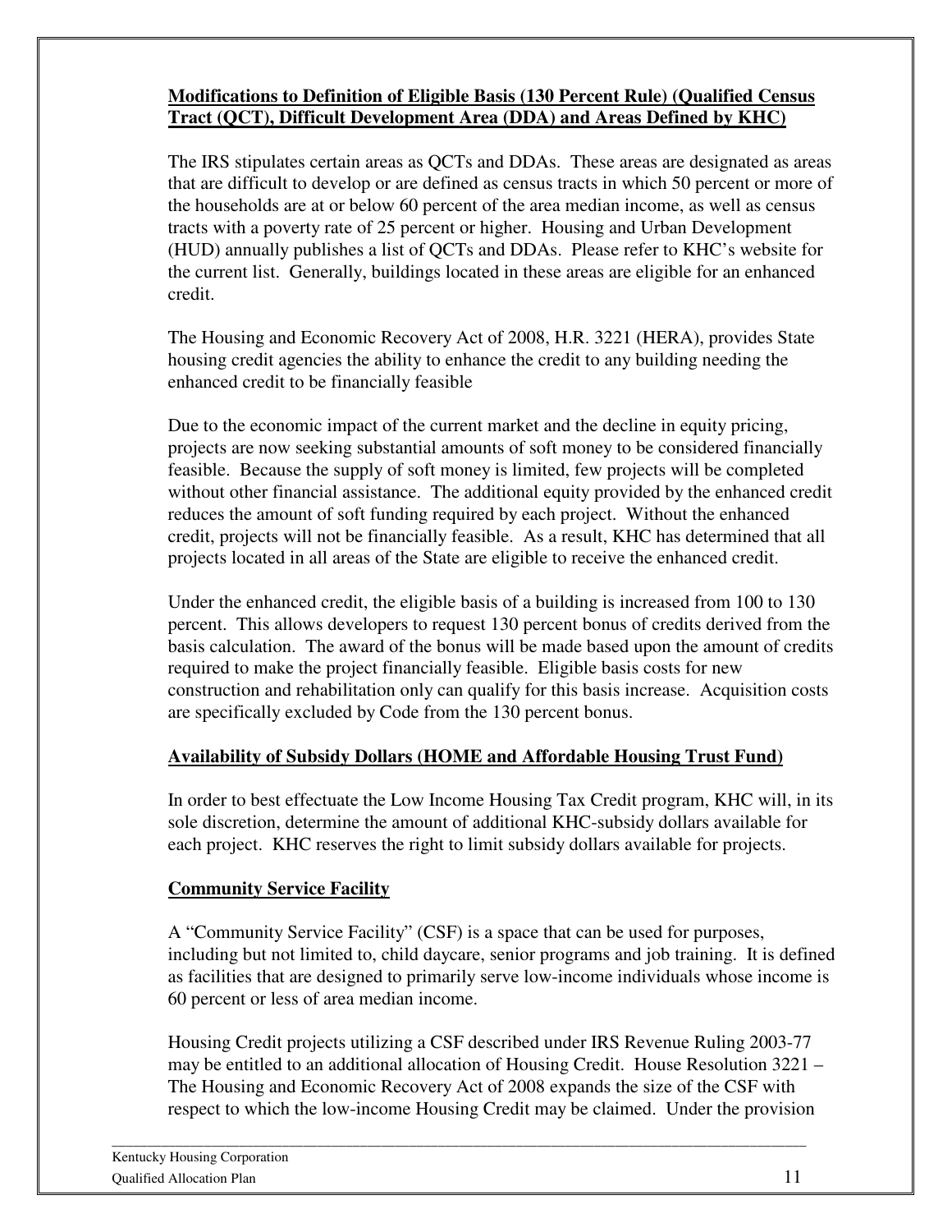**Modifications to Definition of Eligible Basis (130 Percent Rule) (Qualified Census Tract (QCT), Difficult Development Area (DDA) and Areas Defined by KHC)**

The IRS stipulates certain areas as QCTs and DDAs. These areas are designated as areas that are difficult to develop or are defined as census tracts in which 50 percent or more of the households are at or below 60 percent of the area median income, as well as census tracts with a poverty rate of 25 percent or higher. Housing and Urban Development (HUD) annually publishes a list of QCTs and DDAs. Please refer to KHC's website for the current list. Generally, buildings located in these areas are eligible for an enhanced credit.

The Housing and Economic Recovery Act of 2008, H.R. 3221 (HERA), provides State housing credit agencies the ability to enhance the credit to any building needing the enhanced credit to be financially feasible

Due to the economic impact of the current market and the decline in equity pricing, projects are now seeking substantial amounts of soft money to be considered financially feasible. Because the supply of soft money is limited, few projects will be completed without other financial assistance. The additional equity provided by the enhanced credit reduces the amount of soft funding required by each project. Without the enhanced credit, projects will not be financially feasible. As a result, KHC has determined that all projects located in all areas of the State are eligible to receive the enhanced credit.

Under the enhanced credit, the eligible basis of a building is increased from 100 to 130 percent. This allows developers to request 130 percent bonus of credits derived from the basis calculation. The award of the bonus will be made based upon the amount of credits required to make the project financially feasible. Eligible basis costs for new construction and rehabilitation only can qualify for this basis increase. Acquisition costs are specifically excluded by Code from the 130 percent bonus.

**Availability of Subsidy Dollars (HOME and Affordable Housing Trust Fund)**

In order to best effectuate the Low Income Housing Tax Credit program, KHC will, in its sole discretion, determine the amount of additional KHC-subsidy dollars available for each project. KHC reserves the right to limit subsidy dollars available for projects.

**Community Service Facility**

A "Community Service Facility" (CSF) is a space that can be used for purposes, including but not limited to, child daycare, senior programs and job training. It is defined as facilities that are designed to primarily serve low-income individuals whose income is 60 percent or less of area median income.

Housing Credit projects utilizing a CSF described under IRS Revenue Ruling 2003-77 may be entitled to an additional allocation of Housing Credit. House Resolution 3221 – The Housing and Economic Recovery Act of 2008 expands the size of the CSF with respect to which the low-income Housing Credit may be claimed. Under the provision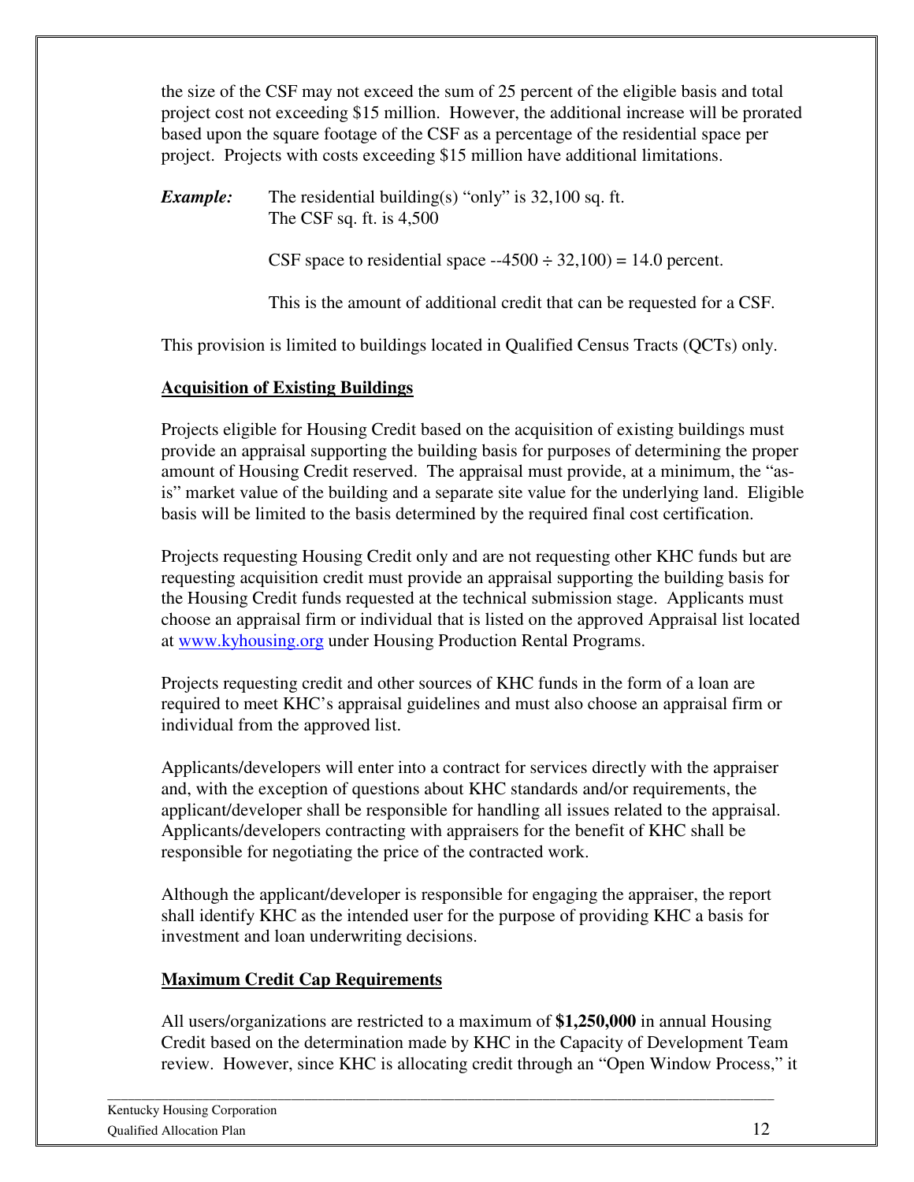the size of the CSF may not exceed the sum of 25 percent of the eligible basis and total project cost not exceeding $15 million. However, the additional increase will be prorated based upon the square footage of the CSF as a percentage of the residential space per project. Projects with costs exceeding $15 million have additional limitations.

***Example:*** The residential building(s) "only" is 32,100 sq. ft.
The CSF sq. ft. is 4,500

CSF space to residential space --4500 ÷ 32,100) = 14.0 percent.

This is the amount of additional credit that can be requested for a CSF.

This provision is limited to buildings located in Qualified Census Tracts (QCTs) only.

## Acquisition of Existing Buildings

Projects eligible for Housing Credit based on the acquisition of existing buildings must provide an appraisal supporting the building basis for purposes of determining the proper amount of Housing Credit reserved. The appraisal must provide, at a minimum, the "as-is" market value of the building and a separate site value for the underlying land. Eligible basis will be limited to the basis determined by the required final cost certification.

Projects requesting Housing Credit only and are not requesting other KHC funds but are requesting acquisition credit must provide an appraisal supporting the building basis for the Housing Credit funds requested at the technical submission stage. Applicants must choose an appraisal firm or individual that is listed on the approved Appraisal list located at www.kyhousing.org under Housing Production Rental Programs.

Projects requesting credit and other sources of KHC funds in the form of a loan are required to meet KHC's appraisal guidelines and must also choose an appraisal firm or individual from the approved list.

Applicants/developers will enter into a contract for services directly with the appraiser and, with the exception of questions about KHC standards and/or requirements, the applicant/developer shall be responsible for handling all issues related to the appraisal. Applicants/developers contracting with appraisers for the benefit of KHC shall be responsible for negotiating the price of the contracted work.

Although the applicant/developer is responsible for engaging the appraiser, the report shall identify KHC as the intended user for the purpose of providing KHC a basis for investment and loan underwriting decisions.

## Maximum Credit Cap Requirements

All users/organizations are restricted to a maximum of **$1,250,000** in annual Housing Credit based on the determination made by KHC in the Capacity of Development Team review. However, since KHC is allocating credit through an "Open Window Process," it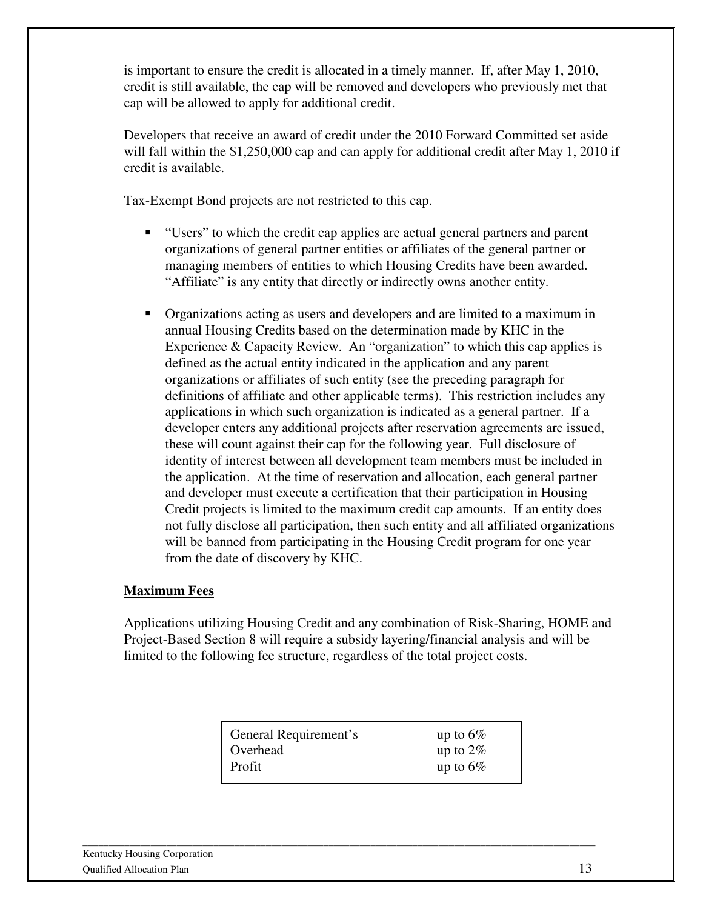is important to ensure the credit is allocated in a timely manner. If, after May 1, 2010, credit is still available, the cap will be removed and developers who previously met that cap will be allowed to apply for additional credit.

Developers that receive an award of credit under the 2010 Forward Committed set aside will fall within the $1,250,000 cap and can apply for additional credit after May 1, 2010 if credit is available.

Tax-Exempt Bond projects are not restricted to this cap.

- "Users" to which the credit cap applies are actual general partners and parent organizations of general partner entities or affiliates of the general partner or managing members of entities to which Housing Credits have been awarded. "Affiliate" is any entity that directly or indirectly owns another entity.

- Organizations acting as users and developers and are limited to a maximum in annual Housing Credits based on the determination made by KHC in the Experience & Capacity Review. An "organization" to which this cap applies is defined as the actual entity indicated in the application and any parent organizations or affiliates of such entity (see the preceding paragraph for definitions of affiliate and other applicable terms). This restriction includes any applications in which such organization is indicated as a general partner. If a developer enters any additional projects after reservation agreements are issued, these will count against their cap for the following year. Full disclosure of identity of interest between all development team members must be included in the application. At the time of reservation and allocation, each general partner and developer must execute a certification that their participation in Housing Credit projects is limited to the maximum credit cap amounts. If an entity does not fully disclose all participation, then such entity and all affiliated organizations will be banned from participating in the Housing Credit program for one year from the date of discovery by KHC.

**Maximum Fees**

Applications utilizing Housing Credit and any combination of Risk-Sharing, HOME and Project-Based Section 8 will require a subsidy layering/financial analysis and will be limited to the following fee structure, regardless of the total project costs.

| | |
|---|---|
| General Requirement's | up to 6% |
| Overhead | up to 2% |
| Profit | up to 6% |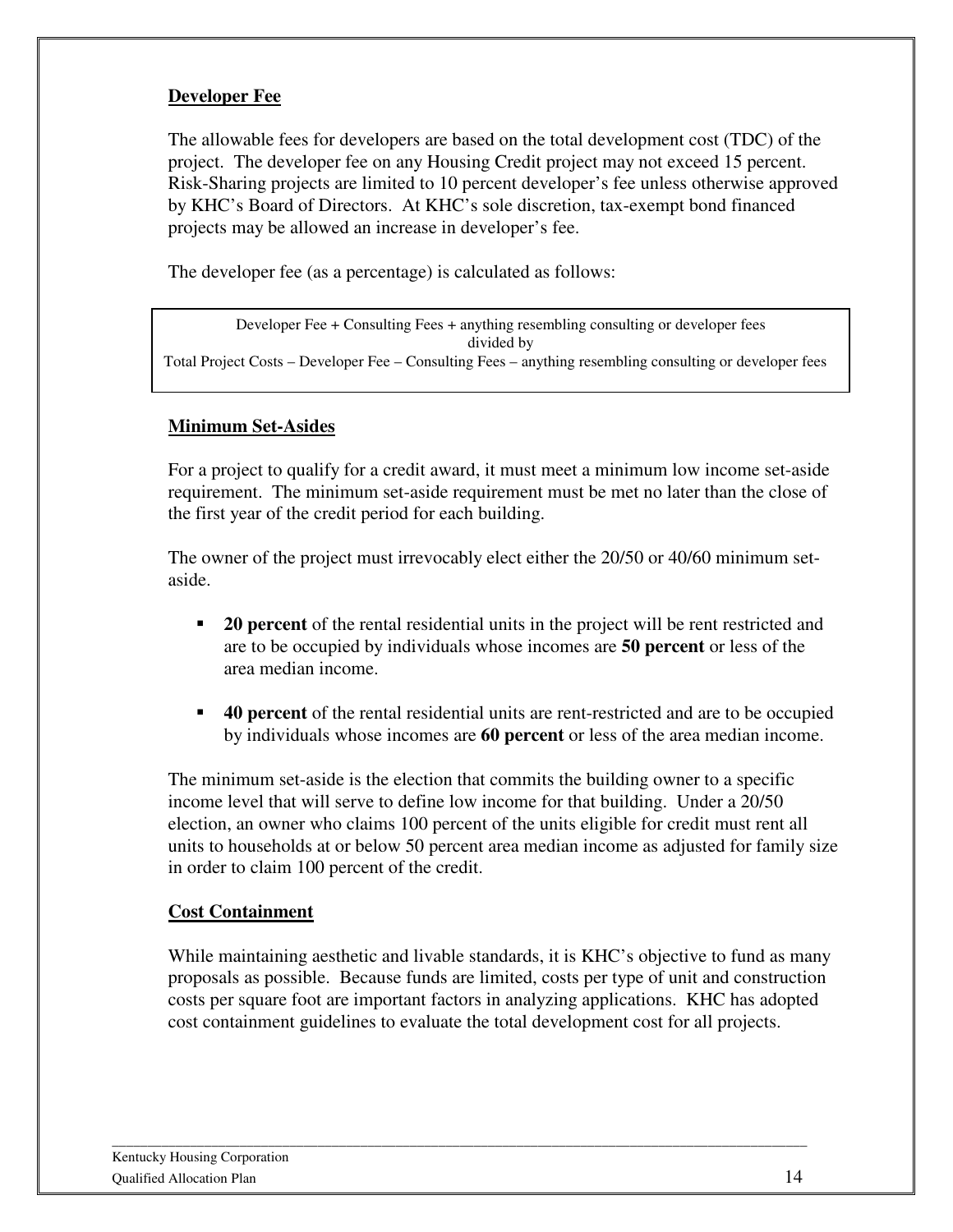**Developer Fee**

The allowable fees for developers are based on the total development cost (TDC) of the project. The developer fee on any Housing Credit project may not exceed 15 percent. Risk-Sharing projects are limited to 10 percent developer's fee unless otherwise approved by KHC's Board of Directors. At KHC's sole discretion, tax-exempt bond financed projects may be allowed an increase in developer's fee.

The developer fee (as a percentage) is calculated as follows:

Developer Fee + Consulting Fees + anything resembling consulting or developer fees
divided by
Total Project Costs – Developer Fee – Consulting Fees – anything resembling consulting or developer fees

**Minimum Set-Asides**

For a project to qualify for a credit award, it must meet a minimum low income set-aside requirement. The minimum set-aside requirement must be met no later than the close of the first year of the credit period for each building.

The owner of the project must irrevocably elect either the 20/50 or 40/60 minimum set-aside.

- **20 percent** of the rental residential units in the project will be rent restricted and are to be occupied by individuals whose incomes are **50 percent** or less of the area median income.

- **40 percent** of the rental residential units are rent-restricted and are to be occupied by individuals whose incomes are **60 percent** or less of the area median income.

The minimum set-aside is the election that commits the building owner to a specific income level that will serve to define low income for that building. Under a 20/50 election, an owner who claims 100 percent of the units eligible for credit must rent all units to households at or below 50 percent area median income as adjusted for family size in order to claim 100 percent of the credit.

**Cost Containment**

While maintaining aesthetic and livable standards, it is KHC's objective to fund as many proposals as possible. Because funds are limited, costs per type of unit and construction costs per square foot are important factors in analyzing applications. KHC has adopted cost containment guidelines to evaluate the total development cost for all projects.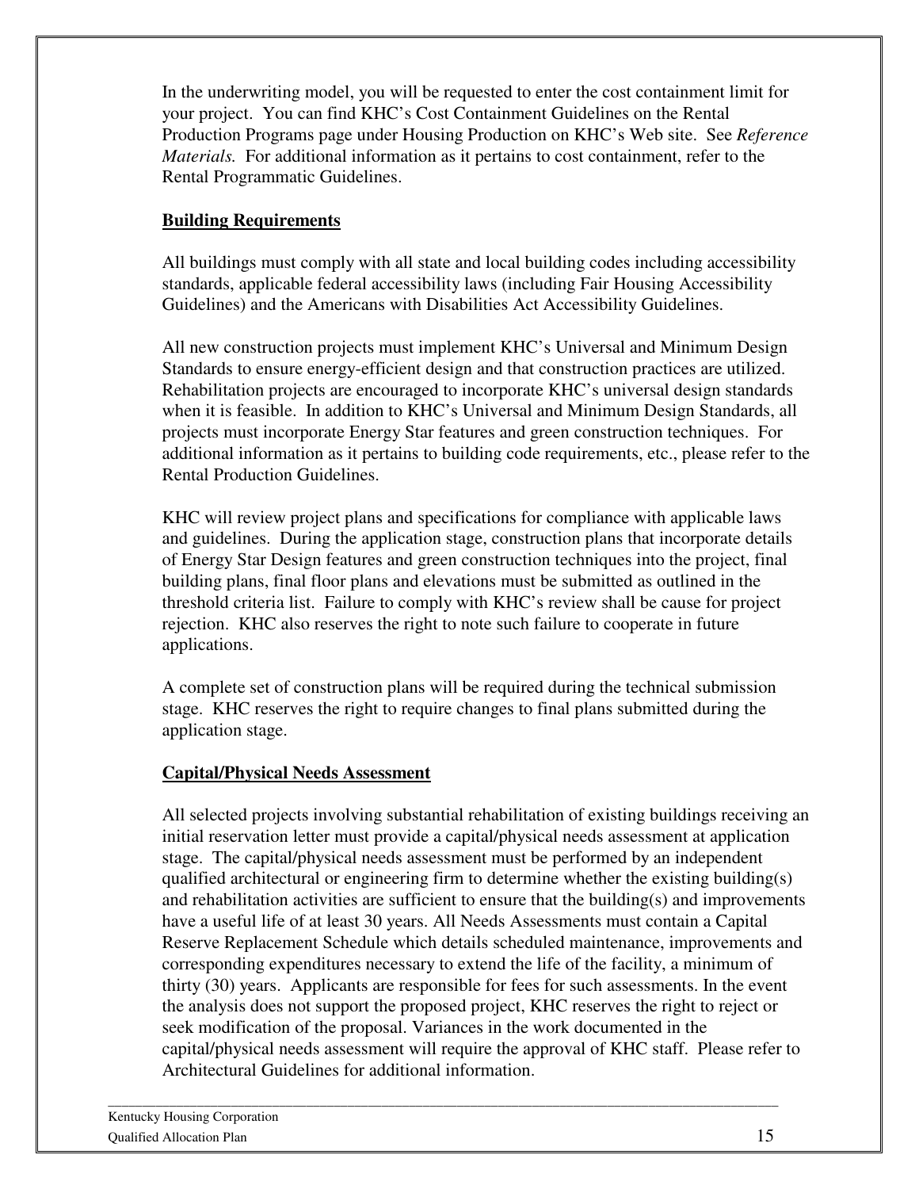In the underwriting model, you will be requested to enter the cost containment limit for your project. You can find KHC's Cost Containment Guidelines on the Rental Production Programs page under Housing Production on KHC's Web site. See *Reference Materials.* For additional information as it pertains to cost containment, refer to the Rental Programmatic Guidelines.

**Building Requirements**

All buildings must comply with all state and local building codes including accessibility standards, applicable federal accessibility laws (including Fair Housing Accessibility Guidelines) and the Americans with Disabilities Act Accessibility Guidelines.

All new construction projects must implement KHC's Universal and Minimum Design Standards to ensure energy-efficient design and that construction practices are utilized. Rehabilitation projects are encouraged to incorporate KHC's universal design standards when it is feasible. In addition to KHC's Universal and Minimum Design Standards, all projects must incorporate Energy Star features and green construction techniques. For additional information as it pertains to building code requirements, etc., please refer to the Rental Production Guidelines.

KHC will review project plans and specifications for compliance with applicable laws and guidelines. During the application stage, construction plans that incorporate details of Energy Star Design features and green construction techniques into the project, final building plans, final floor plans and elevations must be submitted as outlined in the threshold criteria list. Failure to comply with KHC's review shall be cause for project rejection. KHC also reserves the right to note such failure to cooperate in future applications.

A complete set of construction plans will be required during the technical submission stage. KHC reserves the right to require changes to final plans submitted during the application stage.

**Capital/Physical Needs Assessment**

All selected projects involving substantial rehabilitation of existing buildings receiving an initial reservation letter must provide a capital/physical needs assessment at application stage. The capital/physical needs assessment must be performed by an independent qualified architectural or engineering firm to determine whether the existing building(s) and rehabilitation activities are sufficient to ensure that the building(s) and improvements have a useful life of at least 30 years. All Needs Assessments must contain a Capital Reserve Replacement Schedule which details scheduled maintenance, improvements and corresponding expenditures necessary to extend the life of the facility, a minimum of thirty (30) years. Applicants are responsible for fees for such assessments. In the event the analysis does not support the proposed project, KHC reserves the right to reject or seek modification of the proposal. Variances in the work documented in the capital/physical needs assessment will require the approval of KHC staff. Please refer to Architectural Guidelines for additional information.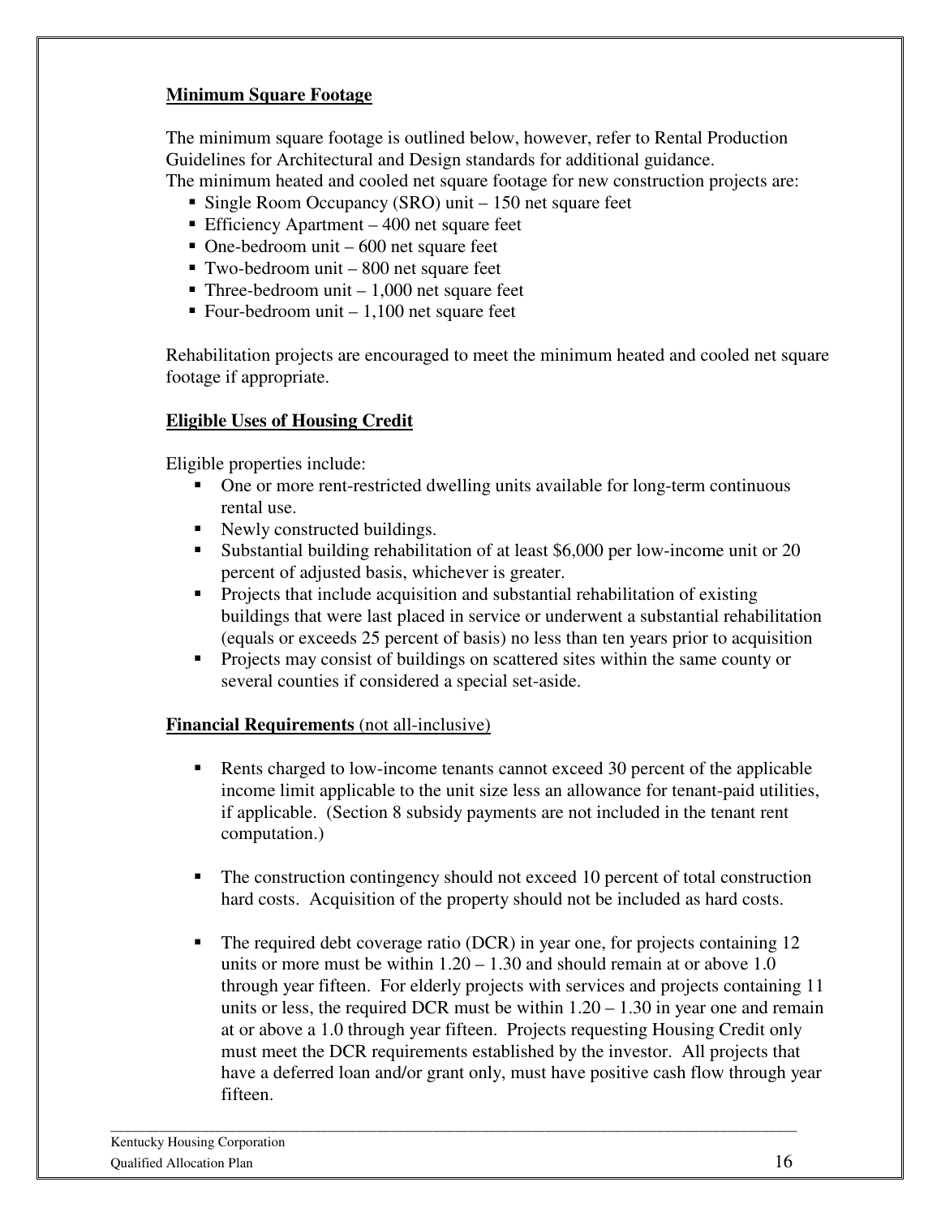**Minimum Square Footage**

The minimum square footage is outlined below, however, refer to Rental Production Guidelines for Architectural and Design standards for additional guidance.
The minimum heated and cooled net square footage for new construction projects are:

- Single Room Occupancy (SRO) unit – 150 net square feet
- Efficiency Apartment – 400 net square feet
- One-bedroom unit – 600 net square feet
- Two-bedroom unit – 800 net square feet
- Three-bedroom unit – 1,000 net square feet
- Four-bedroom unit – 1,100 net square feet

Rehabilitation projects are encouraged to meet the minimum heated and cooled net square footage if appropriate.

**Eligible Uses of Housing Credit**

Eligible properties include:

- One or more rent-restricted dwelling units available for long-term continuous rental use.
- Newly constructed buildings.
- Substantial building rehabilitation of at least $6,000 per low-income unit or 20 percent of adjusted basis, whichever is greater.
- Projects that include acquisition and substantial rehabilitation of existing buildings that were last placed in service or underwent a substantial rehabilitation (equals or exceeds 25 percent of basis) no less than ten years prior to acquisition
- Projects may consist of buildings on scattered sites within the same county or several counties if considered a special set-aside.

**Financial Requirements** (not all-inclusive)

- Rents charged to low-income tenants cannot exceed 30 percent of the applicable income limit applicable to the unit size less an allowance for tenant-paid utilities, if applicable. (Section 8 subsidy payments are not included in the tenant rent computation.)

- The construction contingency should not exceed 10 percent of total construction hard costs. Acquisition of the property should not be included as hard costs.

- The required debt coverage ratio (DCR) in year one, for projects containing 12 units or more must be within 1.20 – 1.30 and should remain at or above 1.0 through year fifteen. For elderly projects with services and projects containing 11 units or less, the required DCR must be within 1.20 – 1.30 in year one and remain at or above a 1.0 through year fifteen. Projects requesting Housing Credit only must meet the DCR requirements established by the investor. All projects that have a deferred loan and/or grant only, must have positive cash flow through year fifteen.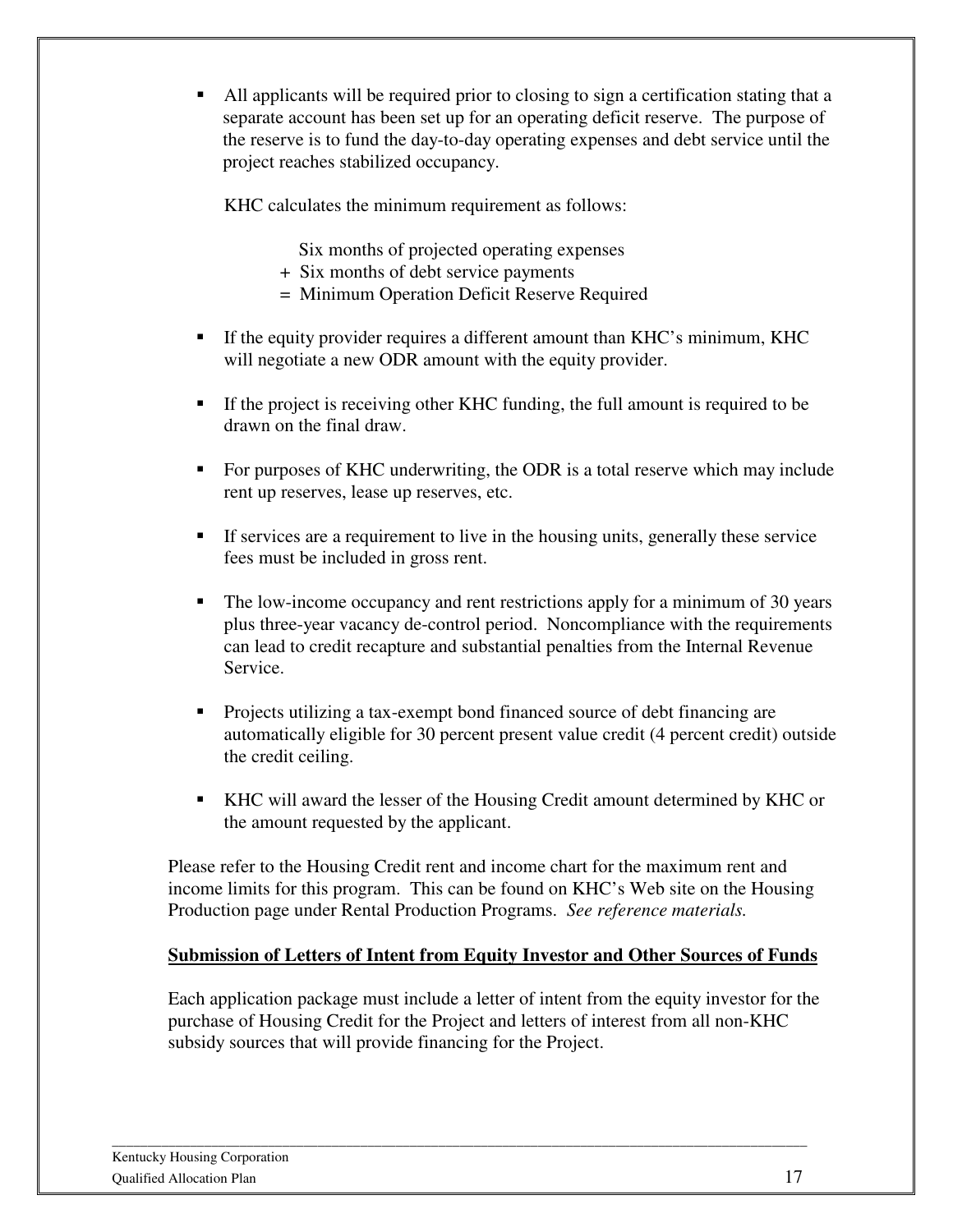- All applicants will be required prior to closing to sign a certification stating that a separate account has been set up for an operating deficit reserve. The purpose of the reserve is to fund the day-to-day operating expenses and debt service until the project reaches stabilized occupancy.

  KHC calculates the minimum requirement as follows:

  Six months of projected operating expenses
  \+ Six months of debt service payments
  = Minimum Operation Deficit Reserve Required

- If the equity provider requires a different amount than KHC's minimum, KHC will negotiate a new ODR amount with the equity provider.

- If the project is receiving other KHC funding, the full amount is required to be drawn on the final draw.

- For purposes of KHC underwriting, the ODR is a total reserve which may include rent up reserves, lease up reserves, etc.

- If services are a requirement to live in the housing units, generally these service fees must be included in gross rent.

- The low-income occupancy and rent restrictions apply for a minimum of 30 years plus three-year vacancy de-control period. Noncompliance with the requirements can lead to credit recapture and substantial penalties from the Internal Revenue Service.

- Projects utilizing a tax-exempt bond financed source of debt financing are automatically eligible for 30 percent present value credit (4 percent credit) outside the credit ceiling.

- KHC will award the lesser of the Housing Credit amount determined by KHC or the amount requested by the applicant.

Please refer to the Housing Credit rent and income chart for the maximum rent and income limits for this program. This can be found on KHC's Web site on the Housing Production page under Rental Production Programs. *See reference materials.*

**Submission of Letters of Intent from Equity Investor and Other Sources of Funds**

Each application package must include a letter of intent from the equity investor for the purchase of Housing Credit for the Project and letters of interest from all non-KHC subsidy sources that will provide financing for the Project.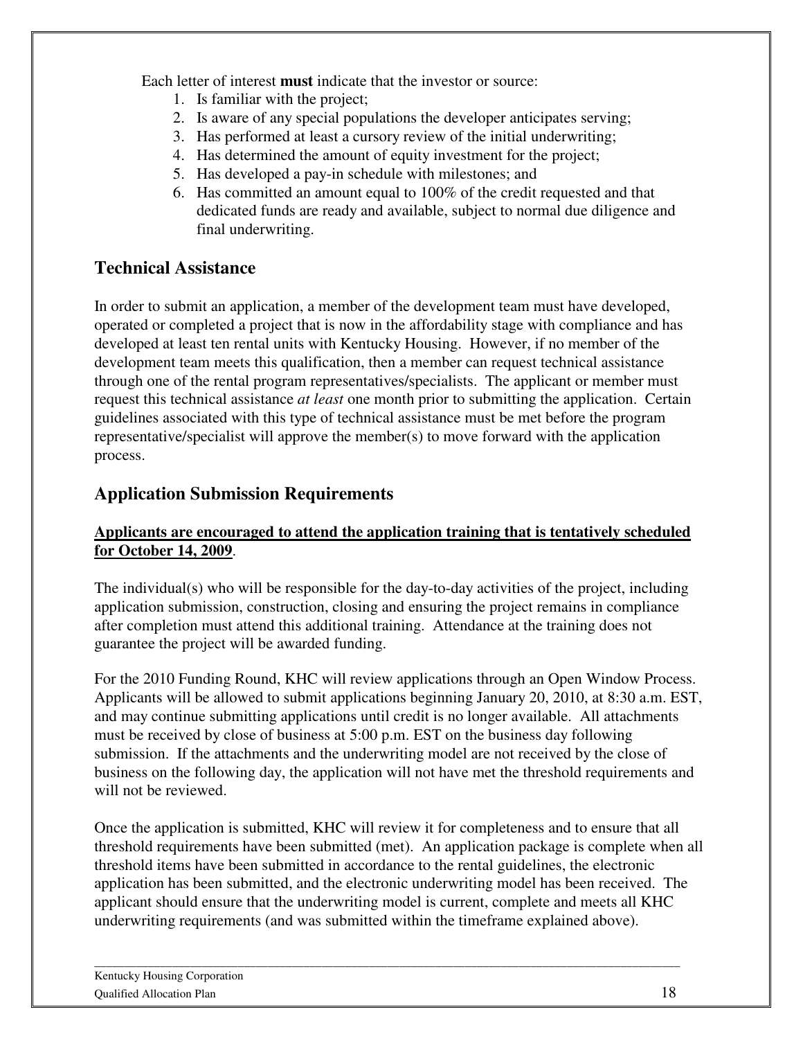Each letter of interest **must** indicate that the investor or source:

1. Is familiar with the project;
2. Is aware of any special populations the developer anticipates serving;
3. Has performed at least a cursory review of the initial underwriting;
4. Has determined the amount of equity investment for the project;
5. Has developed a pay-in schedule with milestones; and
6. Has committed an amount equal to 100% of the credit requested and that dedicated funds are ready and available, subject to normal due diligence and final underwriting.

## Technical Assistance

In order to submit an application, a member of the development team must have developed, operated or completed a project that is now in the affordability stage with compliance and has developed at least ten rental units with Kentucky Housing. However, if no member of the development team meets this qualification, then a member can request technical assistance through one of the rental program representatives/specialists. The applicant or member must request this technical assistance *at least* one month prior to submitting the application. Certain guidelines associated with this type of technical assistance must be met before the program representative/specialist will approve the member(s) to move forward with the application process.

## Application Submission Requirements

**Applicants are encouraged to attend the application training that is tentatively scheduled for October 14, 2009**.

The individual(s) who will be responsible for the day-to-day activities of the project, including application submission, construction, closing and ensuring the project remains in compliance after completion must attend this additional training. Attendance at the training does not guarantee the project will be awarded funding.

For the 2010 Funding Round, KHC will review applications through an Open Window Process. Applicants will be allowed to submit applications beginning January 20, 2010, at 8:30 a.m. EST, and may continue submitting applications until credit is no longer available. All attachments must be received by close of business at 5:00 p.m. EST on the business day following submission. If the attachments and the underwriting model are not received by the close of business on the following day, the application will not have met the threshold requirements and will not be reviewed.

Once the application is submitted, KHC will review it for completeness and to ensure that all threshold requirements have been submitted (met). An application package is complete when all threshold items have been submitted in accordance to the rental guidelines, the electronic application has been submitted, and the electronic underwriting model has been received. The applicant should ensure that the underwriting model is current, complete and meets all KHC underwriting requirements (and was submitted within the timeframe explained above).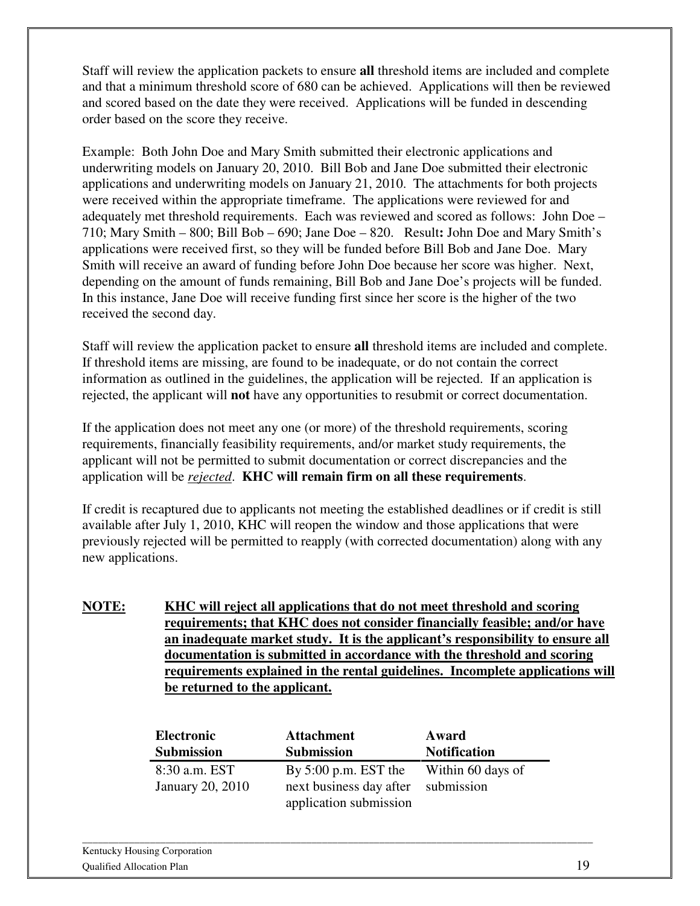Staff will review the application packets to ensure **all** threshold items are included and complete and that a minimum threshold score of 680 can be achieved. Applications will then be reviewed and scored based on the date they were received. Applications will be funded in descending order based on the score they receive.

Example: Both John Doe and Mary Smith submitted their electronic applications and underwriting models on January 20, 2010. Bill Bob and Jane Doe submitted their electronic applications and underwriting models on January 21, 2010. The attachments for both projects were received within the appropriate timeframe. The applications were reviewed for and adequately met threshold requirements. Each was reviewed and scored as follows: John Doe – 710; Mary Smith – 800; Bill Bob – 690; Jane Doe – 820. Result**:** John Doe and Mary Smith's applications were received first, so they will be funded before Bill Bob and Jane Doe. Mary Smith will receive an award of funding before John Doe because her score was higher. Next, depending on the amount of funds remaining, Bill Bob and Jane Doe's projects will be funded. In this instance, Jane Doe will receive funding first since her score is the higher of the two received the second day.

Staff will review the application packet to ensure **all** threshold items are included and complete. If threshold items are missing, are found to be inadequate, or do not contain the correct information as outlined in the guidelines, the application will be rejected. If an application is rejected, the applicant will **not** have any opportunities to resubmit or correct documentation.

If the application does not meet any one (or more) of the threshold requirements, scoring requirements, financially feasibility requirements, and/or market study requirements, the applicant will not be permitted to submit documentation or correct discrepancies and the application will be <u>*rejected*</u>. **KHC will remain firm on all these requirements**.

If credit is recaptured due to applicants not meeting the established deadlines or if credit is still available after July 1, 2010, KHC will reopen the window and those applications that were previously rejected will be permitted to reapply (with corrected documentation) along with any new applications.

**<u>NOTE:</u>** **<u>KHC will reject all applications that do not meet threshold and scoring requirements; that KHC does not consider financially feasible; and/or have an inadequate market study. It is the applicant's responsibility to ensure all documentation is submitted in accordance with the threshold and scoring requirements explained in the rental guidelines. Incomplete applications will be returned to the applicant.</u>**

| Electronic Submission | Attachment Submission | Award Notification |
|---|---|---|
| 8:30 a.m. EST January 20, 2010 | By 5:00 p.m. EST the next business day after application submission | Within 60 days of submission |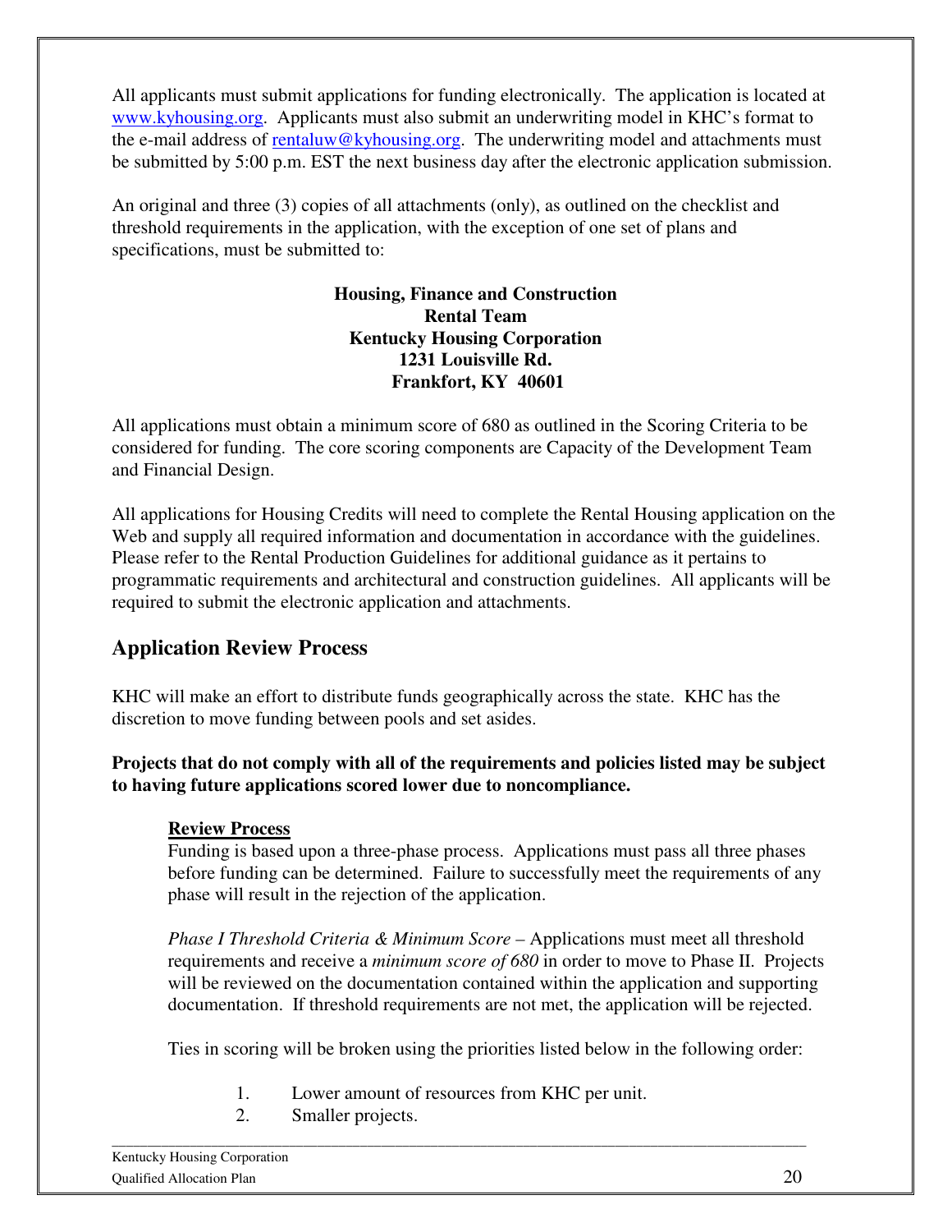All applicants must submit applications for funding electronically. The application is located at [www.kyhousing.org](http://www.kyhousing.org). Applicants must also submit an underwriting model in KHC's format to the e-mail address of [rentaluw@kyhousing.org](mailto:rentaluw@kyhousing.org). The underwriting model and attachments must be submitted by 5:00 p.m. EST the next business day after the electronic application submission.

An original and three (3) copies of all attachments (only), as outlined on the checklist and threshold requirements in the application, with the exception of one set of plans and specifications, must be submitted to:

**Housing, Finance and Construction**
**Rental Team**
**Kentucky Housing Corporation**
**1231 Louisville Rd.**
**Frankfort, KY 40601**

All applications must obtain a minimum score of 680 as outlined in the Scoring Criteria to be considered for funding. The core scoring components are Capacity of the Development Team and Financial Design.

All applications for Housing Credits will need to complete the Rental Housing application on the Web and supply all required information and documentation in accordance with the guidelines. Please refer to the Rental Production Guidelines for additional guidance as it pertains to programmatic requirements and architectural and construction guidelines. All applicants will be required to submit the electronic application and attachments.

## Application Review Process

KHC will make an effort to distribute funds geographically across the state. KHC has the discretion to move funding between pools and set asides.

**Projects that do not comply with all of the requirements and policies listed may be subject to having future applications scored lower due to noncompliance.**

**Review Process**

Funding is based upon a three-phase process. Applications must pass all three phases before funding can be determined. Failure to successfully meet the requirements of any phase will result in the rejection of the application.

*Phase I Threshold Criteria & Minimum Score* – Applications must meet all threshold requirements and receive a *minimum score of 680* in order to move to Phase II. Projects will be reviewed on the documentation contained within the application and supporting documentation. If threshold requirements are not met, the application will be rejected.

Ties in scoring will be broken using the priorities listed below in the following order:

1. Lower amount of resources from KHC per unit.
2. Smaller projects.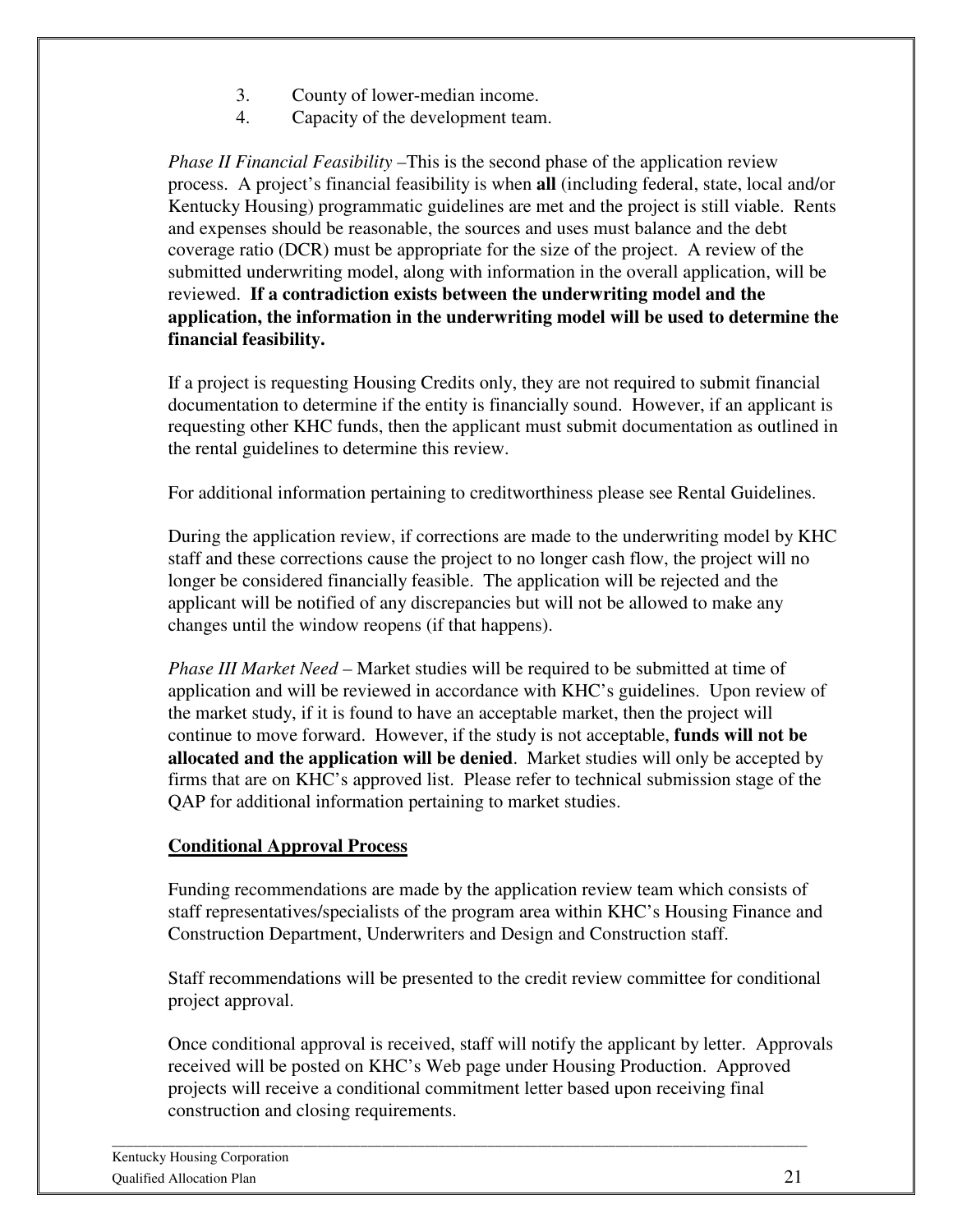3. County of lower-median income.
4. Capacity of the development team.

*Phase II Financial Feasibility* –This is the second phase of the application review process. A project's financial feasibility is when **all** (including federal, state, local and/or Kentucky Housing) programmatic guidelines are met and the project is still viable. Rents and expenses should be reasonable, the sources and uses must balance and the debt coverage ratio (DCR) must be appropriate for the size of the project. A review of the submitted underwriting model, along with information in the overall application, will be reviewed. **If a contradiction exists between the underwriting model and the application, the information in the underwriting model will be used to determine the financial feasibility.**

If a project is requesting Housing Credits only, they are not required to submit financial documentation to determine if the entity is financially sound. However, if an applicant is requesting other KHC funds, then the applicant must submit documentation as outlined in the rental guidelines to determine this review.

For additional information pertaining to creditworthiness please see Rental Guidelines.

During the application review, if corrections are made to the underwriting model by KHC staff and these corrections cause the project to no longer cash flow, the project will no longer be considered financially feasible. The application will be rejected and the applicant will be notified of any discrepancies but will not be allowed to make any changes until the window reopens (if that happens).

*Phase III Market Need* – Market studies will be required to be submitted at time of application and will be reviewed in accordance with KHC's guidelines. Upon review of the market study, if it is found to have an acceptable market, then the project will continue to move forward. However, if the study is not acceptable, **funds will not be allocated and the application will be denied**. Market studies will only be accepted by firms that are on KHC's approved list. Please refer to technical submission stage of the QAP for additional information pertaining to market studies.

## Conditional Approval Process

Funding recommendations are made by the application review team which consists of staff representatives/specialists of the program area within KHC's Housing Finance and Construction Department, Underwriters and Design and Construction staff.

Staff recommendations will be presented to the credit review committee for conditional project approval.

Once conditional approval is received, staff will notify the applicant by letter. Approvals received will be posted on KHC's Web page under Housing Production. Approved projects will receive a conditional commitment letter based upon receiving final construction and closing requirements.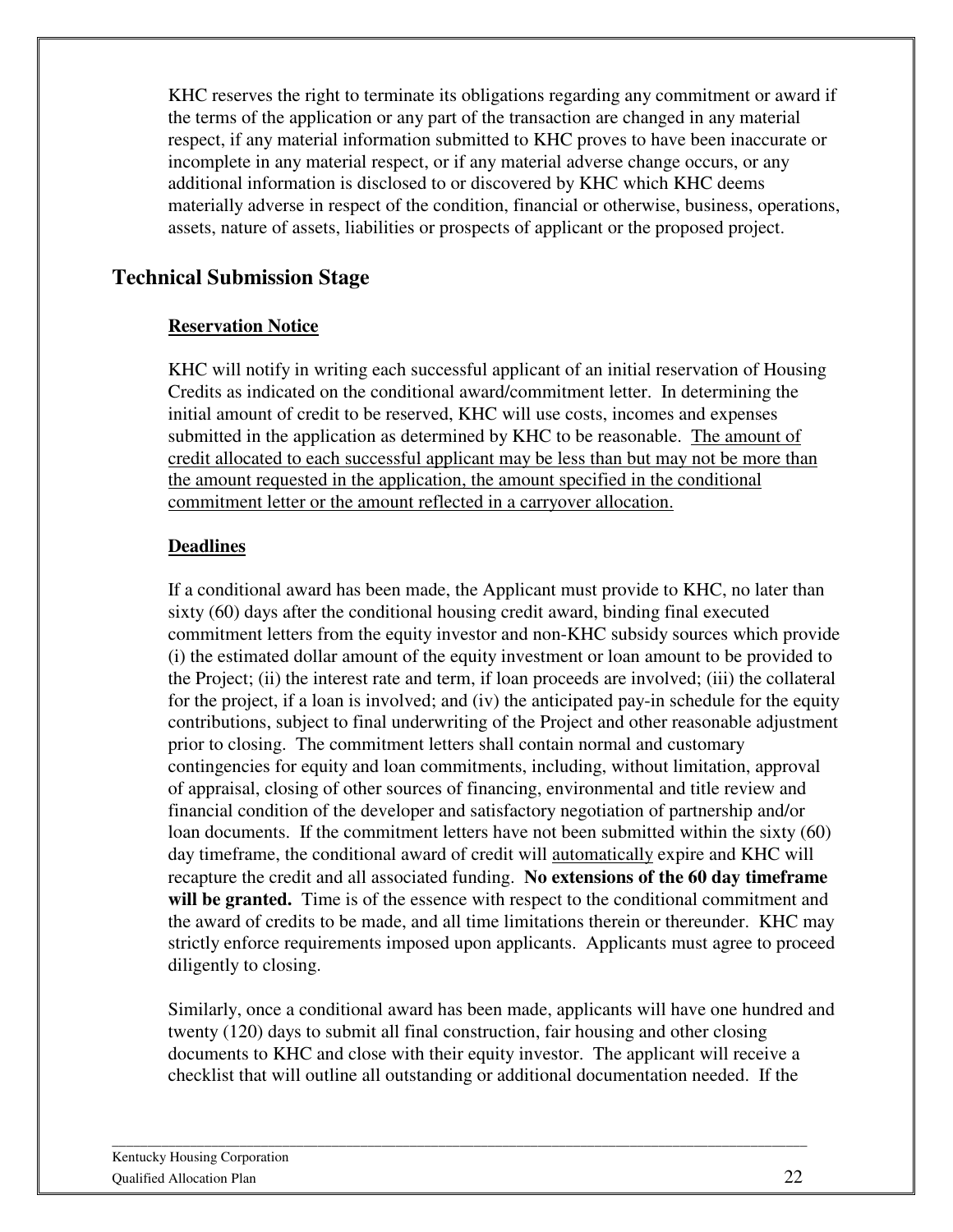KHC reserves the right to terminate its obligations regarding any commitment or award if the terms of the application or any part of the transaction are changed in any material respect, if any material information submitted to KHC proves to have been inaccurate or incomplete in any material respect, or if any material adverse change occurs, or any additional information is disclosed to or discovered by KHC which KHC deems materially adverse in respect of the condition, financial or otherwise, business, operations, assets, nature of assets, liabilities or prospects of applicant or the proposed project.

## Technical Submission Stage

**Reservation Notice**

KHC will notify in writing each successful applicant of an initial reservation of Housing Credits as indicated on the conditional award/commitment letter. In determining the initial amount of credit to be reserved, KHC will use costs, incomes and expenses submitted in the application as determined by KHC to be reasonable. The amount of credit allocated to each successful applicant may be less than but may not be more than the amount requested in the application, the amount specified in the conditional commitment letter or the amount reflected in a carryover allocation.

**Deadlines**

If a conditional award has been made, the Applicant must provide to KHC, no later than sixty (60) days after the conditional housing credit award, binding final executed commitment letters from the equity investor and non-KHC subsidy sources which provide (i) the estimated dollar amount of the equity investment or loan amount to be provided to the Project; (ii) the interest rate and term, if loan proceeds are involved; (iii) the collateral for the project, if a loan is involved; and (iv) the anticipated pay-in schedule for the equity contributions, subject to final underwriting of the Project and other reasonable adjustment prior to closing. The commitment letters shall contain normal and customary contingencies for equity and loan commitments, including, without limitation, approval of appraisal, closing of other sources of financing, environmental and title review and financial condition of the developer and satisfactory negotiation of partnership and/or loan documents. If the commitment letters have not been submitted within the sixty (60) day timeframe, the conditional award of credit will automatically expire and KHC will recapture the credit and all associated funding. **No extensions of the 60 day timeframe will be granted.** Time is of the essence with respect to the conditional commitment and the award of credits to be made, and all time limitations therein or thereunder. KHC may strictly enforce requirements imposed upon applicants. Applicants must agree to proceed diligently to closing.

Similarly, once a conditional award has been made, applicants will have one hundred and twenty (120) days to submit all final construction, fair housing and other closing documents to KHC and close with their equity investor. The applicant will receive a checklist that will outline all outstanding or additional documentation needed. If the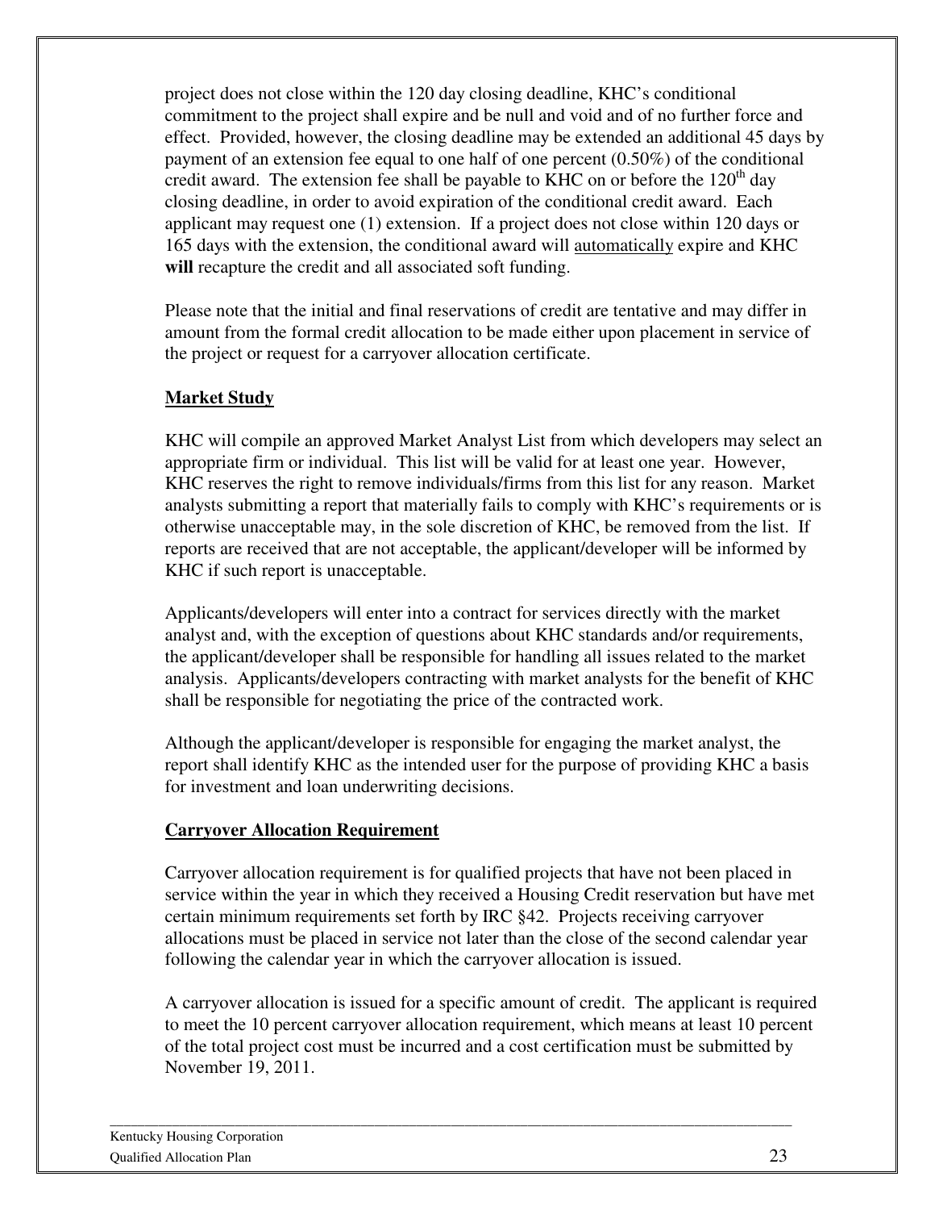project does not close within the 120 day closing deadline, KHC's conditional commitment to the project shall expire and be null and void and of no further force and effect. Provided, however, the closing deadline may be extended an additional 45 days by payment of an extension fee equal to one half of one percent (0.50%) of the conditional credit award. The extension fee shall be payable to KHC on or before the 120th day closing deadline, in order to avoid expiration of the conditional credit award. Each applicant may request one (1) extension. If a project does not close within 120 days or 165 days with the extension, the conditional award will <u>automatically</u> expire and KHC **will** recapture the credit and all associated soft funding.

Please note that the initial and final reservations of credit are tentative and may differ in amount from the formal credit allocation to be made either upon placement in service of the project or request for a carryover allocation certificate.

## Market Study

KHC will compile an approved Market Analyst List from which developers may select an appropriate firm or individual. This list will be valid for at least one year. However, KHC reserves the right to remove individuals/firms from this list for any reason. Market analysts submitting a report that materially fails to comply with KHC's requirements or is otherwise unacceptable may, in the sole discretion of KHC, be removed from the list. If reports are received that are not acceptable, the applicant/developer will be informed by KHC if such report is unacceptable.

Applicants/developers will enter into a contract for services directly with the market analyst and, with the exception of questions about KHC standards and/or requirements, the applicant/developer shall be responsible for handling all issues related to the market analysis. Applicants/developers contracting with market analysts for the benefit of KHC shall be responsible for negotiating the price of the contracted work.

Although the applicant/developer is responsible for engaging the market analyst, the report shall identify KHC as the intended user for the purpose of providing KHC a basis for investment and loan underwriting decisions.

## Carryover Allocation Requirement

Carryover allocation requirement is for qualified projects that have not been placed in service within the year in which they received a Housing Credit reservation but have met certain minimum requirements set forth by IRC §42. Projects receiving carryover allocations must be placed in service not later than the close of the second calendar year following the calendar year in which the carryover allocation is issued.

A carryover allocation is issued for a specific amount of credit. The applicant is required to meet the 10 percent carryover allocation requirement, which means at least 10 percent of the total project cost must be incurred and a cost certification must be submitted by November 19, 2011.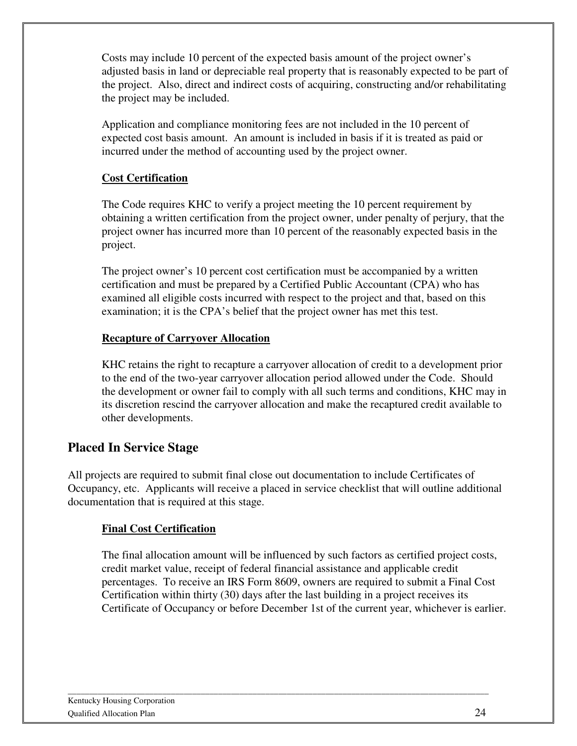Costs may include 10 percent of the expected basis amount of the project owner's adjusted basis in land or depreciable real property that is reasonably expected to be part of the project. Also, direct and indirect costs of acquiring, constructing and/or rehabilitating the project may be included.

Application and compliance monitoring fees are not included in the 10 percent of expected cost basis amount. An amount is included in basis if it is treated as paid or incurred under the method of accounting used by the project owner.

### Cost Certification

The Code requires KHC to verify a project meeting the 10 percent requirement by obtaining a written certification from the project owner, under penalty of perjury, that the project owner has incurred more than 10 percent of the reasonably expected basis in the project.

The project owner's 10 percent cost certification must be accompanied by a written certification and must be prepared by a Certified Public Accountant (CPA) who has examined all eligible costs incurred with respect to the project and that, based on this examination; it is the CPA's belief that the project owner has met this test.

### Recapture of Carryover Allocation

KHC retains the right to recapture a carryover allocation of credit to a development prior to the end of the two-year carryover allocation period allowed under the Code. Should the development or owner fail to comply with all such terms and conditions, KHC may in its discretion rescind the carryover allocation and make the recaptured credit available to other developments.

## Placed In Service Stage

All projects are required to submit final close out documentation to include Certificates of Occupancy, etc. Applicants will receive a placed in service checklist that will outline additional documentation that is required at this stage.

### Final Cost Certification

The final allocation amount will be influenced by such factors as certified project costs, credit market value, receipt of federal financial assistance and applicable credit percentages. To receive an IRS Form 8609, owners are required to submit a Final Cost Certification within thirty (30) days after the last building in a project receives its Certificate of Occupancy or before December 1st of the current year, whichever is earlier.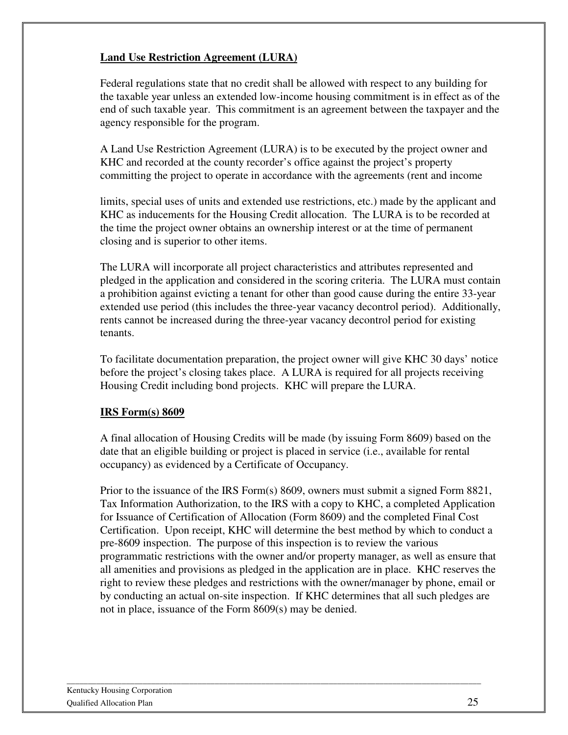## Land Use Restriction Agreement (LURA)

Federal regulations state that no credit shall be allowed with respect to any building for the taxable year unless an extended low-income housing commitment is in effect as of the end of such taxable year. This commitment is an agreement between the taxpayer and the agency responsible for the program.

A Land Use Restriction Agreement (LURA) is to be executed by the project owner and KHC and recorded at the county recorder's office against the project's property committing the project to operate in accordance with the agreements (rent and income limits, special uses of units and extended use restrictions, etc.) made by the applicant and KHC as inducements for the Housing Credit allocation. The LURA is to be recorded at the time the project owner obtains an ownership interest or at the time of permanent closing and is superior to other items.

The LURA will incorporate all project characteristics and attributes represented and pledged in the application and considered in the scoring criteria. The LURA must contain a prohibition against evicting a tenant for other than good cause during the entire 33-year extended use period (this includes the three-year vacancy decontrol period). Additionally, rents cannot be increased during the three-year vacancy decontrol period for existing tenants.

To facilitate documentation preparation, the project owner will give KHC 30 days' notice before the project's closing takes place. A LURA is required for all projects receiving Housing Credit including bond projects. KHC will prepare the LURA.

## IRS Form(s) 8609

A final allocation of Housing Credits will be made (by issuing Form 8609) based on the date that an eligible building or project is placed in service (i.e., available for rental occupancy) as evidenced by a Certificate of Occupancy.

Prior to the issuance of the IRS Form(s) 8609, owners must submit a signed Form 8821, Tax Information Authorization, to the IRS with a copy to KHC, a completed Application for Issuance of Certification of Allocation (Form 8609) and the completed Final Cost Certification. Upon receipt, KHC will determine the best method by which to conduct a pre-8609 inspection. The purpose of this inspection is to review the various programmatic restrictions with the owner and/or property manager, as well as ensure that all amenities and provisions as pledged in the application are in place. KHC reserves the right to review these pledges and restrictions with the owner/manager by phone, email or by conducting an actual on-site inspection. If KHC determines that all such pledges are not in place, issuance of the Form 8609(s) may be denied.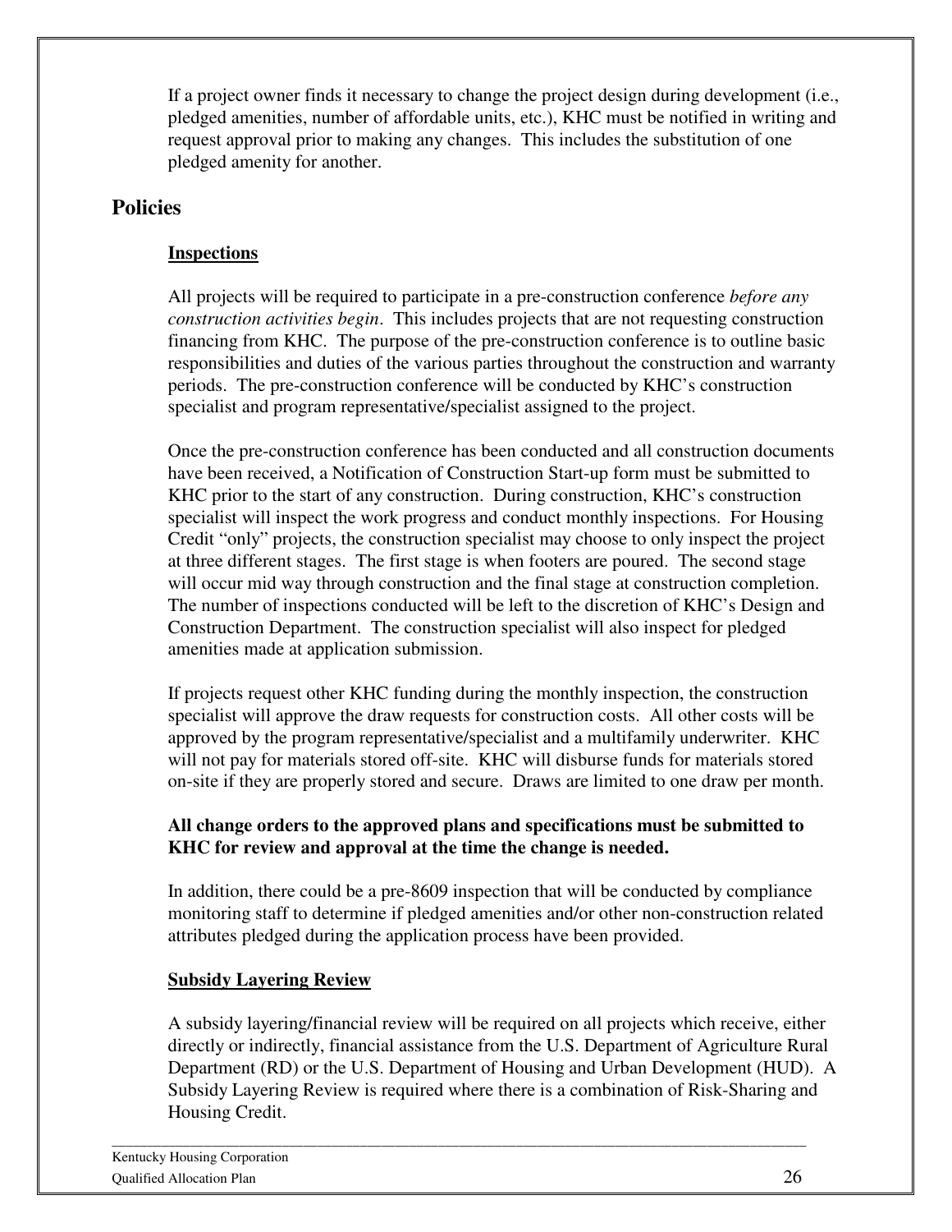If a project owner finds it necessary to change the project design during development (i.e., pledged amenities, number of affordable units, etc.), KHC must be notified in writing and request approval prior to making any changes. This includes the substitution of one pledged amenity for another.

## Policies

### Inspections

All projects will be required to participate in a pre-construction conference *before any construction activities begin*. This includes projects that are not requesting construction financing from KHC. The purpose of the pre-construction conference is to outline basic responsibilities and duties of the various parties throughout the construction and warranty periods. The pre-construction conference will be conducted by KHC's construction specialist and program representative/specialist assigned to the project.

Once the pre-construction conference has been conducted and all construction documents have been received, a Notification of Construction Start-up form must be submitted to KHC prior to the start of any construction. During construction, KHC's construction specialist will inspect the work progress and conduct monthly inspections. For Housing Credit "only" projects, the construction specialist may choose to only inspect the project at three different stages. The first stage is when footers are poured. The second stage will occur mid way through construction and the final stage at construction completion. The number of inspections conducted will be left to the discretion of KHC's Design and Construction Department. The construction specialist will also inspect for pledged amenities made at application submission.

If projects request other KHC funding during the monthly inspection, the construction specialist will approve the draw requests for construction costs. All other costs will be approved by the program representative/specialist and a multifamily underwriter. KHC will not pay for materials stored off-site. KHC will disburse funds for materials stored on-site if they are properly stored and secure. Draws are limited to one draw per month.

**All change orders to the approved plans and specifications must be submitted to KHC for review and approval at the time the change is needed.**

In addition, there could be a pre-8609 inspection that will be conducted by compliance monitoring staff to determine if pledged amenities and/or other non-construction related attributes pledged during the application process have been provided.

### Subsidy Layering Review

A subsidy layering/financial review will be required on all projects which receive, either directly or indirectly, financial assistance from the U.S. Department of Agriculture Rural Department (RD) or the U.S. Department of Housing and Urban Development (HUD). A Subsidy Layering Review is required where there is a combination of Risk-Sharing and Housing Credit.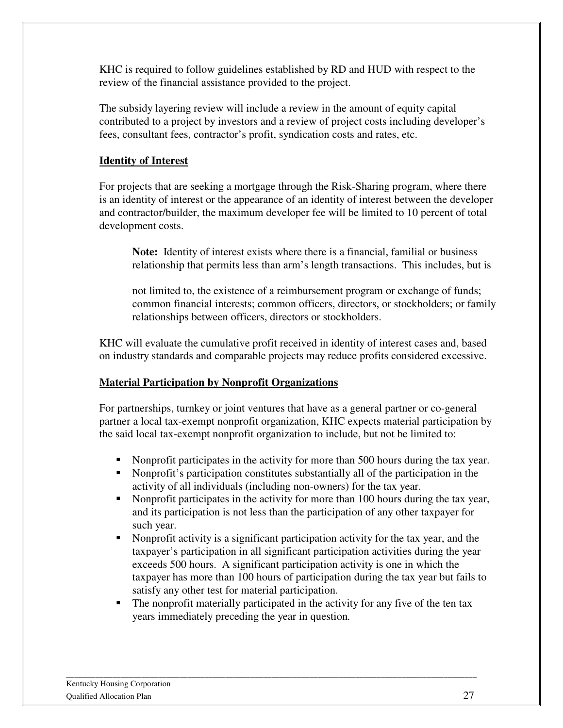KHC is required to follow guidelines established by RD and HUD with respect to the review of the financial assistance provided to the project.

The subsidy layering review will include a review in the amount of equity capital contributed to a project by investors and a review of project costs including developer's fees, consultant fees, contractor's profit, syndication costs and rates, etc.

**Identity of Interest**

For projects that are seeking a mortgage through the Risk-Sharing program, where there is an identity of interest or the appearance of an identity of interest between the developer and contractor/builder, the maximum developer fee will be limited to 10 percent of total development costs.

> **Note:** Identity of interest exists where there is a financial, familial or business relationship that permits less than arm's length transactions. This includes, but is not limited to, the existence of a reimbursement program or exchange of funds; common financial interests; common officers, directors, or stockholders; or family relationships between officers, directors or stockholders.

KHC will evaluate the cumulative profit received in identity of interest cases and, based on industry standards and comparable projects may reduce profits considered excessive.

**Material Participation by Nonprofit Organizations**

For partnerships, turnkey or joint ventures that have as a general partner or co-general partner a local tax-exempt nonprofit organization, KHC expects material participation by the said local tax-exempt nonprofit organization to include, but not be limited to:

- Nonprofit participates in the activity for more than 500 hours during the tax year.
- Nonprofit's participation constitutes substantially all of the participation in the activity of all individuals (including non-owners) for the tax year.
- Nonprofit participates in the activity for more than 100 hours during the tax year, and its participation is not less than the participation of any other taxpayer for such year.
- Nonprofit activity is a significant participation activity for the tax year, and the taxpayer's participation in all significant participation activities during the year exceeds 500 hours. A significant participation activity is one in which the taxpayer has more than 100 hours of participation during the tax year but fails to satisfy any other test for material participation.
- The nonprofit materially participated in the activity for any five of the ten tax years immediately preceding the year in question.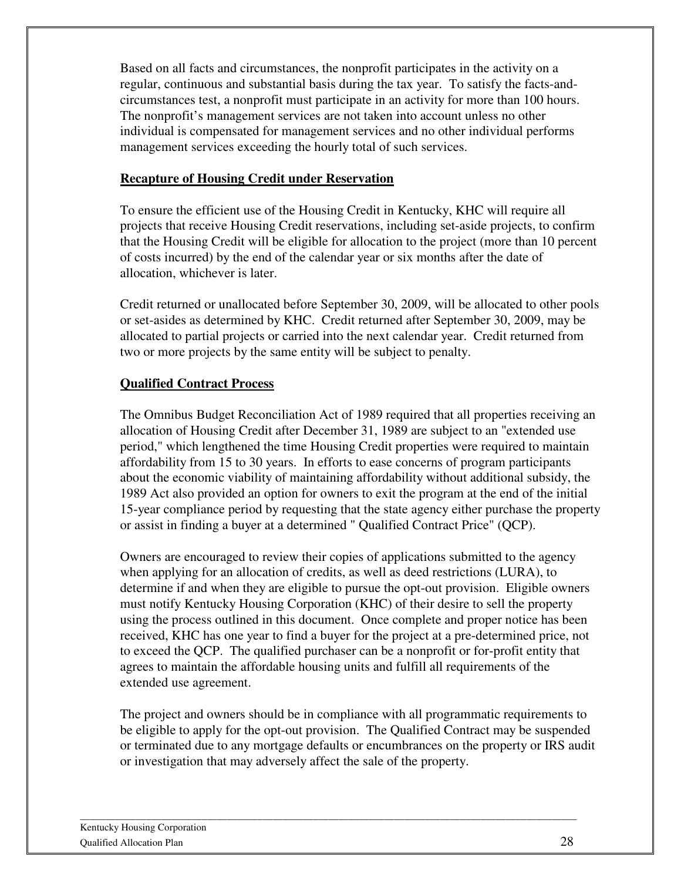Based on all facts and circumstances, the nonprofit participates in the activity on a regular, continuous and substantial basis during the tax year. To satisfy the facts-and-circumstances test, a nonprofit must participate in an activity for more than 100 hours. The nonprofit's management services are not taken into account unless no other individual is compensated for management services and no other individual performs management services exceeding the hourly total of such services.

**Recapture of Housing Credit under Reservation**

To ensure the efficient use of the Housing Credit in Kentucky, KHC will require all projects that receive Housing Credit reservations, including set-aside projects, to confirm that the Housing Credit will be eligible for allocation to the project (more than 10 percent of costs incurred) by the end of the calendar year or six months after the date of allocation, whichever is later.

Credit returned or unallocated before September 30, 2009, will be allocated to other pools or set-asides as determined by KHC. Credit returned after September 30, 2009, may be allocated to partial projects or carried into the next calendar year. Credit returned from two or more projects by the same entity will be subject to penalty.

**Qualified Contract Process**

The Omnibus Budget Reconciliation Act of 1989 required that all properties receiving an allocation of Housing Credit after December 31, 1989 are subject to an "extended use period," which lengthened the time Housing Credit properties were required to maintain affordability from 15 to 30 years. In efforts to ease concerns of program participants about the economic viability of maintaining affordability without additional subsidy, the 1989 Act also provided an option for owners to exit the program at the end of the initial 15-year compliance period by requesting that the state agency either purchase the property or assist in finding a buyer at a determined " Qualified Contract Price" (QCP).

Owners are encouraged to review their copies of applications submitted to the agency when applying for an allocation of credits, as well as deed restrictions (LURA), to determine if and when they are eligible to pursue the opt-out provision. Eligible owners must notify Kentucky Housing Corporation (KHC) of their desire to sell the property using the process outlined in this document. Once complete and proper notice has been received, KHC has one year to find a buyer for the project at a pre-determined price, not to exceed the QCP. The qualified purchaser can be a nonprofit or for-profit entity that agrees to maintain the affordable housing units and fulfill all requirements of the extended use agreement.

The project and owners should be in compliance with all programmatic requirements to be eligible to apply for the opt-out provision. The Qualified Contract may be suspended or terminated due to any mortgage defaults or encumbrances on the property or IRS audit or investigation that may adversely affect the sale of the property.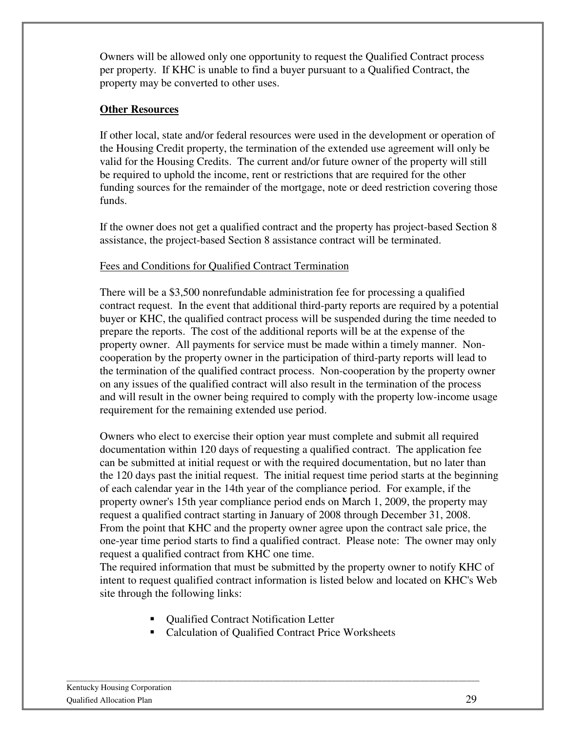Owners will be allowed only one opportunity to request the Qualified Contract process per property. If KHC is unable to find a buyer pursuant to a Qualified Contract, the property may be converted to other uses.

## Other Resources

If other local, state and/or federal resources were used in the development or operation of the Housing Credit property, the termination of the extended use agreement will only be valid for the Housing Credits. The current and/or future owner of the property will still be required to uphold the income, rent or restrictions that are required for the other funding sources for the remainder of the mortgage, note or deed restriction covering those funds.

If the owner does not get a qualified contract and the property has project-based Section 8 assistance, the project-based Section 8 assistance contract will be terminated.

### Fees and Conditions for Qualified Contract Termination

There will be a $3,500 nonrefundable administration fee for processing a qualified contract request. In the event that additional third-party reports are required by a potential buyer or KHC, the qualified contract process will be suspended during the time needed to prepare the reports. The cost of the additional reports will be at the expense of the property owner. All payments for service must be made within a timely manner. Non-cooperation by the property owner in the participation of third-party reports will lead to the termination of the qualified contract process. Non-cooperation by the property owner on any issues of the qualified contract will also result in the termination of the process and will result in the owner being required to comply with the property low-income usage requirement for the remaining extended use period.

Owners who elect to exercise their option year must complete and submit all required documentation within 120 days of requesting a qualified contract. The application fee can be submitted at initial request or with the required documentation, but no later than the 120 days past the initial request. The initial request time period starts at the beginning of each calendar year in the 14th year of the compliance period. For example, if the property owner's 15th year compliance period ends on March 1, 2009, the property may request a qualified contract starting in January of 2008 through December 31, 2008. From the point that KHC and the property owner agree upon the contract sale price, the one-year time period starts to find a qualified contract. Please note: The owner may only request a qualified contract from KHC one time.
The required information that must be submitted by the property owner to notify KHC of intent to request qualified contract information is listed below and located on KHC's Web site through the following links:

- Qualified Contract Notification Letter
- Calculation of Qualified Contract Price Worksheets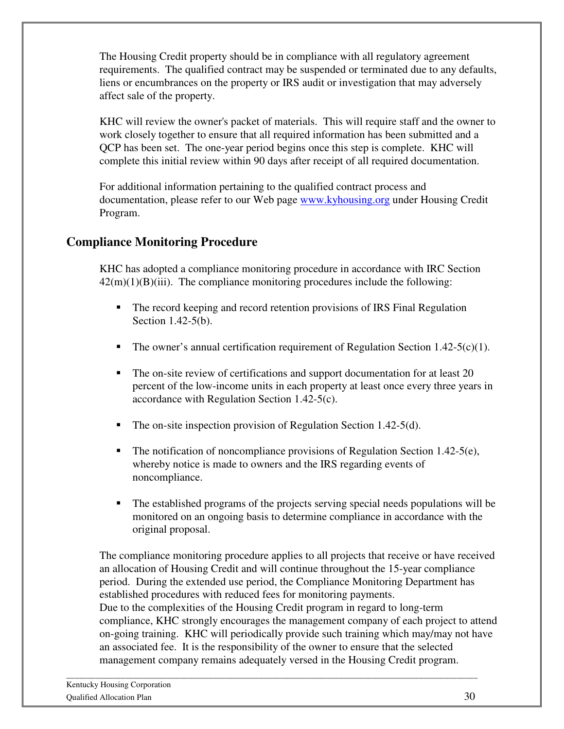The Housing Credit property should be in compliance with all regulatory agreement requirements. The qualified contract may be suspended or terminated due to any defaults, liens or encumbrances on the property or IRS audit or investigation that may adversely affect sale of the property.

KHC will review the owner's packet of materials. This will require staff and the owner to work closely together to ensure that all required information has been submitted and a QCP has been set. The one-year period begins once this step is complete. KHC will complete this initial review within 90 days after receipt of all required documentation.

For additional information pertaining to the qualified contract process and documentation, please refer to our Web page www.kyhousing.org under Housing Credit Program.

## Compliance Monitoring Procedure

KHC has adopted a compliance monitoring procedure in accordance with IRC Section 42(m)(1)(B)(iii). The compliance monitoring procedures include the following:

- The record keeping and record retention provisions of IRS Final Regulation Section 1.42-5(b).
- The owner's annual certification requirement of Regulation Section 1.42-5(c)(1).
- The on-site review of certifications and support documentation for at least 20 percent of the low-income units in each property at least once every three years in accordance with Regulation Section 1.42-5(c).
- The on-site inspection provision of Regulation Section 1.42-5(d).
- The notification of noncompliance provisions of Regulation Section 1.42-5(e), whereby notice is made to owners and the IRS regarding events of noncompliance.
- The established programs of the projects serving special needs populations will be monitored on an ongoing basis to determine compliance in accordance with the original proposal.

The compliance monitoring procedure applies to all projects that receive or have received an allocation of Housing Credit and will continue throughout the 15-year compliance period. During the extended use period, the Compliance Monitoring Department has established procedures with reduced fees for monitoring payments.
Due to the complexities of the Housing Credit program in regard to long-term compliance, KHC strongly encourages the management company of each project to attend on-going training. KHC will periodically provide such training which may/may not have an associated fee. It is the responsibility of the owner to ensure that the selected management company remains adequately versed in the Housing Credit program.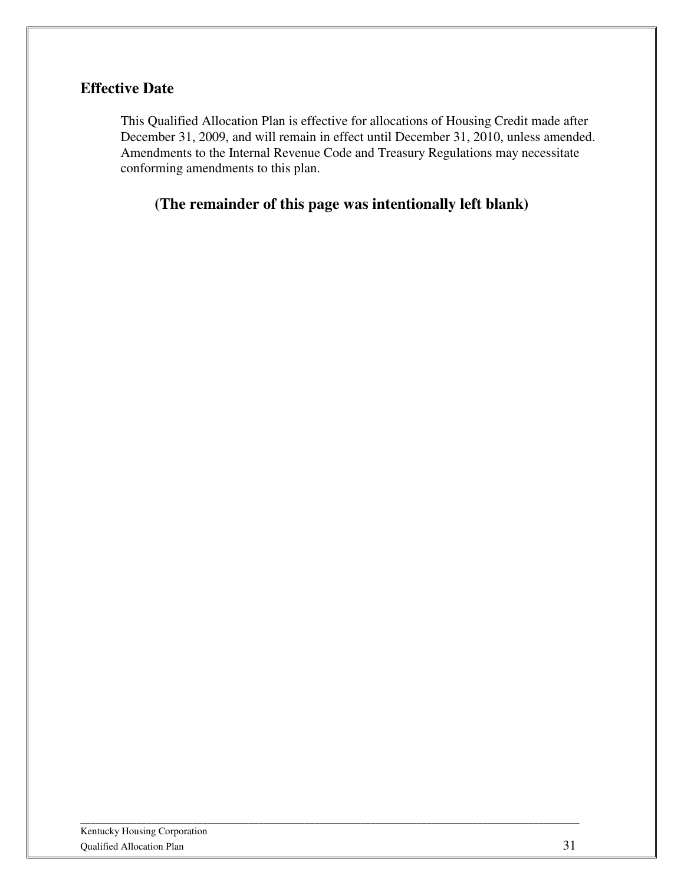## Effective Date

This Qualified Allocation Plan is effective for allocations of Housing Credit made after December 31, 2009, and will remain in effect until December 31, 2010, unless amended. Amendments to the Internal Revenue Code and Treasury Regulations may necessitate conforming amendments to this plan.

**(The remainder of this page was intentionally left blank)**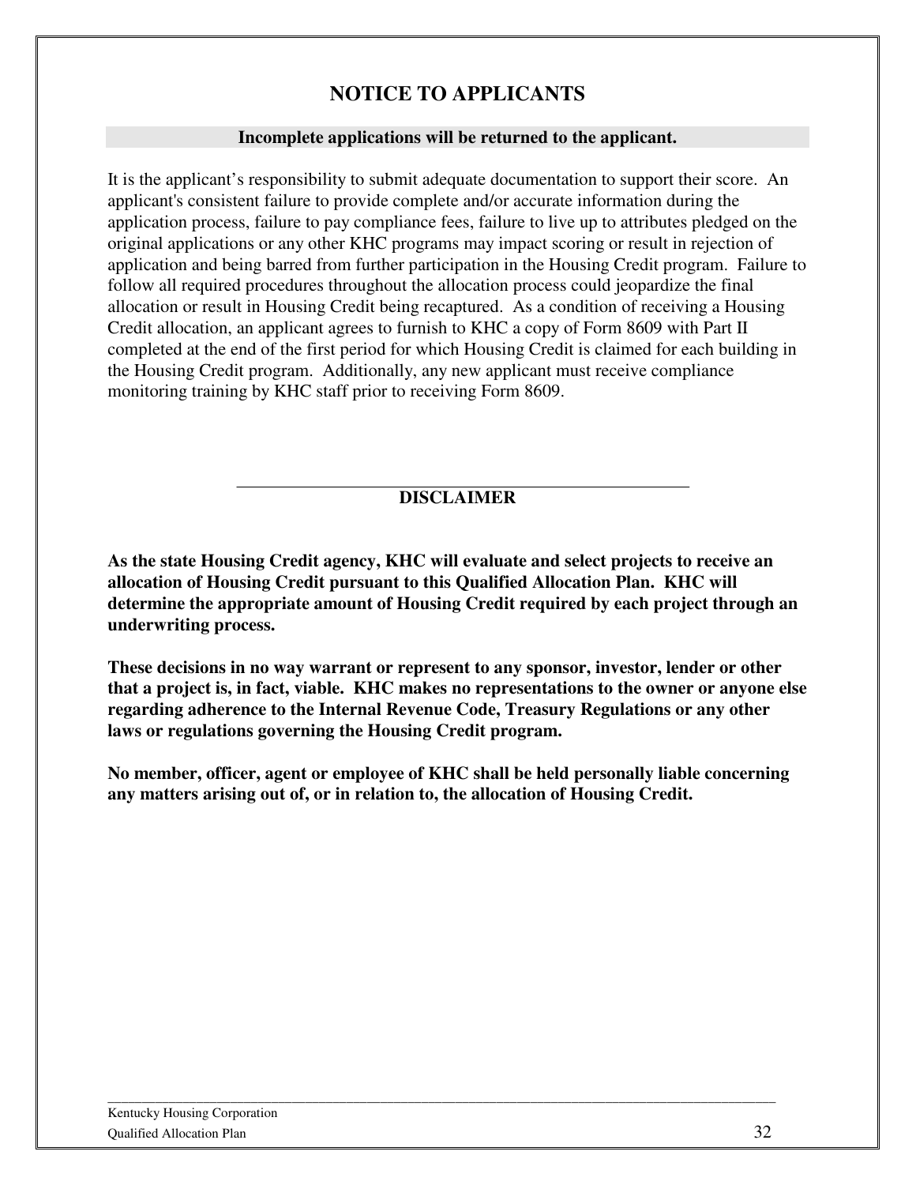# NOTICE TO APPLICANTS

**Incomplete applications will be returned to the applicant.**

It is the applicant's responsibility to submit adequate documentation to support their score. An applicant's consistent failure to provide complete and/or accurate information during the application process, failure to pay compliance fees, failure to live up to attributes pledged on the original applications or any other KHC programs may impact scoring or result in rejection of application and being barred from further participation in the Housing Credit program. Failure to follow all required procedures throughout the allocation process could jeopardize the final allocation or result in Housing Credit being recaptured. As a condition of receiving a Housing Credit allocation, an applicant agrees to furnish to KHC a copy of Form 8609 with Part II completed at the end of the first period for which Housing Credit is claimed for each building in the Housing Credit program. Additionally, any new applicant must receive compliance monitoring training by KHC staff prior to receiving Form 8609.

---

## DISCLAIMER

**As the state Housing Credit agency, KHC will evaluate and select projects to receive an allocation of Housing Credit pursuant to this Qualified Allocation Plan. KHC will determine the appropriate amount of Housing Credit required by each project through an underwriting process.**

**These decisions in no way warrant or represent to any sponsor, investor, lender or other that a project is, in fact, viable. KHC makes no representations to the owner or anyone else regarding adherence to the Internal Revenue Code, Treasury Regulations or any other laws or regulations governing the Housing Credit program.**

**No member, officer, agent or employee of KHC shall be held personally liable concerning any matters arising out of, or in relation to, the allocation of Housing Credit.**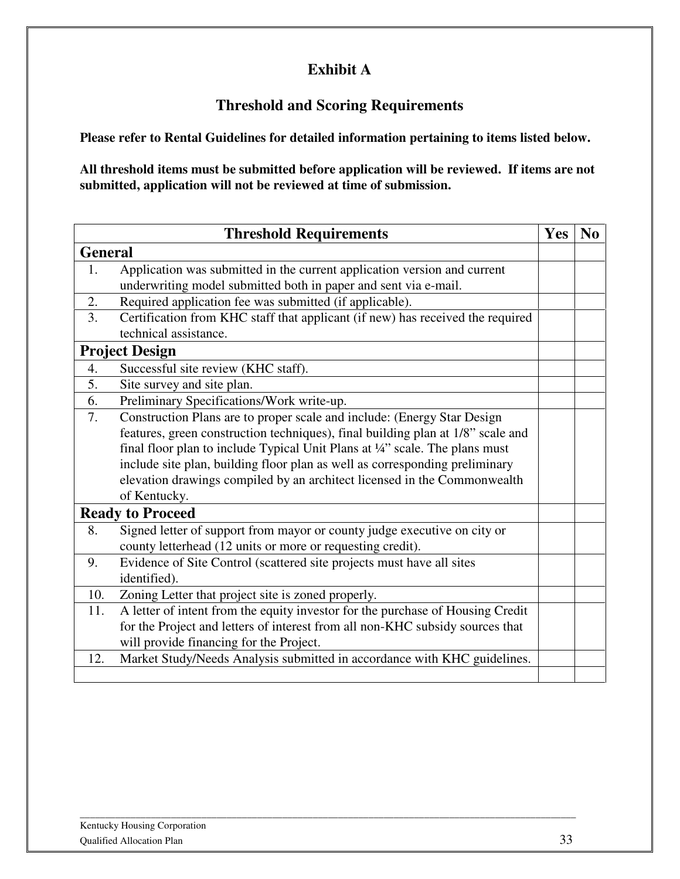# Exhibit A

## Threshold and Scoring Requirements

**Please refer to Rental Guidelines for detailed information pertaining to items listed below.**

**All threshold items must be submitted before application will be reviewed. If items are not submitted, application will not be reviewed at time of submission.**

| | Threshold Requirements | Yes | No |
|---|---|---|---|
| **General** | | | |
| 1. | Application was submitted in the current application version and current underwriting model submitted both in paper and sent via e-mail. | | |
| 2. | Required application fee was submitted (if applicable). | | |
| 3. | Certification from KHC staff that applicant (if new) has received the required technical assistance. | | |
| **Project Design** | | | |
| 4. | Successful site review (KHC staff). | | |
| 5. | Site survey and site plan. | | |
| 6. | Preliminary Specifications/Work write-up. | | |
| 7. | Construction Plans are to proper scale and include: (Energy Star Design features, green construction techniques), final building plan at 1/8" scale and final floor plan to include Typical Unit Plans at ¼" scale. The plans must include site plan, building floor plan as well as corresponding preliminary elevation drawings compiled by an architect licensed in the Commonwealth of Kentucky. | | |
| **Ready to Proceed** | | | |
| 8. | Signed letter of support from mayor or county judge executive on city or county letterhead (12 units or more or requesting credit). | | |
| 9. | Evidence of Site Control (scattered site projects must have all sites identified). | | |
| 10. | Zoning Letter that project site is zoned properly. | | |
| 11. | A letter of intent from the equity investor for the purchase of Housing Credit for the Project and letters of interest from all non-KHC subsidy sources that will provide financing for the Project. | | |
| 12. | Market Study/Needs Analysis submitted in accordance with KHC guidelines. | | |
| | | | |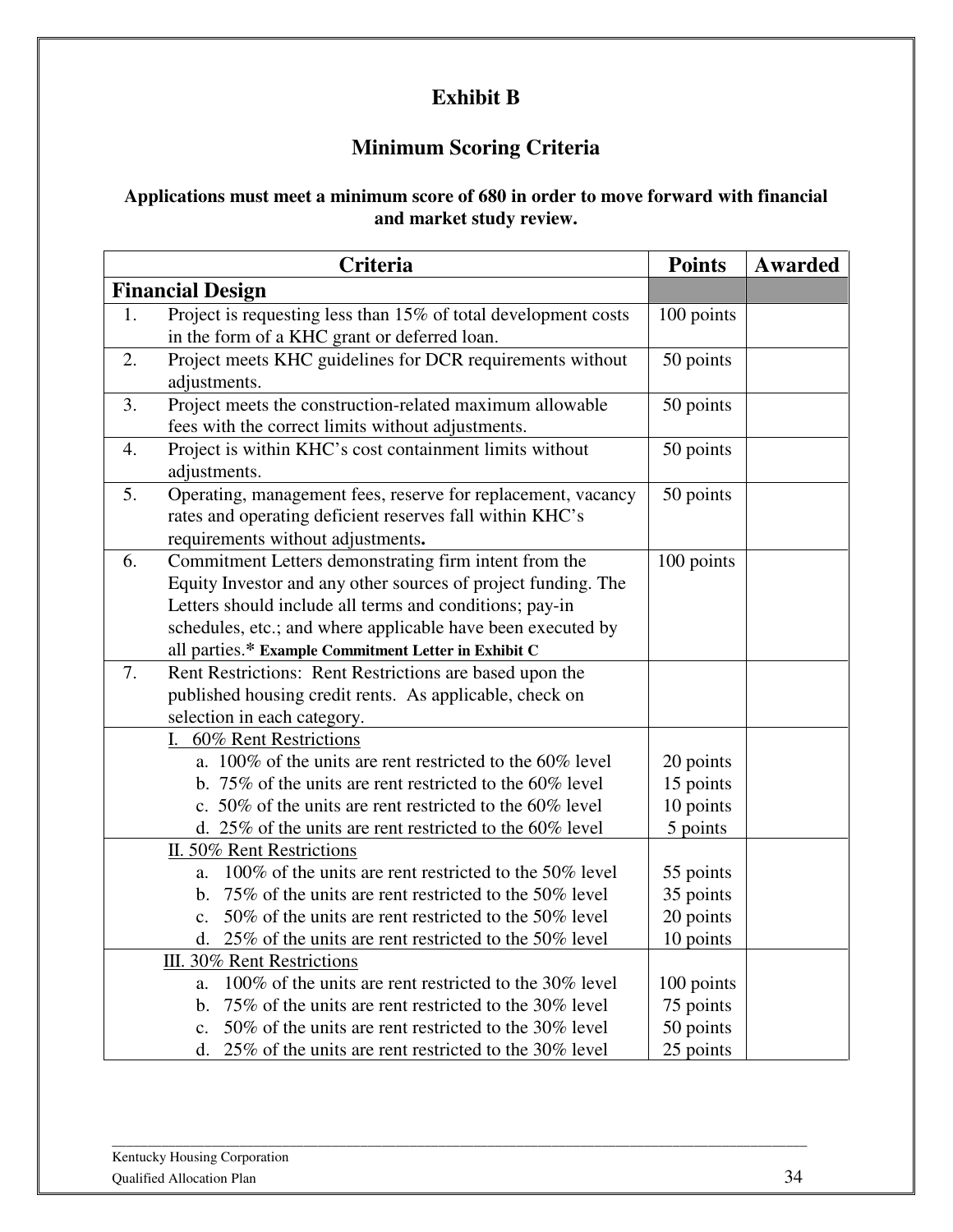# Exhibit B

## Minimum Scoring Criteria

**Applications must meet a minimum score of 680 in order to move forward with financial and market study review.**

| Criteria | Points | Awarded |
|---|---|---|
| **Financial Design** | | |
| 1. Project is requesting less than 15% of total development costs in the form of a KHC grant or deferred loan. | 100 points | |
| 2. Project meets KHC guidelines for DCR requirements without adjustments. | 50 points | |
| 3. Project meets the construction-related maximum allowable fees with the correct limits without adjustments. | 50 points | |
| 4. Project is within KHC's cost containment limits without adjustments. | 50 points | |
| 5. Operating, management fees, reserve for replacement, vacancy rates and operating deficient reserves fall within KHC's requirements without adjustments. | 50 points | |
| 6. Commitment Letters demonstrating firm intent from the Equity Investor and any other sources of project funding. The Letters should include all terms and conditions; pay-in schedules, etc.; and where applicable have been executed by all parties.* **Example Commitment Letter in Exhibit C** | 100 points | |
| 7. Rent Restrictions: Rent Restrictions are based upon the published housing credit rents. As applicable, check on selection in each category. | | |
| I. 60% Rent Restrictions<br>a. 100% of the units are rent restricted to the 60% level<br>b. 75% of the units are rent restricted to the 60% level<br>c. 50% of the units are rent restricted to the 60% level<br>d. 25% of the units are rent restricted to the 60% level | <br>20 points<br>15 points<br>10 points<br>5 points | |
| II. 50% Rent Restrictions<br>a. 100% of the units are rent restricted to the 50% level<br>b. 75% of the units are rent restricted to the 50% level<br>c. 50% of the units are rent restricted to the 50% level<br>d. 25% of the units are rent restricted to the 50% level | <br>55 points<br>35 points<br>20 points<br>10 points | |
| III. 30% Rent Restrictions<br>a. 100% of the units are rent restricted to the 30% level<br>b. 75% of the units are rent restricted to the 30% level<br>c. 50% of the units are rent restricted to the 30% level<br>d. 25% of the units are rent restricted to the 30% level | <br>100 points<br>75 points<br>50 points<br>25 points | |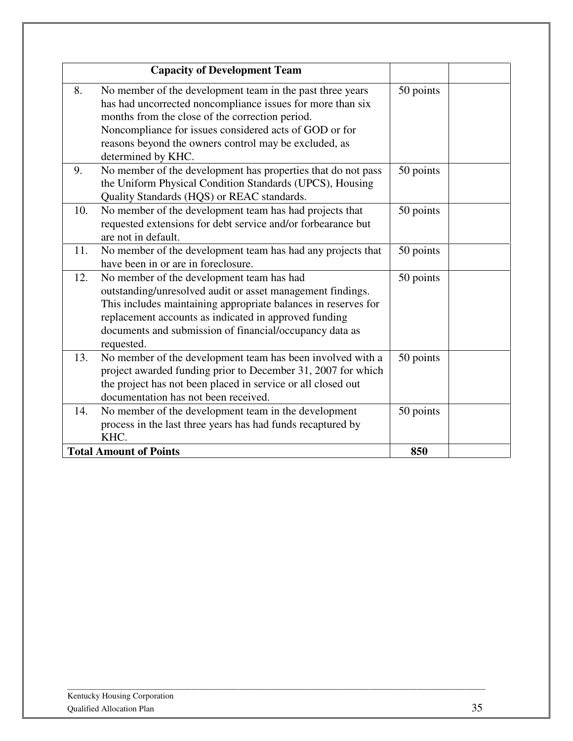| | Capacity of Development Team | | |
|---|---|---|---|
| 8. | No member of the development team in the past three years has had uncorrected noncompliance issues for more than six months from the close of the correction period. Noncompliance for issues considered acts of GOD or for reasons beyond the owners control may be excluded, as determined by KHC. | 50 points | |
| 9. | No member of the development has properties that do not pass the Uniform Physical Condition Standards (UPCS), Housing Quality Standards (HQS) or REAC standards. | 50 points | |
| 10. | No member of the development team has had projects that requested extensions for debt service and/or forbearance but are not in default. | 50 points | |
| 11. | No member of the development team has had any projects that have been in or are in foreclosure. | 50 points | |
| 12. | No member of the development team has had outstanding/unresolved audit or asset management findings. This includes maintaining appropriate balances in reserves for replacement accounts as indicated in approved funding documents and submission of financial/occupancy data as requested. | 50 points | |
| 13. | No member of the development team has been involved with a project awarded funding prior to December 31, 2007 for which the project has not been placed in service or all closed out documentation has not been received. | 50 points | |
| 14. | No member of the development team in the development process in the last three years has had funds recaptured by KHC. | 50 points | |
| **Total Amount of Points** | | **850** | |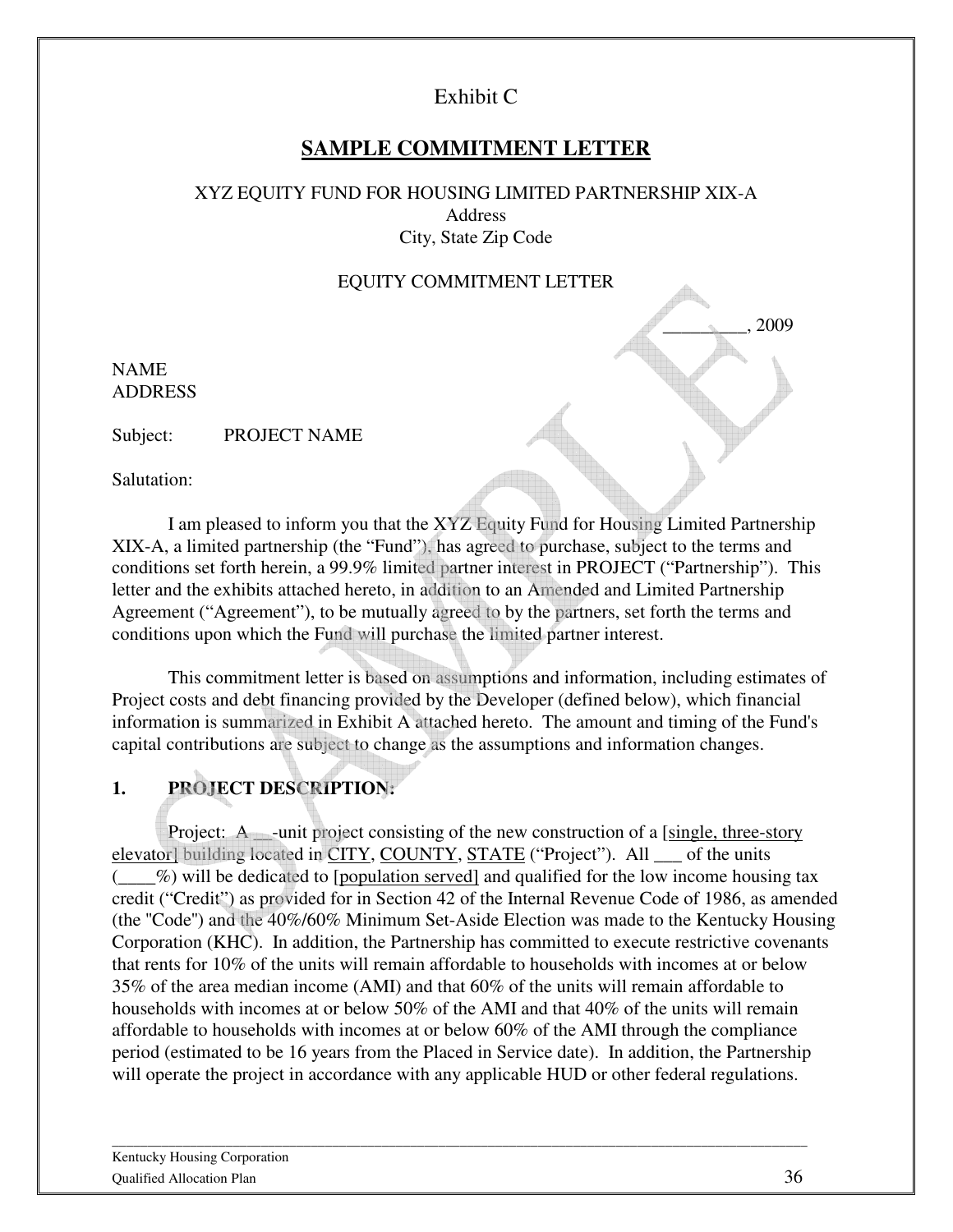Exhibit C

# SAMPLE COMMITMENT LETTER

XYZ EQUITY FUND FOR HOUSING LIMITED PARTNERSHIP XIX-A
Address
City, State Zip Code

EQUITY COMMITMENT LETTER

_________, 2009

NAME
ADDRESS

Subject: PROJECT NAME

Salutation:

I am pleased to inform you that the XYZ Equity Fund for Housing Limited Partnership XIX-A, a limited partnership (the "Fund"), has agreed to purchase, subject to the terms and conditions set forth herein, a 99.9% limited partner interest in PROJECT ("Partnership"). This letter and the exhibits attached hereto, in addition to an Amended and Limited Partnership Agreement ("Agreement"), to be mutually agreed to by the partners, set forth the terms and conditions upon which the Fund will purchase the limited partner interest.

This commitment letter is based on assumptions and information, including estimates of Project costs and debt financing provided by the Developer (defined below), which financial information is summarized in Exhibit A attached hereto. The amount and timing of the Fund's capital contributions are subject to change as the assumptions and information changes.

## 1. PROJECT DESCRIPTION:

Project: A __-unit project consisting of the new construction of a [single, three-story elevator] building located in CITY, COUNTY, STATE ("Project"). All ___ of the units (____%) will be dedicated to [population served] and qualified for the low income housing tax credit ("Credit") as provided for in Section 42 of the Internal Revenue Code of 1986, as amended (the "Code") and the 40%/60% Minimum Set-Aside Election was made to the Kentucky Housing Corporation (KHC). In addition, the Partnership has committed to execute restrictive covenants that rents for 10% of the units will remain affordable to households with incomes at or below 35% of the area median income (AMI) and that 60% of the units will remain affordable to households with incomes at or below 50% of the AMI and that 40% of the units will remain affordable to households with incomes at or below 60% of the AMI through the compliance period (estimated to be 16 years from the Placed in Service date). In addition, the Partnership will operate the project in accordance with any applicable HUD or other federal regulations.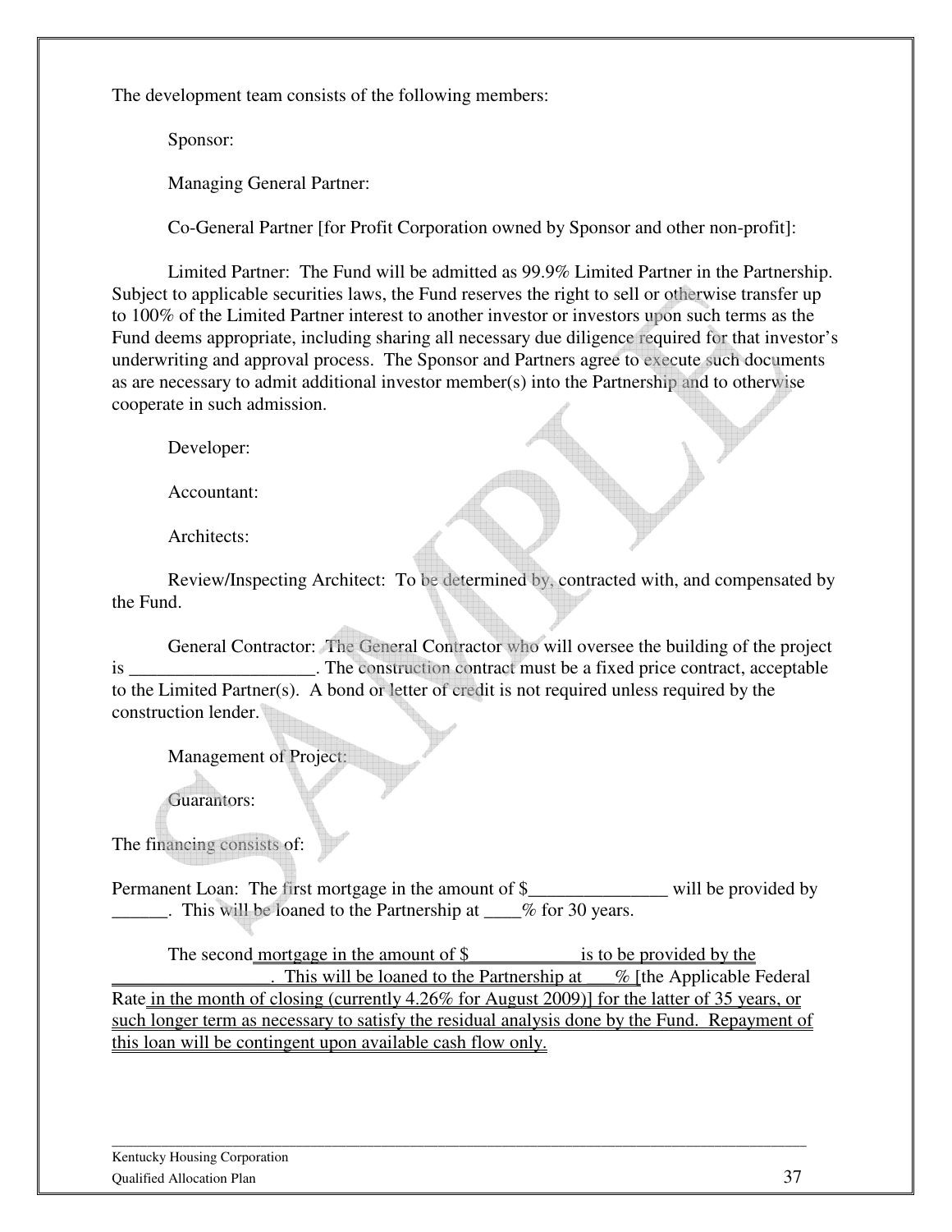The development team consists of the following members:

Sponsor:

Managing General Partner:

Co-General Partner [for Profit Corporation owned by Sponsor and other non-profit]:

Limited Partner: The Fund will be admitted as 99.9% Limited Partner in the Partnership. Subject to applicable securities laws, the Fund reserves the right to sell or otherwise transfer up to 100% of the Limited Partner interest to another investor or investors upon such terms as the Fund deems appropriate, including sharing all necessary due diligence required for that investor's underwriting and approval process. The Sponsor and Partners agree to execute such documents as are necessary to admit additional investor member(s) into the Partnership and to otherwise cooperate in such admission.

Developer:

Accountant:

Architects:

Review/Inspecting Architect: To be determined by, contracted with, and compensated by the Fund.

General Contractor: The General Contractor who will oversee the building of the project is ____________________. The construction contract must be a fixed price contract, acceptable to the Limited Partner(s). A bond or letter of credit is not required unless required by the construction lender.

Management of Project:

Guarantors:

The financing consists of:

Permanent Loan: The first mortgage in the amount of $_______________ will be provided by ______. This will be loaned to the Partnership at ____% for 30 years.

The second mortgage in the amount of $____________ is to be provided by the __________________. This will be loaned to the Partnership at ___% [the Applicable Federal Rate in the month of closing (currently 4.26% for August 2009)] for the latter of 35 years, or such longer term as necessary to satisfy the residual analysis done by the Fund. Repayment of this loan will be contingent upon available cash flow only.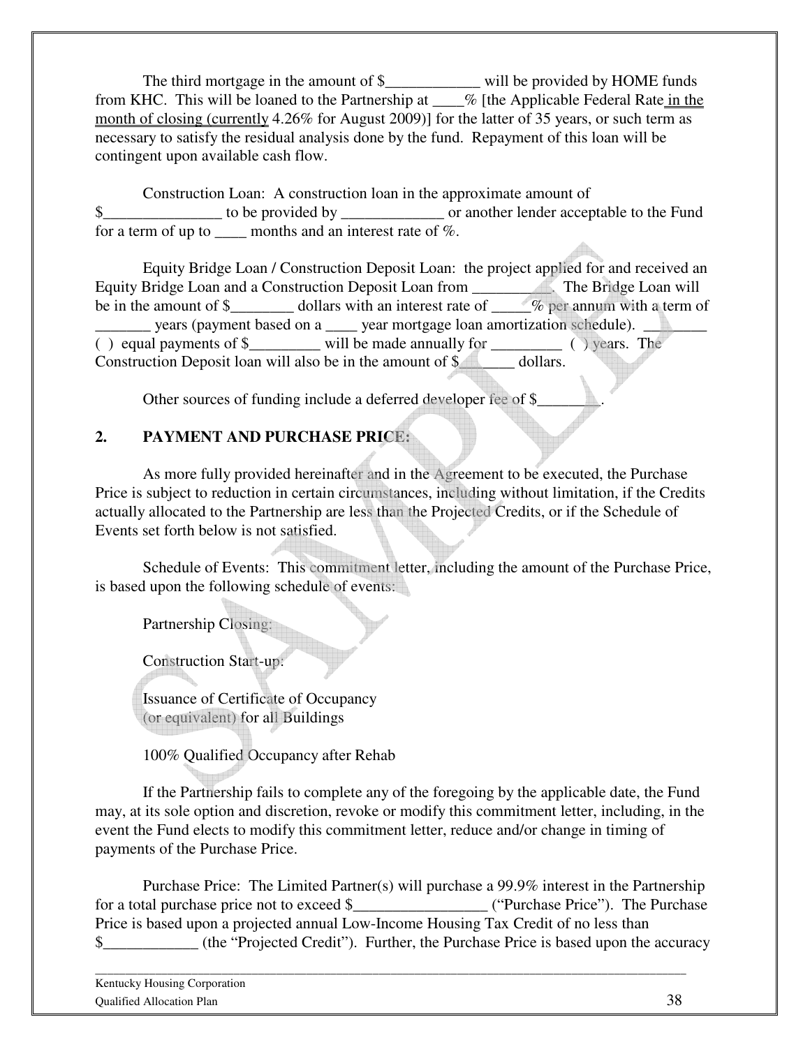The third mortgage in the amount of $____________ will be provided by HOME funds from KHC. This will be loaned to the Partnership at ____% [the Applicable Federal Rate in the month of closing (currently 4.26% for August 2009)] for the latter of 35 years, or such term as necessary to satisfy the residual analysis done by the fund. Repayment of this loan will be contingent upon available cash flow.

Construction Loan: A construction loan in the approximate amount of $_______________ to be provided by _____________ or another lender acceptable to the Fund for a term of up to ____ months and an interest rate of %.

Equity Bridge Loan / Construction Deposit Loan: the project applied for and received an Equity Bridge Loan and a Construction Deposit Loan from __________. The Bridge Loan will be in the amount of $________ dollars with an interest rate of _____% per annum with a term of _______ years (payment based on a ____ year mortgage loan amortization schedule). ________ ( ) equal payments of $_________ will be made annually for _________ ( ) years. The Construction Deposit loan will also be in the amount of $_______ dollars.

Other sources of funding include a deferred developer fee of $________.

## 2. PAYMENT AND PURCHASE PRICE:

As more fully provided hereinafter and in the Agreement to be executed, the Purchase Price is subject to reduction in certain circumstances, including without limitation, if the Credits actually allocated to the Partnership are less than the Projected Credits, or if the Schedule of Events set forth below is not satisfied.

Schedule of Events: This commitment letter, including the amount of the Purchase Price, is based upon the following schedule of events:

Partnership Closing:

Construction Start-up:

Issuance of Certificate of Occupancy (or equivalent) for all Buildings

100% Qualified Occupancy after Rehab

If the Partnership fails to complete any of the foregoing by the applicable date, the Fund may, at its sole option and discretion, revoke or modify this commitment letter, including, in the event the Fund elects to modify this commitment letter, reduce and/or change in timing of payments of the Purchase Price.

Purchase Price: The Limited Partner(s) will purchase a 99.9% interest in the Partnership for a total purchase price not to exceed $_________________ ("Purchase Price"). The Purchase Price is based upon a projected annual Low-Income Housing Tax Credit of no less than $____________ (the "Projected Credit"). Further, the Purchase Price is based upon the accuracy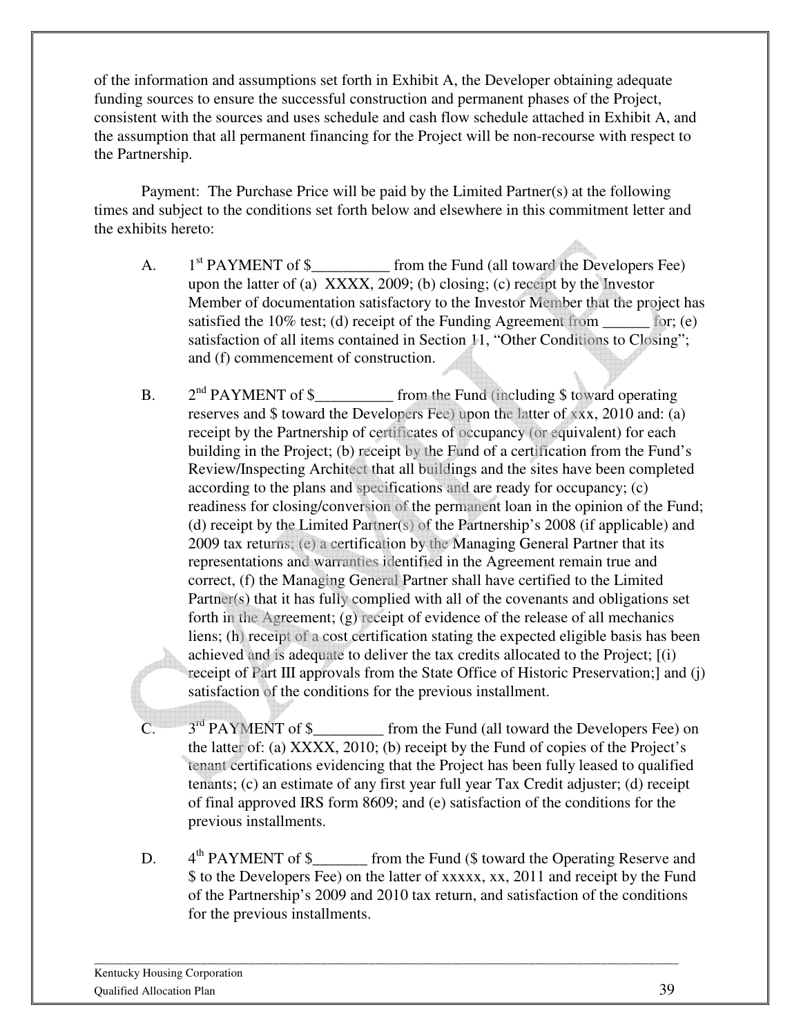of the information and assumptions set forth in Exhibit A, the Developer obtaining adequate funding sources to ensure the successful construction and permanent phases of the Project, consistent with the sources and uses schedule and cash flow schedule attached in Exhibit A, and the assumption that all permanent financing for the Project will be non-recourse with respect to the Partnership.

Payment: The Purchase Price will be paid by the Limited Partner(s) at the following times and subject to the conditions set forth below and elsewhere in this commitment letter and the exhibits hereto:

A. 1st PAYMENT of $__________ from the Fund (all toward the Developers Fee) upon the latter of (a) XXXX, 2009; (b) closing; (c) receipt by the Investor Member of documentation satisfactory to the Investor Member that the project has satisfied the 10% test; (d) receipt of the Funding Agreement from ______ for; (e) satisfaction of all items contained in Section 11, "Other Conditions to Closing"; and (f) commencement of construction.

B. 2nd PAYMENT of $__________ from the Fund (including $ toward operating reserves and $ toward the Developers Fee) upon the latter of xxx, 2010 and: (a) receipt by the Partnership of certificates of occupancy (or equivalent) for each building in the Project; (b) receipt by the Fund of a certification from the Fund's Review/Inspecting Architect that all buildings and the sites have been completed according to the plans and specifications and are ready for occupancy; (c) readiness for closing/conversion of the permanent loan in the opinion of the Fund; (d) receipt by the Limited Partner(s) of the Partnership's 2008 (if applicable) and 2009 tax returns; (e) a certification by the Managing General Partner that its representations and warranties identified in the Agreement remain true and correct, (f) the Managing General Partner shall have certified to the Limited Partner(s) that it has fully complied with all of the covenants and obligations set forth in the Agreement; (g) receipt of evidence of the release of all mechanics liens; (h) receipt of a cost certification stating the expected eligible basis has been achieved and is adequate to deliver the tax credits allocated to the Project; [(i) receipt of Part III approvals from the State Office of Historic Preservation;] and (j) satisfaction of the conditions for the previous installment.

C. 3rd PAYMENT of $_________ from the Fund (all toward the Developers Fee) on the latter of: (a) XXXX, 2010; (b) receipt by the Fund of copies of the Project's tenant certifications evidencing that the Project has been fully leased to qualified tenants; (c) an estimate of any first year full year Tax Credit adjuster; (d) receipt of final approved IRS form 8609; and (e) satisfaction of the conditions for the previous installments.

D. 4th PAYMENT of $_______ from the Fund ($ toward the Operating Reserve and $ to the Developers Fee) on the latter of xxxxx, xx, 2011 and receipt by the Fund of the Partnership's 2009 and 2010 tax return, and satisfaction of the conditions for the previous installments.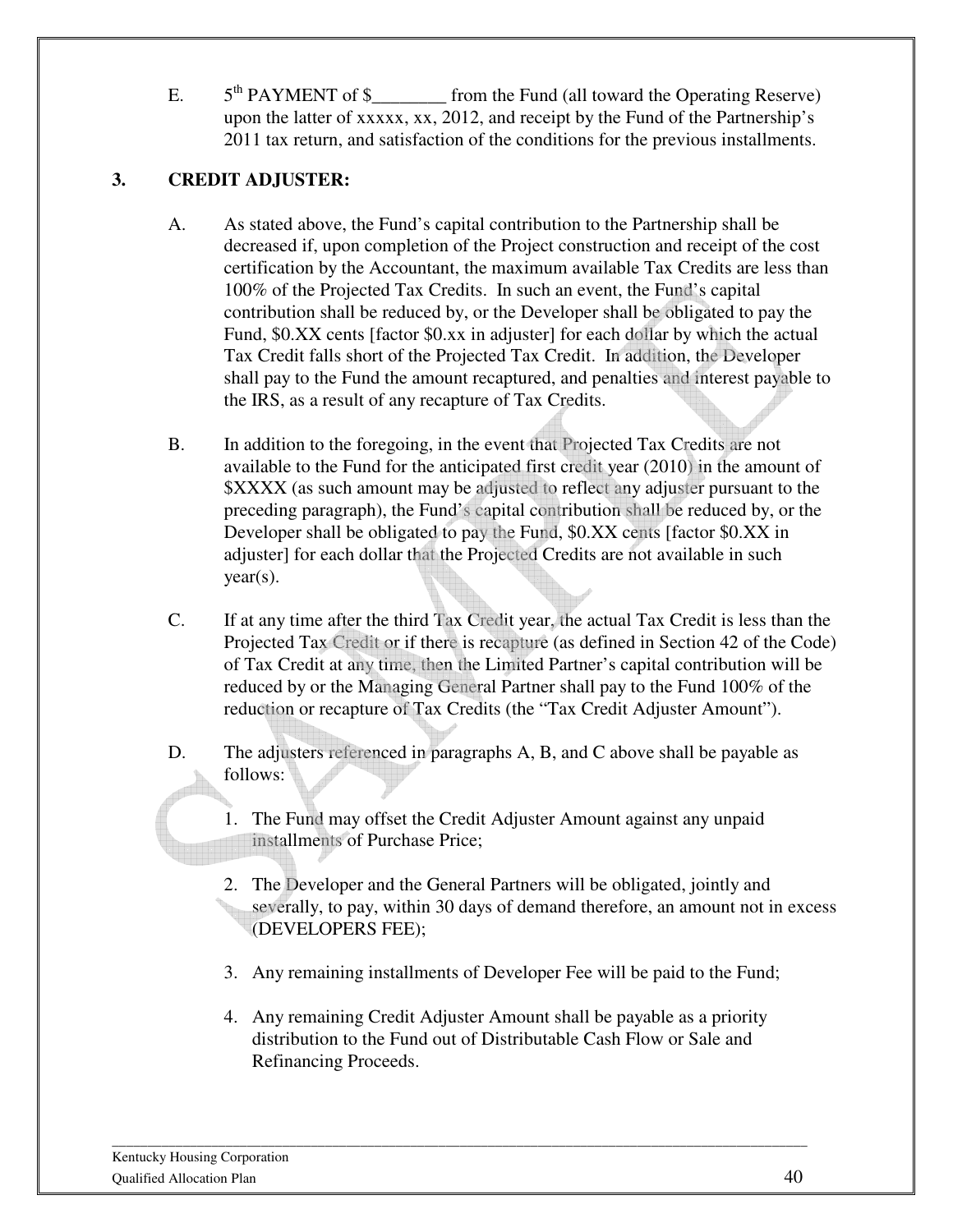E. 5th PAYMENT of $________ from the Fund (all toward the Operating Reserve) upon the latter of xxxxx, xx, 2012, and receipt by the Fund of the Partnership's 2011 tax return, and satisfaction of the conditions for the previous installments.

## 3. CREDIT ADJUSTER:

A. As stated above, the Fund's capital contribution to the Partnership shall be decreased if, upon completion of the Project construction and receipt of the cost certification by the Accountant, the maximum available Tax Credits are less than 100% of the Projected Tax Credits. In such an event, the Fund's capital contribution shall be reduced by, or the Developer shall be obligated to pay the Fund, $0.XX cents [factor $0.xx in adjuster] for each dollar by which the actual Tax Credit falls short of the Projected Tax Credit. In addition, the Developer shall pay to the Fund the amount recaptured, and penalties and interest payable to the IRS, as a result of any recapture of Tax Credits.

B. In addition to the foregoing, in the event that Projected Tax Credits are not available to the Fund for the anticipated first credit year (2010) in the amount of $XXXX (as such amount may be adjusted to reflect any adjuster pursuant to the preceding paragraph), the Fund's capital contribution shall be reduced by, or the Developer shall be obligated to pay the Fund, $0.XX cents [factor $0.XX in adjuster] for each dollar that the Projected Credits are not available in such year(s).

C. If at any time after the third Tax Credit year, the actual Tax Credit is less than the Projected Tax Credit or if there is recapture (as defined in Section 42 of the Code) of Tax Credit at any time, then the Limited Partner's capital contribution will be reduced by or the Managing General Partner shall pay to the Fund 100% of the reduction or recapture of Tax Credits (the "Tax Credit Adjuster Amount").

D. The adjusters referenced in paragraphs A, B, and C above shall be payable as follows:

1. The Fund may offset the Credit Adjuster Amount against any unpaid installments of Purchase Price;
2. The Developer and the General Partners will be obligated, jointly and severally, to pay, within 30 days of demand therefore, an amount not in excess (DEVELOPERS FEE);
3. Any remaining installments of Developer Fee will be paid to the Fund;
4. Any remaining Credit Adjuster Amount shall be payable as a priority distribution to the Fund out of Distributable Cash Flow or Sale and Refinancing Proceeds.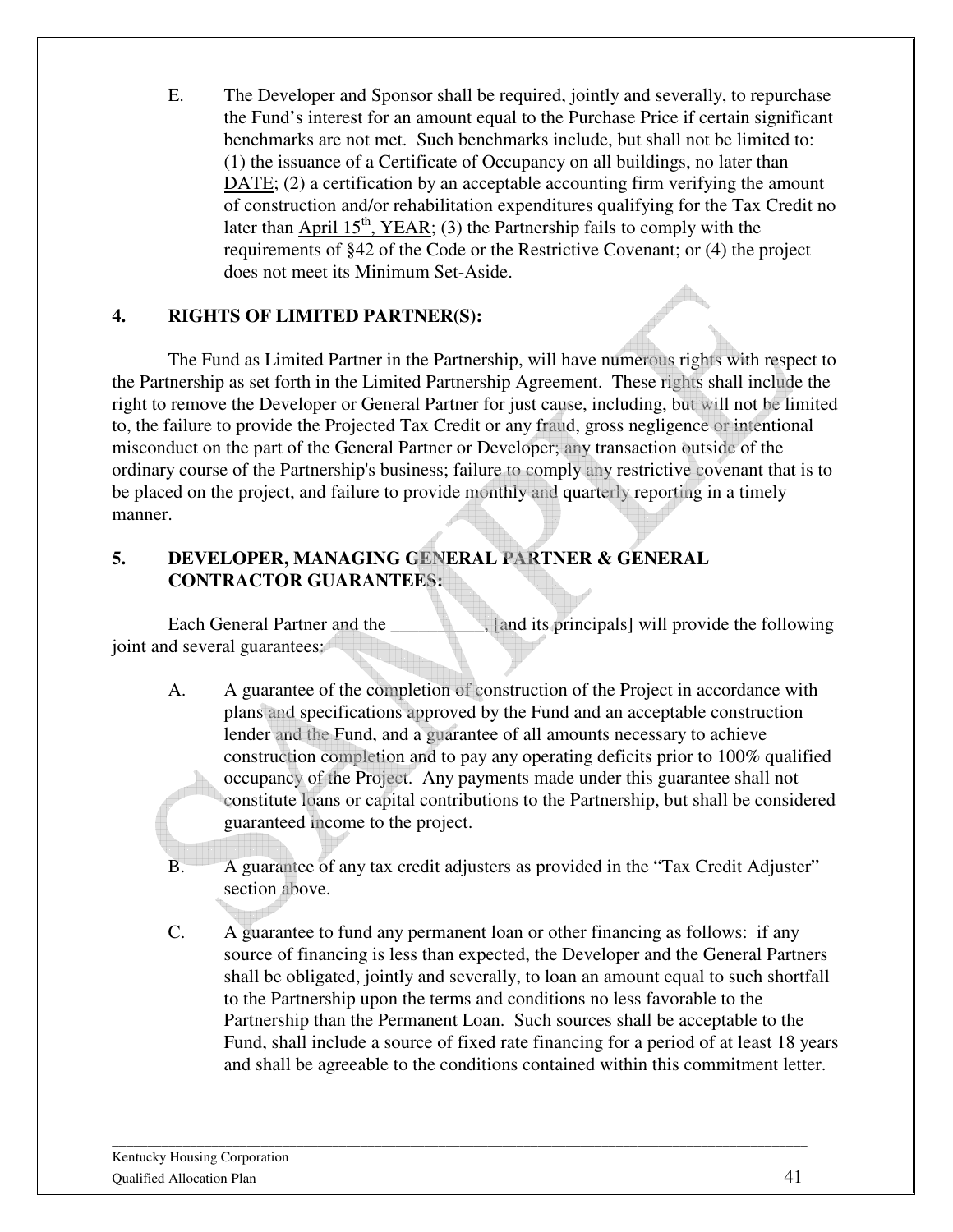E. The Developer and Sponsor shall be required, jointly and severally, to repurchase the Fund's interest for an amount equal to the Purchase Price if certain significant benchmarks are not met. Such benchmarks include, but shall not be limited to: (1) the issuance of a Certificate of Occupancy on all buildings, no later than DATE; (2) a certification by an acceptable accounting firm verifying the amount of construction and/or rehabilitation expenditures qualifying for the Tax Credit no later than April 15th, YEAR; (3) the Partnership fails to comply with the requirements of §42 of the Code or the Restrictive Covenant; or (4) the project does not meet its Minimum Set-Aside.

## 4. RIGHTS OF LIMITED PARTNER(S):

The Fund as Limited Partner in the Partnership, will have numerous rights with respect to the Partnership as set forth in the Limited Partnership Agreement. These rights shall include the right to remove the Developer or General Partner for just cause, including, but will not be limited to, the failure to provide the Projected Tax Credit or any fraud, gross negligence or intentional misconduct on the part of the General Partner or Developer; any transaction outside of the ordinary course of the Partnership's business; failure to comply any restrictive covenant that is to be placed on the project, and failure to provide monthly and quarterly reporting in a timely manner.

## 5. DEVELOPER, MANAGING GENERAL PARTNER & GENERAL CONTRACTOR GUARANTEES:

Each General Partner and the __________, [and its principals] will provide the following joint and several guarantees:

A. A guarantee of the completion of construction of the Project in accordance with plans and specifications approved by the Fund and an acceptable construction lender and the Fund, and a guarantee of all amounts necessary to achieve construction completion and to pay any operating deficits prior to 100% qualified occupancy of the Project. Any payments made under this guarantee shall not constitute loans or capital contributions to the Partnership, but shall be considered guaranteed income to the project.

B. A guarantee of any tax credit adjusters as provided in the "Tax Credit Adjuster" section above.

C. A guarantee to fund any permanent loan or other financing as follows: if any source of financing is less than expected, the Developer and the General Partners shall be obligated, jointly and severally, to loan an amount equal to such shortfall to the Partnership upon the terms and conditions no less favorable to the Partnership than the Permanent Loan. Such sources shall be acceptable to the Fund, shall include a source of fixed rate financing for a period of at least 18 years and shall be agreeable to the conditions contained within this commitment letter.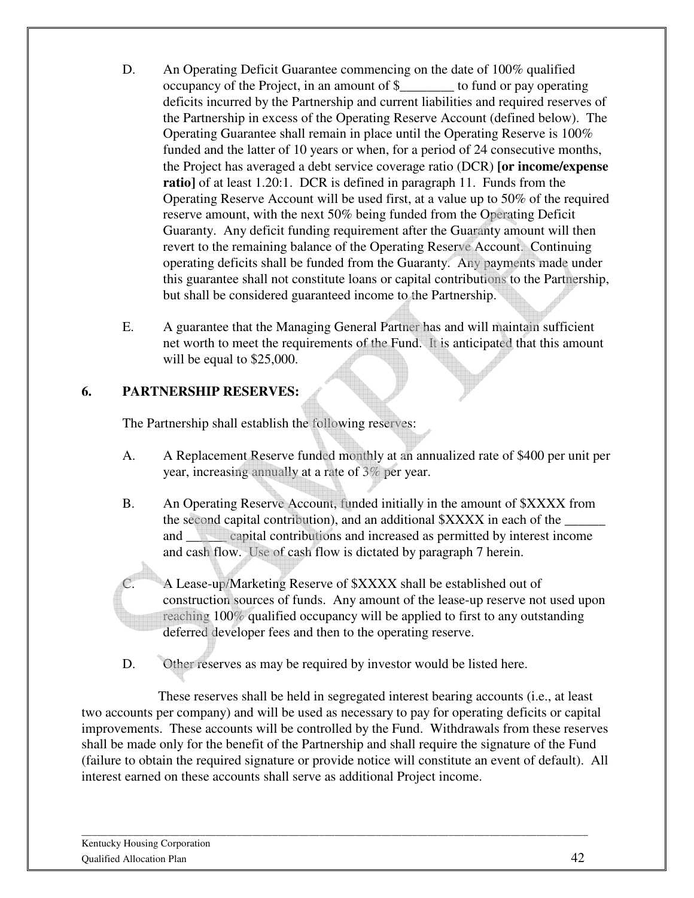D. An Operating Deficit Guarantee commencing on the date of 100% qualified occupancy of the Project, in an amount of $________ to fund or pay operating deficits incurred by the Partnership and current liabilities and required reserves of the Partnership in excess of the Operating Reserve Account (defined below). The Operating Guarantee shall remain in place until the Operating Reserve is 100% funded and the latter of 10 years or when, for a period of 24 consecutive months, the Project has averaged a debt service coverage ratio (DCR) **[or income/expense ratio]** of at least 1.20:1. DCR is defined in paragraph 11. Funds from the Operating Reserve Account will be used first, at a value up to 50% of the required reserve amount, with the next 50% being funded from the Operating Deficit Guaranty. Any deficit funding requirement after the Guaranty amount will then revert to the remaining balance of the Operating Reserve Account. Continuing operating deficits shall be funded from the Guaranty. Any payments made under this guarantee shall not constitute loans or capital contributions to the Partnership, but shall be considered guaranteed income to the Partnership.

E. A guarantee that the Managing General Partner has and will maintain sufficient net worth to meet the requirements of the Fund. It is anticipated that this amount will be equal to $25,000.

## 6. PARTNERSHIP RESERVES:

The Partnership shall establish the following reserves:

A. A Replacement Reserve funded monthly at an annualized rate of $400 per unit per year, increasing annually at a rate of 3% per year.

B. An Operating Reserve Account, funded initially in the amount of $XXXX from the second capital contribution), and an additional $XXXX in each of the ______ and ______ capital contributions and increased as permitted by interest income and cash flow. Use of cash flow is dictated by paragraph 7 herein.

C. A Lease-up/Marketing Reserve of $XXXX shall be established out of construction sources of funds. Any amount of the lease-up reserve not used upon reaching 100% qualified occupancy will be applied to first to any outstanding deferred developer fees and then to the operating reserve.

D. Other reserves as may be required by investor would be listed here.

These reserves shall be held in segregated interest bearing accounts (i.e., at least two accounts per company) and will be used as necessary to pay for operating deficits or capital improvements. These accounts will be controlled by the Fund. Withdrawals from these reserves shall be made only for the benefit of the Partnership and shall require the signature of the Fund (failure to obtain the required signature or provide notice will constitute an event of default). All interest earned on these accounts shall serve as additional Project income.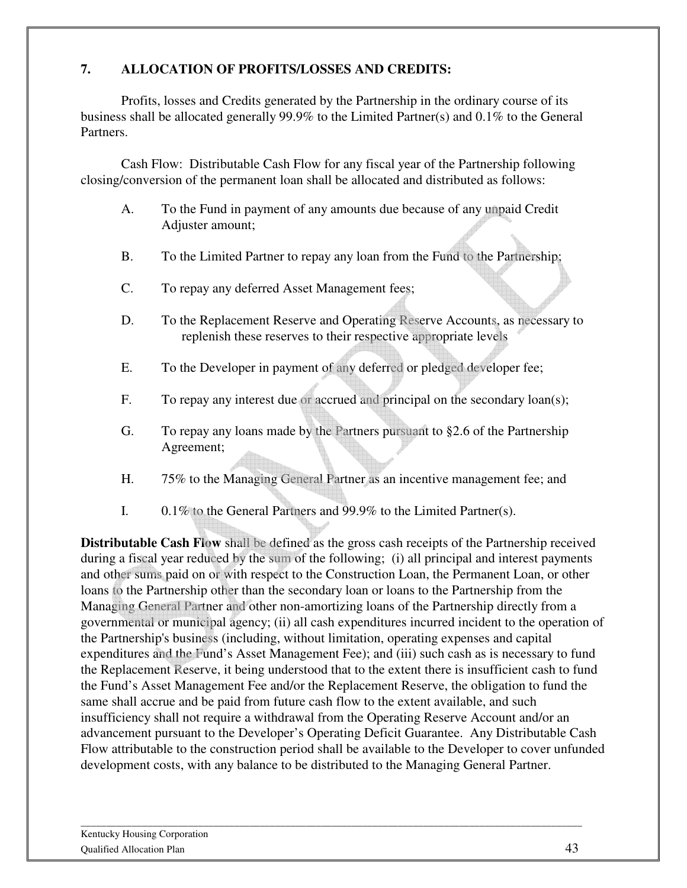## 7. ALLOCATION OF PROFITS/LOSSES AND CREDITS:

Profits, losses and Credits generated by the Partnership in the ordinary course of its business shall be allocated generally 99.9% to the Limited Partner(s) and 0.1% to the General Partners.

Cash Flow: Distributable Cash Flow for any fiscal year of the Partnership following closing/conversion of the permanent loan shall be allocated and distributed as follows:

A. To the Fund in payment of any amounts due because of any unpaid Credit Adjuster amount;

B. To the Limited Partner to repay any loan from the Fund to the Partnership;

C. To repay any deferred Asset Management fees;

D. To the Replacement Reserve and Operating Reserve Accounts, as necessary to replenish these reserves to their respective appropriate levels

E. To the Developer in payment of any deferred or pledged developer fee;

F. To repay any interest due or accrued and principal on the secondary loan(s);

G. To repay any loans made by the Partners pursuant to §2.6 of the Partnership Agreement;

H. 75% to the Managing General Partner as an incentive management fee; and

I. 0.1% to the General Partners and 99.9% to the Limited Partner(s).

**Distributable Cash Flow** shall be defined as the gross cash receipts of the Partnership received during a fiscal year reduced by the sum of the following; (i) all principal and interest payments and other sums paid on or with respect to the Construction Loan, the Permanent Loan, or other loans to the Partnership other than the secondary loan or loans to the Partnership from the Managing General Partner and other non-amortizing loans of the Partnership directly from a governmental or municipal agency; (ii) all cash expenditures incurred incident to the operation of the Partnership's business (including, without limitation, operating expenses and capital expenditures and the Fund's Asset Management Fee); and (iii) such cash as is necessary to fund the Replacement Reserve, it being understood that to the extent there is insufficient cash to fund the Fund's Asset Management Fee and/or the Replacement Reserve, the obligation to fund the same shall accrue and be paid from future cash flow to the extent available, and such insufficiency shall not require a withdrawal from the Operating Reserve Account and/or an advancement pursuant to the Developer's Operating Deficit Guarantee. Any Distributable Cash Flow attributable to the construction period shall be available to the Developer to cover unfunded development costs, with any balance to be distributed to the Managing General Partner.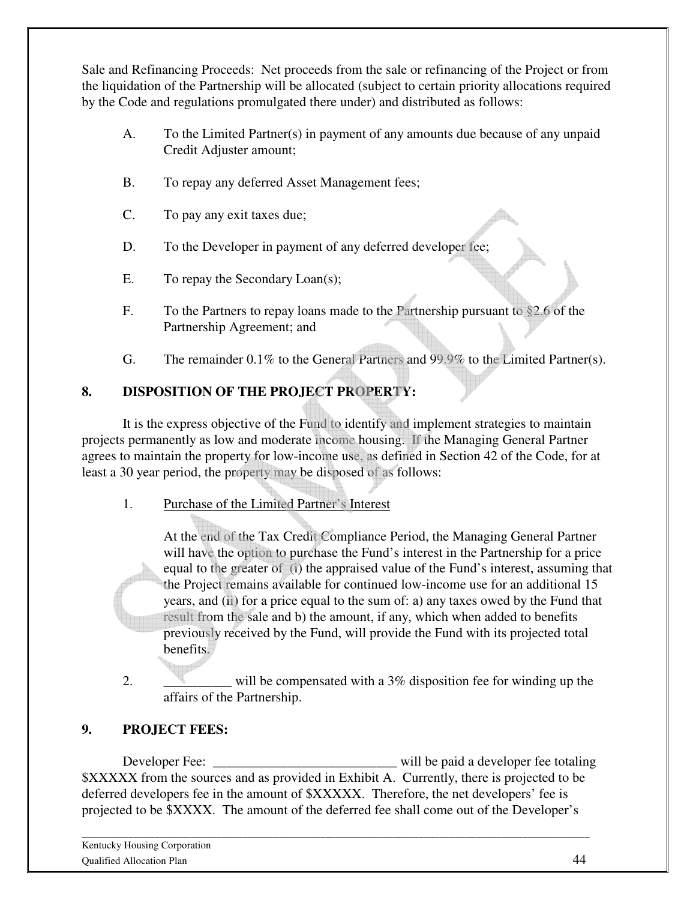Sale and Refinancing Proceeds: Net proceeds from the sale or refinancing of the Project or from the liquidation of the Partnership will be allocated (subject to certain priority allocations required by the Code and regulations promulgated there under) and distributed as follows:

A. To the Limited Partner(s) in payment of any amounts due because of any unpaid Credit Adjuster amount;

B. To repay any deferred Asset Management fees;

C. To pay any exit taxes due;

D. To the Developer in payment of any deferred developer fee;

E. To repay the Secondary Loan(s);

F. To the Partners to repay loans made to the Partnership pursuant to §2.6 of the Partnership Agreement; and

G. The remainder 0.1% to the General Partners and 99.9% to the Limited Partner(s).

## 8. DISPOSITION OF THE PROJECT PROPERTY:

It is the express objective of the Fund to identify and implement strategies to maintain projects permanently as low and moderate income housing. If the Managing General Partner agrees to maintain the property for low-income use, as defined in Section 42 of the Code, for at least a 30 year period, the property may be disposed of as follows:

1. Purchase of the Limited Partner's Interest

   At the end of the Tax Credit Compliance Period, the Managing General Partner will have the option to purchase the Fund's interest in the Partnership for a price equal to the greater of (i) the appraised value of the Fund's interest, assuming that the Project remains available for continued low-income use for an additional 15 years, and (ii) for a price equal to the sum of: a) any taxes owed by the Fund that result from the sale and b) the amount, if any, which when added to benefits previously received by the Fund, will provide the Fund with its projected total benefits.

2. __________ will be compensated with a 3% disposition fee for winding up the affairs of the Partnership.

## 9. PROJECT FEES:

Developer Fee: ___________________________ will be paid a developer fee totaling $XXXXX from the sources and as provided in Exhibit A. Currently, there is projected to be deferred developers fee in the amount of $XXXXX. Therefore, the net developers' fee is projected to be $XXXX. The amount of the deferred fee shall come out of the Developer's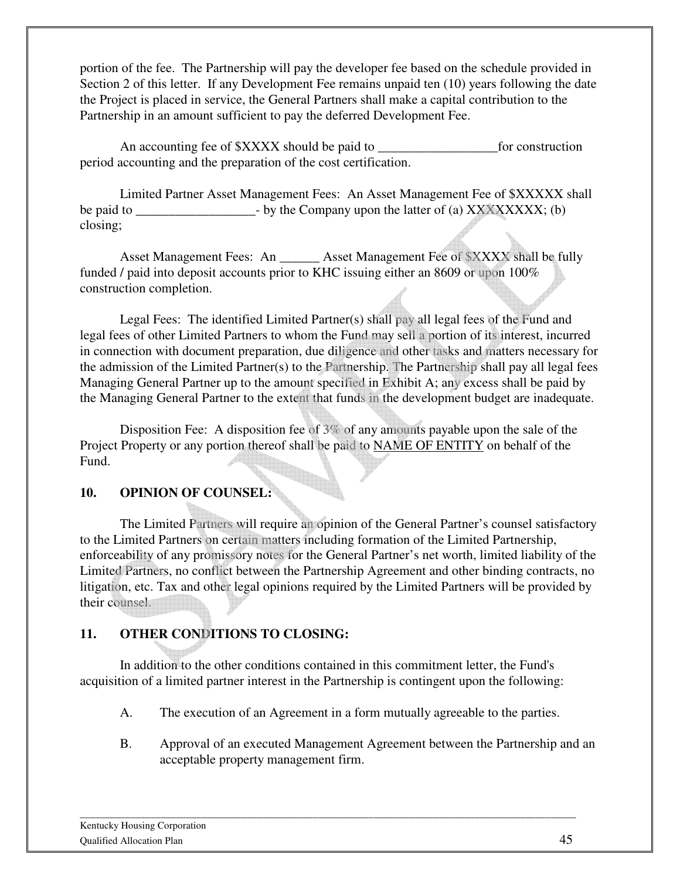portion of the fee. The Partnership will pay the developer fee based on the schedule provided in Section 2 of this letter. If any Development Fee remains unpaid ten (10) years following the date the Project is placed in service, the General Partners shall make a capital contribution to the Partnership in an amount sufficient to pay the deferred Development Fee.

An accounting fee of $XXXX should be paid to __________________for construction period accounting and the preparation of the cost certification.

Limited Partner Asset Management Fees: An Asset Management Fee of $XXXXX shall be paid to __________________- by the Company upon the latter of (a) XXXXXXXX; (b) closing;

Asset Management Fees: An ______ Asset Management Fee of $XXXX shall be fully funded / paid into deposit accounts prior to KHC issuing either an 8609 or upon 100% construction completion.

Legal Fees: The identified Limited Partner(s) shall pay all legal fees of the Fund and legal fees of other Limited Partners to whom the Fund may sell a portion of its interest, incurred in connection with document preparation, due diligence and other tasks and matters necessary for the admission of the Limited Partner(s) to the Partnership. The Partnership shall pay all legal fees Managing General Partner up to the amount specified in Exhibit A; any excess shall be paid by the Managing General Partner to the extent that funds in the development budget are inadequate.

Disposition Fee: A disposition fee of 3% of any amounts payable upon the sale of the Project Property or any portion thereof shall be paid to <u>NAME OF ENTITY</u> on behalf of the Fund.

## 10. OPINION OF COUNSEL:

The Limited Partners will require an opinion of the General Partner's counsel satisfactory to the Limited Partners on certain matters including formation of the Limited Partnership, enforceability of any promissory notes for the General Partner's net worth, limited liability of the Limited Partners, no conflict between the Partnership Agreement and other binding contracts, no litigation, etc. Tax and other legal opinions required by the Limited Partners will be provided by their counsel.

## 11. OTHER CONDITIONS TO CLOSING:

In addition to the other conditions contained in this commitment letter, the Fund's acquisition of a limited partner interest in the Partnership is contingent upon the following:

A. The execution of an Agreement in a form mutually agreeable to the parties.

B. Approval of an executed Management Agreement between the Partnership and an acceptable property management firm.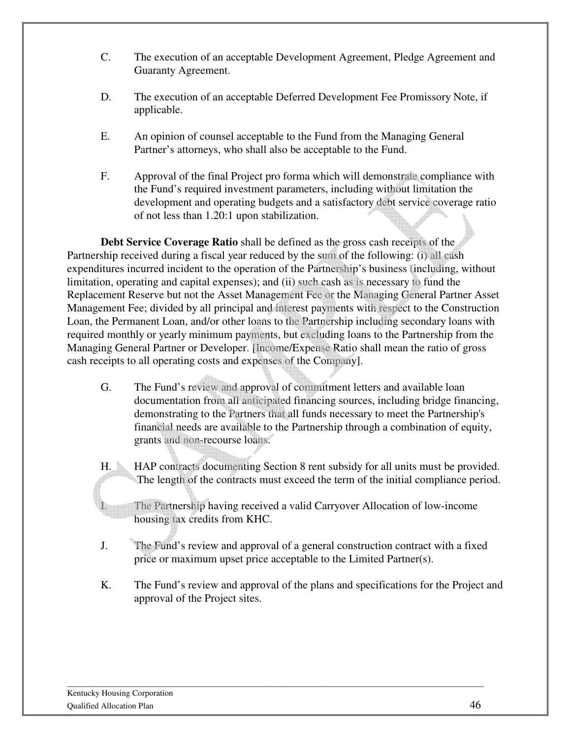C. The execution of an acceptable Development Agreement, Pledge Agreement and Guaranty Agreement.

D. The execution of an acceptable Deferred Development Fee Promissory Note, if applicable.

E. An opinion of counsel acceptable to the Fund from the Managing General Partner's attorneys, who shall also be acceptable to the Fund.

F. Approval of the final Project pro forma which will demonstrate compliance with the Fund's required investment parameters, including without limitation the development and operating budgets and a satisfactory debt service coverage ratio of not less than 1.20:1 upon stabilization.

**Debt Service Coverage Ratio** shall be defined as the gross cash receipts of the Partnership received during a fiscal year reduced by the sum of the following: (i) all cash expenditures incurred incident to the operation of the Partnership's business (including, without limitation, operating and capital expenses); and (ii) such cash as is necessary to fund the Replacement Reserve but not the Asset Management Fee or the Managing General Partner Asset Management Fee; divided by all principal and interest payments with respect to the Construction Loan, the Permanent Loan, and/or other loans to the Partnership including secondary loans with required monthly or yearly minimum payments, but excluding loans to the Partnership from the Managing General Partner or Developer. [Income/Expense Ratio shall mean the ratio of gross cash receipts to all operating costs and expenses of the Company].

G. The Fund's review and approval of commitment letters and available loan documentation from all anticipated financing sources, including bridge financing, demonstrating to the Partners that all funds necessary to meet the Partnership's financial needs are available to the Partnership through a combination of equity, grants and non-recourse loans.

H. HAP contracts documenting Section 8 rent subsidy for all units must be provided. The length of the contracts must exceed the term of the initial compliance period.

I. The Partnership having received a valid Carryover Allocation of low-income housing tax credits from KHC.

J. The Fund's review and approval of a general construction contract with a fixed price or maximum upset price acceptable to the Limited Partner(s).

K. The Fund's review and approval of the plans and specifications for the Project and approval of the Project sites.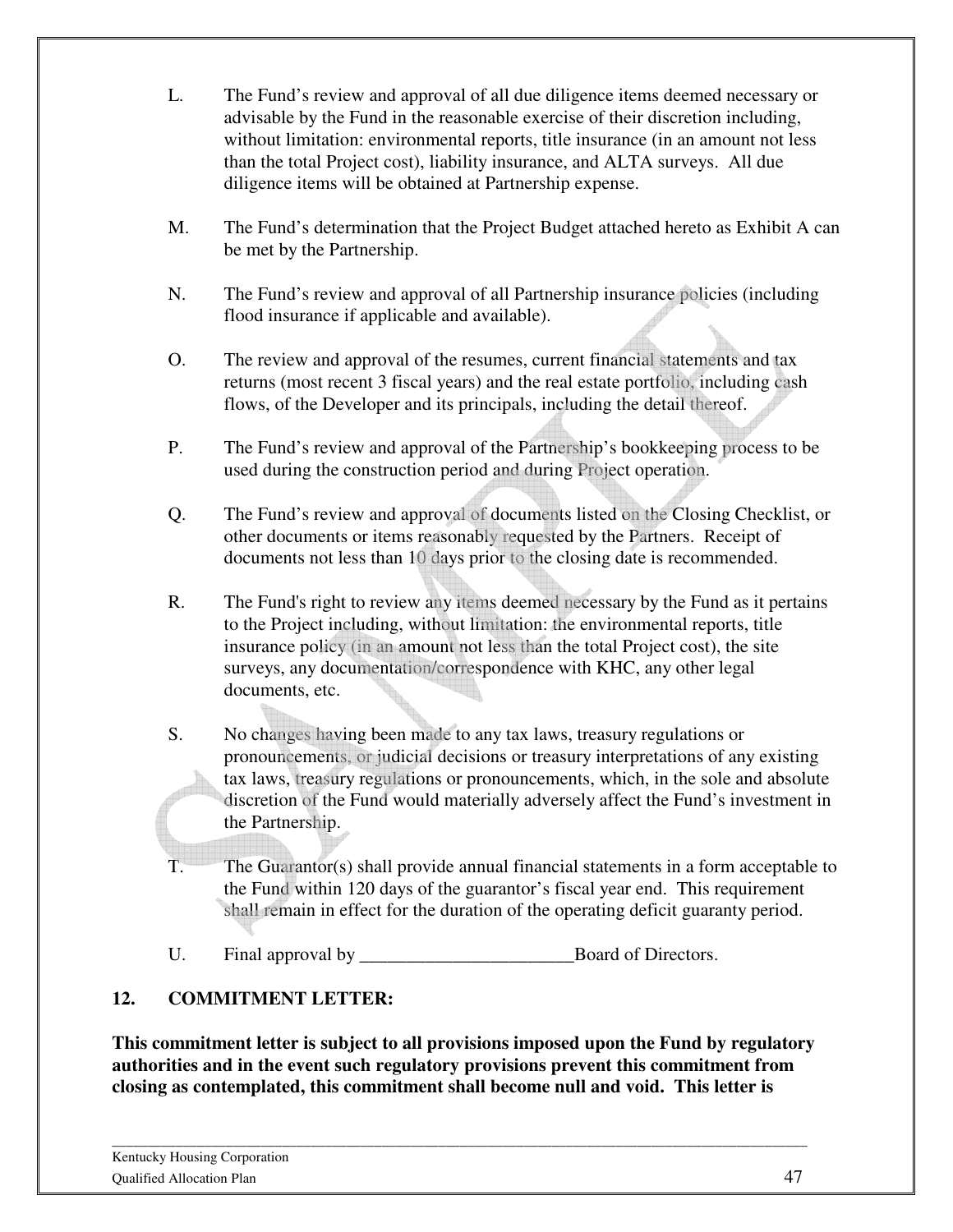L. The Fund's review and approval of all due diligence items deemed necessary or advisable by the Fund in the reasonable exercise of their discretion including, without limitation: environmental reports, title insurance (in an amount not less than the total Project cost), liability insurance, and ALTA surveys. All due diligence items will be obtained at Partnership expense.

M. The Fund's determination that the Project Budget attached hereto as Exhibit A can be met by the Partnership.

N. The Fund's review and approval of all Partnership insurance policies (including flood insurance if applicable and available).

O. The review and approval of the resumes, current financial statements and tax returns (most recent 3 fiscal years) and the real estate portfolio, including cash flows, of the Developer and its principals, including the detail thereof.

P. The Fund's review and approval of the Partnership's bookkeeping process to be used during the construction period and during Project operation.

Q. The Fund's review and approval of documents listed on the Closing Checklist, or other documents or items reasonably requested by the Partners. Receipt of documents not less than 10 days prior to the closing date is recommended.

R. The Fund's right to review any items deemed necessary by the Fund as it pertains to the Project including, without limitation: the environmental reports, title insurance policy (in an amount not less than the total Project cost), the site surveys, any documentation/correspondence with KHC, any other legal documents, etc.

S. No changes having been made to any tax laws, treasury regulations or pronouncements, or judicial decisions or treasury interpretations of any existing tax laws, treasury regulations or pronouncements, which, in the sole and absolute discretion of the Fund would materially adversely affect the Fund's investment in the Partnership.

T. The Guarantor(s) shall provide annual financial statements in a form acceptable to the Fund within 120 days of the guarantor's fiscal year end. This requirement shall remain in effect for the duration of the operating deficit guaranty period.

U. Final approval by _______________________Board of Directors.

## 12. COMMITMENT LETTER:

**This commitment letter is subject to all provisions imposed upon the Fund by regulatory authorities and in the event such regulatory provisions prevent this commitment from closing as contemplated, this commitment shall become null and void. This letter is**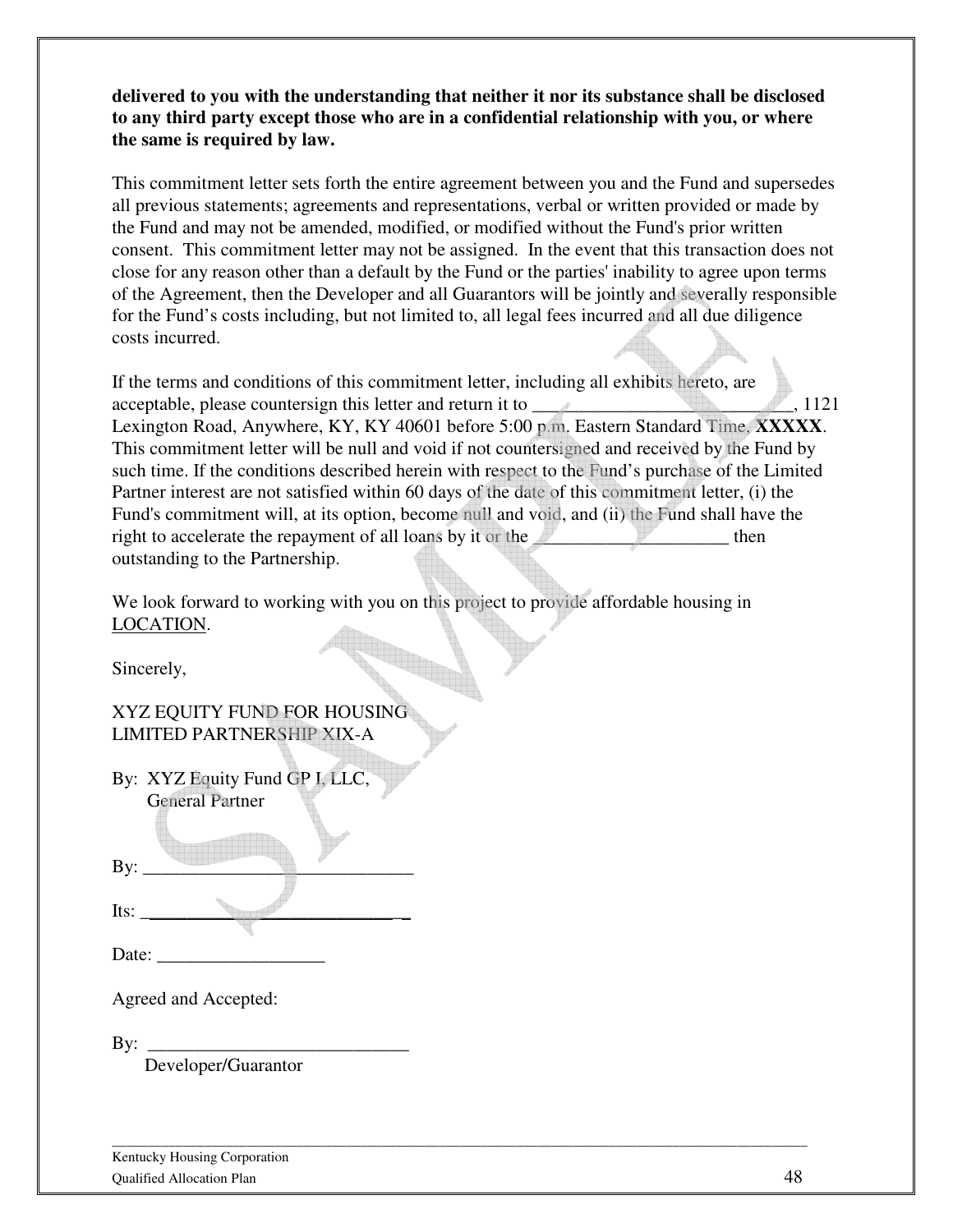**delivered to you with the understanding that neither it nor its substance shall be disclosed to any third party except those who are in a confidential relationship with you, or where the same is required by law.**

This commitment letter sets forth the entire agreement between you and the Fund and supersedes all previous statements; agreements and representations, verbal or written provided or made by the Fund and may not be amended, modified, or modified without the Fund's prior written consent. This commitment letter may not be assigned. In the event that this transaction does not close for any reason other than a default by the Fund or the parties' inability to agree upon terms of the Agreement, then the Developer and all Guarantors will be jointly and severally responsible for the Fund's costs including, but not limited to, all legal fees incurred and all due diligence costs incurred.

If the terms and conditions of this commitment letter, including all exhibits hereto, are acceptable, please countersign this letter and return it to ____________________________, 1121 Lexington Road, Anywhere, KY, KY 40601 before 5:00 p.m. Eastern Standard Time, **XXXXX**. This commitment letter will be null and void if not countersigned and received by the Fund by such time. If the conditions described herein with respect to the Fund's purchase of the Limited Partner interest are not satisfied within 60 days of the date of this commitment letter, (i) the Fund's commitment will, at its option, become null and void, and (ii) the Fund shall have the right to accelerate the repayment of all loans by it or the _____________________ then outstanding to the Partnership.

We look forward to working with you on this project to provide affordable housing in LOCATION.

Sincerely,

XYZ EQUITY FUND FOR HOUSING
LIMITED PARTNERSHIP XIX-A

By: XYZ Equity Fund GP I, LLC,
General Partner

By: _____________________________

Its: _____________________________

Date: __________________

Agreed and Accepted:

By: ____________________________
Developer/Guarantor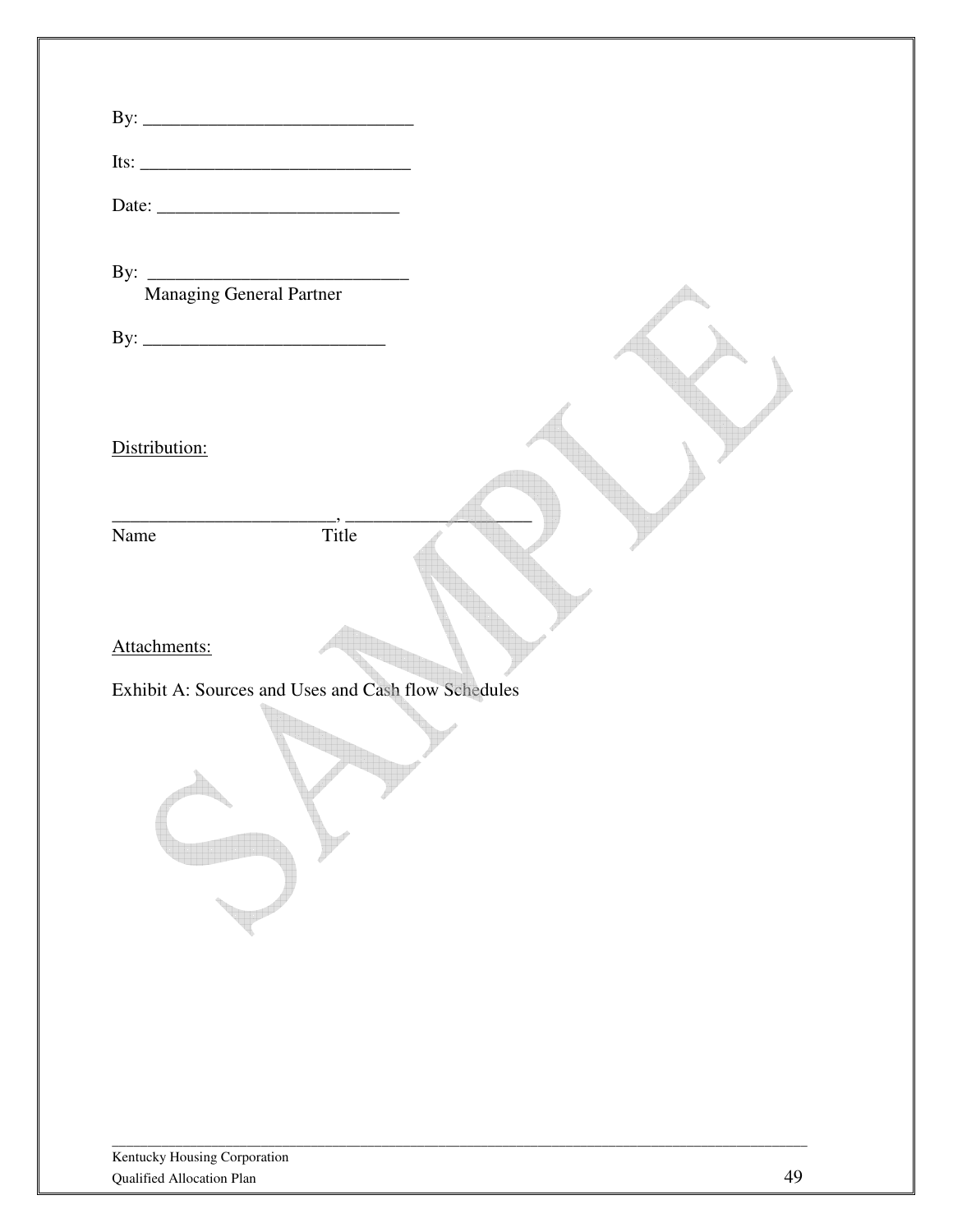By: _____________________________

Its: _____________________________

Date: __________________________

By: ____________________________
Managing General Partner

By: __________________________

Distribution:

________________________, ___________________
Name Title

Attachments:

Exhibit A: Sources and Uses and Cash flow Schedules